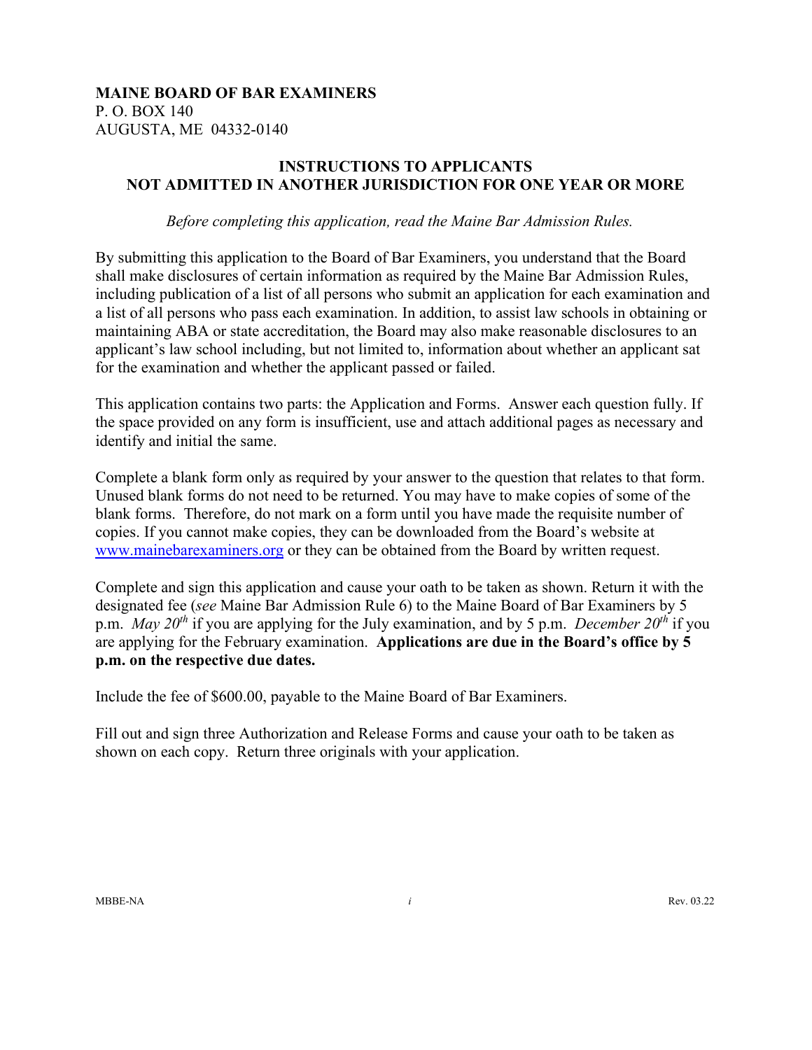**MAINE BOARD OF BAR EXAMINERS**
P. O. BOX 140
AUGUSTA, ME 04332-0140

## INSTRUCTIONS TO APPLICANTS NOT ADMITTED IN ANOTHER JURISDICTION FOR ONE YEAR OR MORE

*Before completing this application, read the Maine Bar Admission Rules.*

By submitting this application to the Board of Bar Examiners, you understand that the Board shall make disclosures of certain information as required by the Maine Bar Admission Rules, including publication of a list of all persons who submit an application for each examination and a list of all persons who pass each examination. In addition, to assist law schools in obtaining or maintaining ABA or state accreditation, the Board may also make reasonable disclosures to an applicant's law school including, but not limited to, information about whether an applicant sat for the examination and whether the applicant passed or failed.

This application contains two parts: the Application and Forms. Answer each question fully. If the space provided on any form is insufficient, use and attach additional pages as necessary and identify and initial the same.

Complete a blank form only as required by your answer to the question that relates to that form. Unused blank forms do not need to be returned. You may have to make copies of some of the blank forms. Therefore, do not mark on a form until you have made the requisite number of copies. If you cannot make copies, they can be downloaded from the Board's website at www.mainebarexaminers.org or they can be obtained from the Board by written request.

Complete and sign this application and cause your oath to be taken as shown. Return it with the designated fee (*see* Maine Bar Admission Rule 6) to the Maine Board of Bar Examiners by 5 p.m. *May 20th* if you are applying for the July examination, and by 5 p.m. *December 20th* if you are applying for the February examination. **Applications are due in the Board's office by 5 p.m. on the respective due dates.**

Include the fee of $600.00, payable to the Maine Board of Bar Examiners.

Fill out and sign three Authorization and Release Forms and cause your oath to be taken as shown on each copy. Return three originals with your application.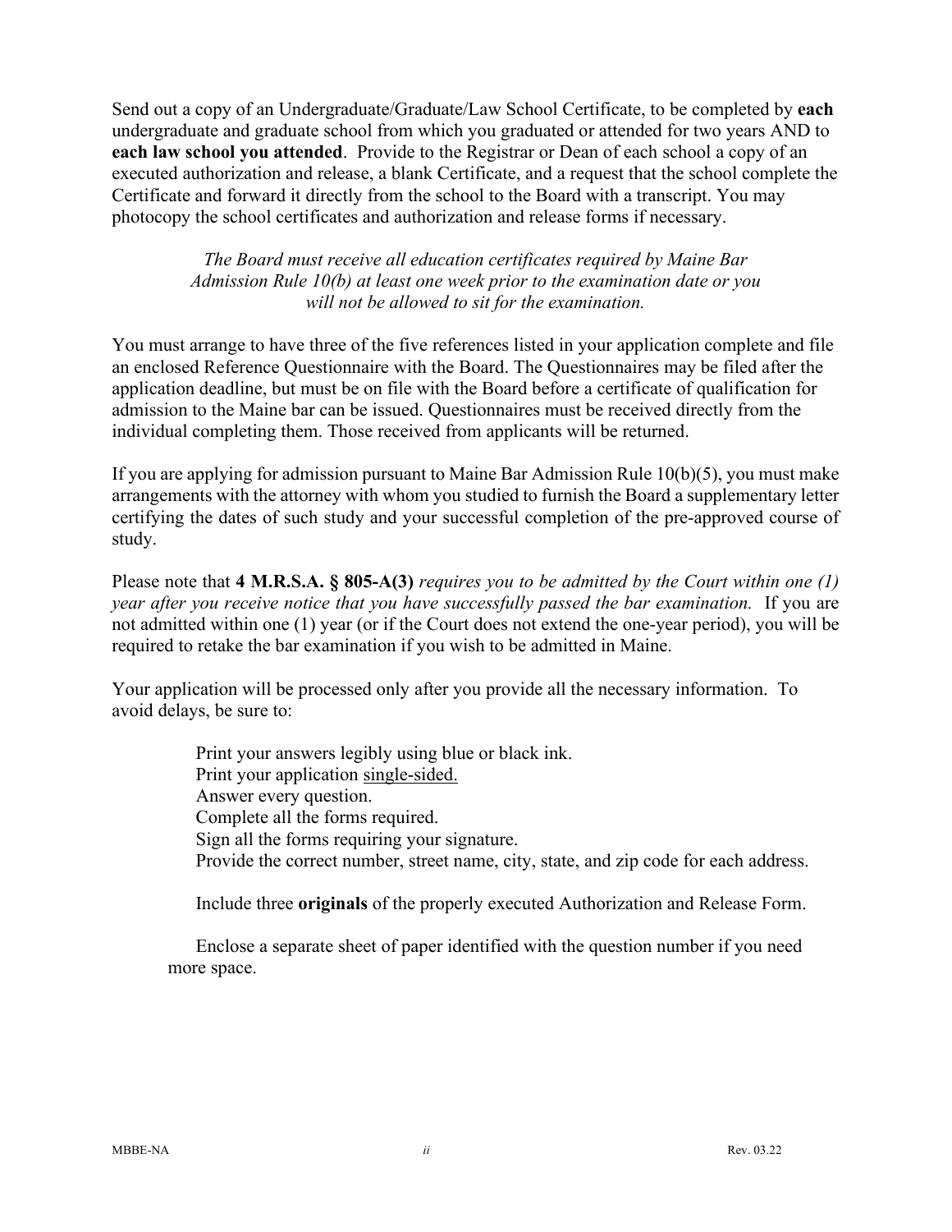Send out a copy of an Undergraduate/Graduate/Law School Certificate, to be completed by **each** undergraduate and graduate school from which you graduated or attended for two years AND to **each law school you attended**. Provide to the Registrar or Dean of each school a copy of an executed authorization and release, a blank Certificate, and a request that the school complete the Certificate and forward it directly from the school to the Board with a transcript. You may photocopy the school certificates and authorization and release forms if necessary.

*The Board must receive all education certificates required by Maine Bar Admission Rule 10(b) at least one week prior to the examination date or you will not be allowed to sit for the examination.*

You must arrange to have three of the five references listed in your application complete and file an enclosed Reference Questionnaire with the Board. The Questionnaires may be filed after the application deadline, but must be on file with the Board before a certificate of qualification for admission to the Maine bar can be issued. Questionnaires must be received directly from the individual completing them. Those received from applicants will be returned.

If you are applying for admission pursuant to Maine Bar Admission Rule 10(b)(5), you must make arrangements with the attorney with whom you studied to furnish the Board a supplementary letter certifying the dates of such study and your successful completion of the pre-approved course of study.

Please note that **4 M.R.S.A. § 805-A(3)** *requires you to be admitted by the Court within one (1) year after you receive notice that you have successfully passed the bar examination.* If you are not admitted within one (1) year (or if the Court does not extend the one-year period), you will be required to retake the bar examination if you wish to be admitted in Maine.

Your application will be processed only after you provide all the necessary information. To avoid delays, be sure to:

Print your answers legibly using blue or black ink.
Print your application single-sided.
Answer every question.
Complete all the forms required.
Sign all the forms requiring your signature.
Provide the correct number, street name, city, state, and zip code for each address.

Include three **originals** of the properly executed Authorization and Release Form.

Enclose a separate sheet of paper identified with the question number if you need more space.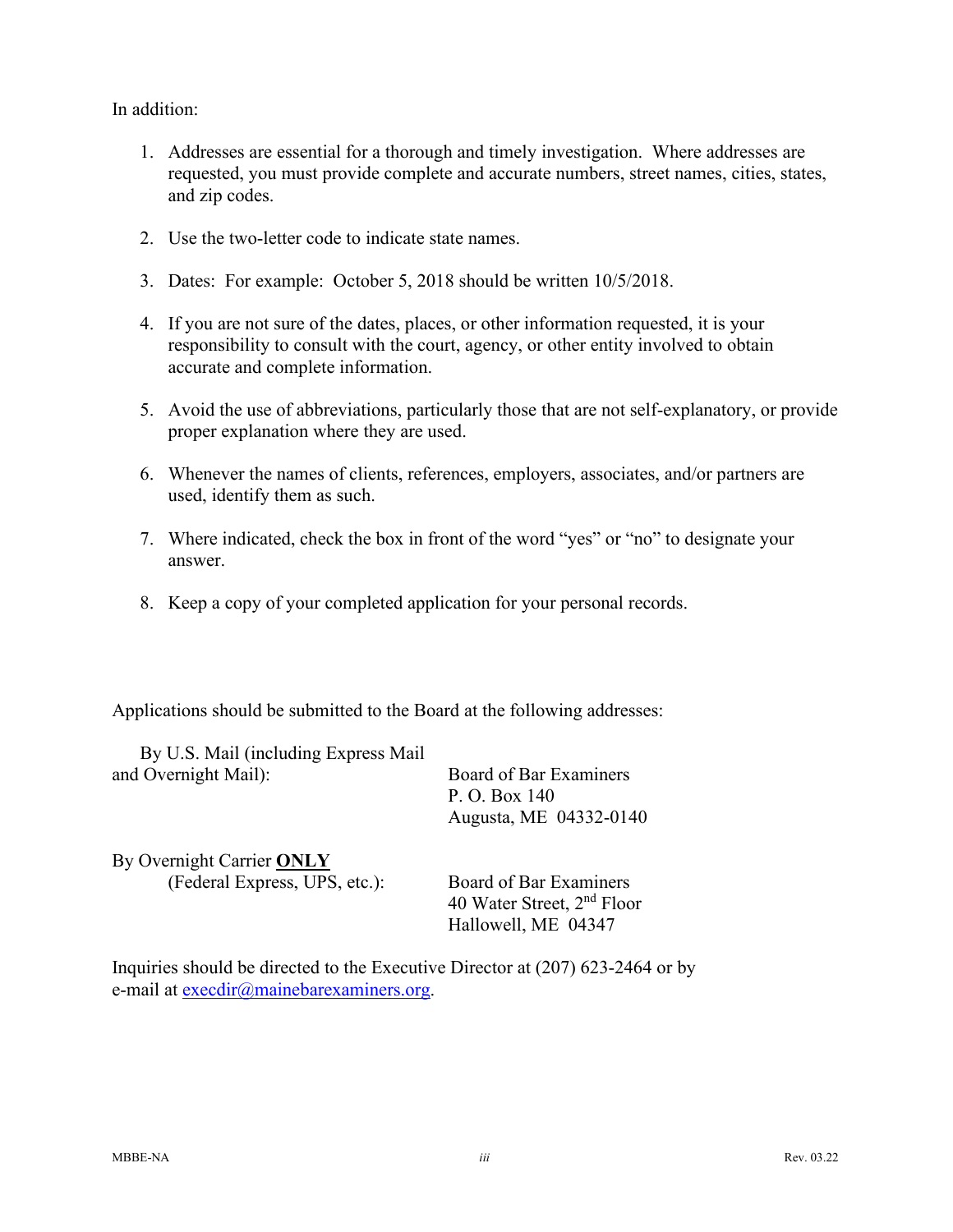In addition:

1. Addresses are essential for a thorough and timely investigation. Where addresses are requested, you must provide complete and accurate numbers, street names, cities, states, and zip codes.

2. Use the two-letter code to indicate state names.

3. Dates: For example: October 5, 2018 should be written 10/5/2018.

4. If you are not sure of the dates, places, or other information requested, it is your responsibility to consult with the court, agency, or other entity involved to obtain accurate and complete information.

5. Avoid the use of abbreviations, particularly those that are not self-explanatory, or provide proper explanation where they are used.

6. Whenever the names of clients, references, employers, associates, and/or partners are used, identify them as such.

7. Where indicated, check the box in front of the word "yes" or "no" to designate your answer.

8. Keep a copy of your completed application for your personal records.

Applications should be submitted to the Board at the following addresses:

By U.S. Mail (including Express Mail and Overnight Mail):

Board of Bar Examiners
P. O. Box 140
Augusta, ME 04332-0140

By Overnight Carrier **ONLY** (Federal Express, UPS, etc.):

Board of Bar Examiners
40 Water Street, 2nd Floor
Hallowell, ME 04347

Inquiries should be directed to the Executive Director at (207) 623-2464 or by e-mail at execdir@mainebarexaminers.org.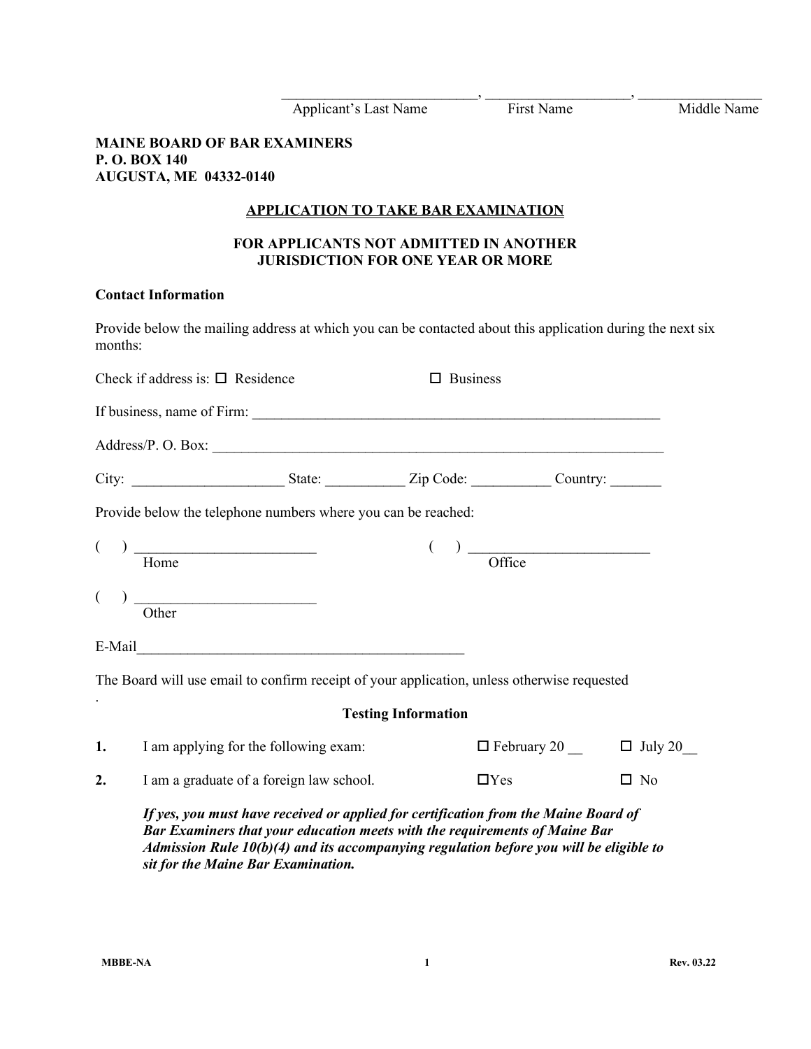\_\_\_\_\_\_\_\_\_\_\_\_\_\_\_\_\_\_\_\_\_\_\_\_\_\_\_, \_\_\_\_\_\_\_\_\_\_\_\_\_\_\_\_\_\_\_\_, \_\_\_\_\_\_\_\_\_\_\_\_\_\_\_\_\_\_
Applicant's Last Name First Name Middle Name

**MAINE BOARD OF BAR EXAMINERS**
**P. O. BOX 140**
**AUGUSTA, ME 04332-0140**

# APPLICATION TO TAKE BAR EXAMINATION

## FOR APPLICANTS NOT ADMITTED IN ANOTHER JURISDICTION FOR ONE YEAR OR MORE

**Contact Information**

Provide below the mailing address at which you can be contacted about this application during the next six months:

Check if address is: ☐ Residence ☐ Business

If business, name of Firm: \_\_\_\_\_\_\_\_\_\_\_\_\_\_\_\_\_\_\_\_\_\_\_\_\_\_\_\_\_\_\_\_\_\_\_\_\_\_\_\_\_\_\_\_\_\_\_\_\_\_\_\_\_\_\_\_

Address/P. O. Box: \_\_\_\_\_\_\_\_\_\_\_\_\_\_\_\_\_\_\_\_\_\_\_\_\_\_\_\_\_\_\_\_\_\_\_\_\_\_\_\_\_\_\_\_\_\_\_\_\_\_\_\_\_\_\_\_\_\_\_\_\_

City: \_\_\_\_\_\_\_\_\_\_\_\_\_\_\_\_\_\_\_\_\_ State: \_\_\_\_\_\_\_\_\_\_\_ Zip Code: \_\_\_\_\_\_\_\_\_\_\_ Country: \_\_\_\_\_\_\_

Provide below the telephone numbers where you can be reached:

( ) \_\_\_\_\_\_\_\_\_\_\_\_\_\_\_\_\_\_\_\_\_\_\_\_\_ ( ) \_\_\_\_\_\_\_\_\_\_\_\_\_\_\_\_\_\_\_\_\_\_\_\_\_
Home Office

( ) \_\_\_\_\_\_\_\_\_\_\_\_\_\_\_\_\_\_\_\_\_\_\_\_\_
Other

E-Mail\_\_\_\_\_\_\_\_\_\_\_\_\_\_\_\_\_\_\_\_\_\_\_\_\_\_\_\_\_\_\_\_\_\_\_\_\_\_\_\_\_\_\_\_\_\_

The Board will use email to confirm receipt of your application, unless otherwise requested.

**Testing Information**

1. I am applying for the following exam: ☐ February 20 \_\_ ☐ July 20\_\_

2. I am a graduate of a foreign law school. ☐Yes ☐ No

   ***If yes, you must have received or applied for certification from the Maine Board of Bar Examiners that your education meets with the requirements of Maine Bar Admission Rule 10(b)(4) and its accompanying regulation before you will be eligible to sit for the Maine Bar Examination.***

MBBE-NA Rev. 03.22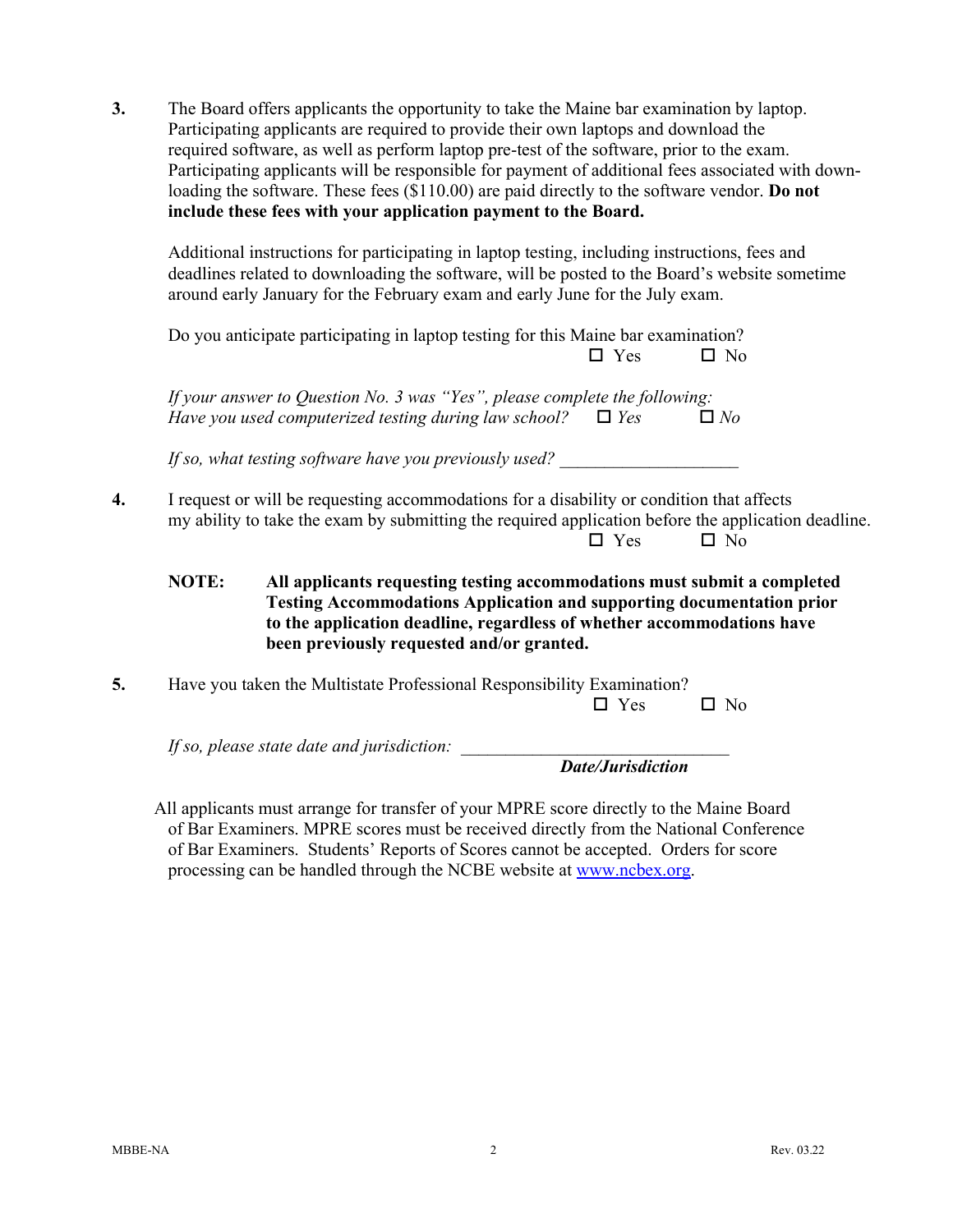**3.** The Board offers applicants the opportunity to take the Maine bar examination by laptop. Participating applicants are required to provide their own laptops and download the required software, as well as perform laptop pre-test of the software, prior to the exam. Participating applicants will be responsible for payment of additional fees associated with downloading the software. These fees ($110.00) are paid directly to the software vendor. **Do not include these fees with your application payment to the Board.**

Additional instructions for participating in laptop testing, including instructions, fees and deadlines related to downloading the software, will be posted to the Board's website sometime around early January for the February exam and early June for the July exam.

Do you anticipate participating in laptop testing for this Maine bar examination?

☐ Yes ☐ No

*If your answer to Question No. 3 was "Yes", please complete the following:*
*Have you used computerized testing during law school?* ☐ *Yes* ☐ *No*

*If so, what testing software have you previously used?* ____________________

**4.** I request or will be requesting accommodations for a disability or condition that affects my ability to take the exam by submitting the required application before the application deadline.

☐ Yes ☐ No

**NOTE: All applicants requesting testing accommodations must submit a completed Testing Accommodations Application and supporting documentation prior to the application deadline, regardless of whether accommodations have been previously requested and/or granted.**

**5.** Have you taken the Multistate Professional Responsibility Examination?

☐ Yes ☐ No

*If so, please state date and jurisdiction:* ______________________________
***Date/Jurisdiction***

All applicants must arrange for transfer of your MPRE score directly to the Maine Board of Bar Examiners. MPRE scores must be received directly from the National Conference of Bar Examiners. Students' Reports of Scores cannot be accepted. Orders for score processing can be handled through the NCBE website at www.ncbex.org.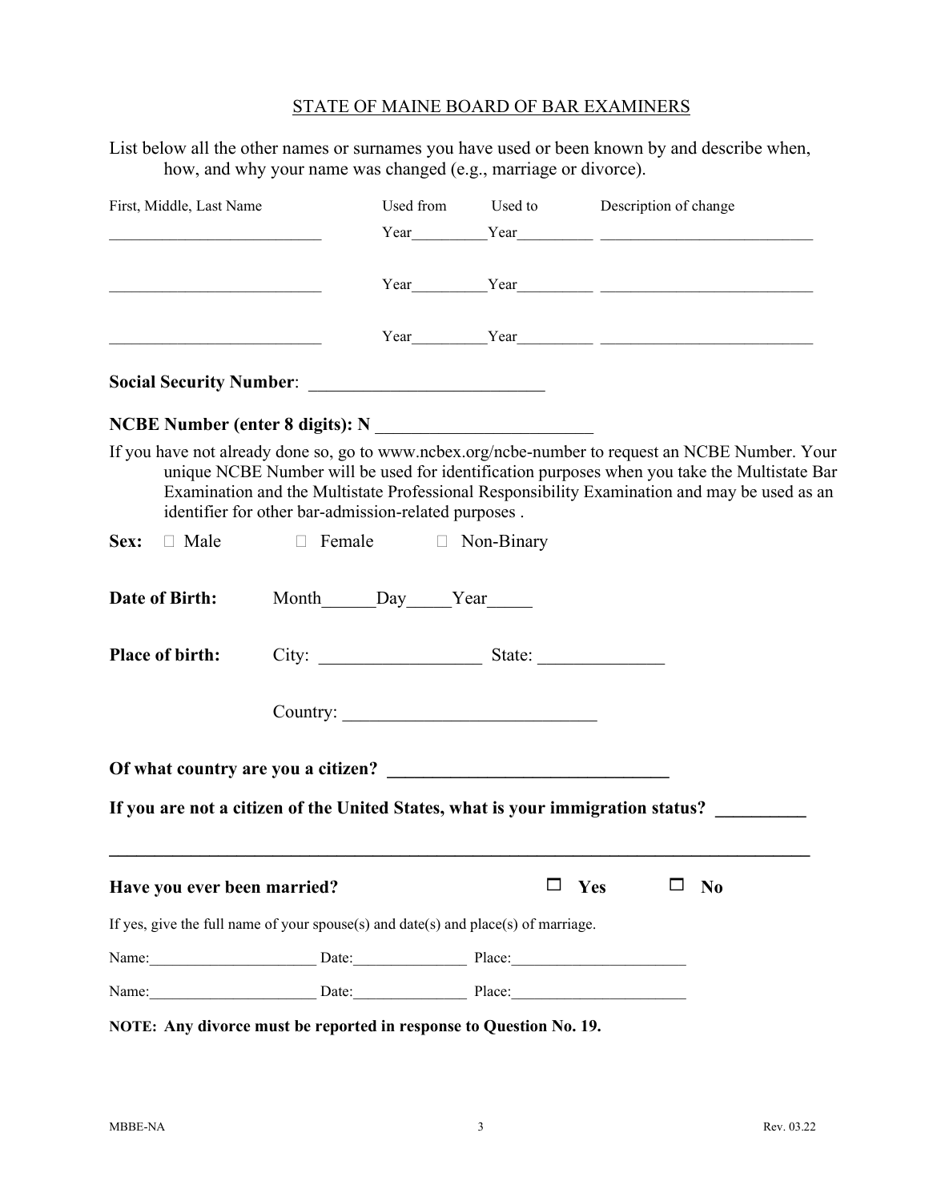STATE OF MAINE BOARD OF BAR EXAMINERS

List below all the other names or surnames you have used or been known by and describe when, how, and why your name was changed (e.g., marriage or divorce).

| First, Middle, Last Name | Used from | Used to | Description of change |
| --- | --- | --- | --- |
| ___________________________ | Year__________ | Year__________ | ___________________________ |
| ___________________________ | Year__________ | Year__________ | ___________________________ |
| ___________________________ | Year__________ | Year__________ | ___________________________ |

**Social Security Number**: __________________________

**NCBE Number (enter 8 digits): N** ________________________

If you have not already done so, go to www.ncbex.org/ncbe-number to request an NCBE Number. Your unique NCBE Number will be used for identification purposes when you take the Multistate Bar Examination and the Multistate Professional Responsibility Examination and may be used as an identifier for other bar-admission-related purposes .

**Sex:** ☐ Male ☐ Female ☐ Non-Binary

**Date of Birth:** Month______Day_____Year_____

**Place of birth:** City: __________________ State: ______________

Country: ____________________________

**Of what country are you a citizen?** _______________________________

**If you are not a citizen of the United States, what is your immigration status?** __________

_______________________________________________________________________________

**Have you ever been married?** ☐ **Yes** ☐ **No**

If yes, give the full name of your spouse(s) and date(s) and place(s) of marriage.

Name:______________________ Date:_______________ Place:_______________________

Name:______________________ Date:_______________ Place:_______________________

**NOTE: Any divorce must be reported in response to Question No. 19.**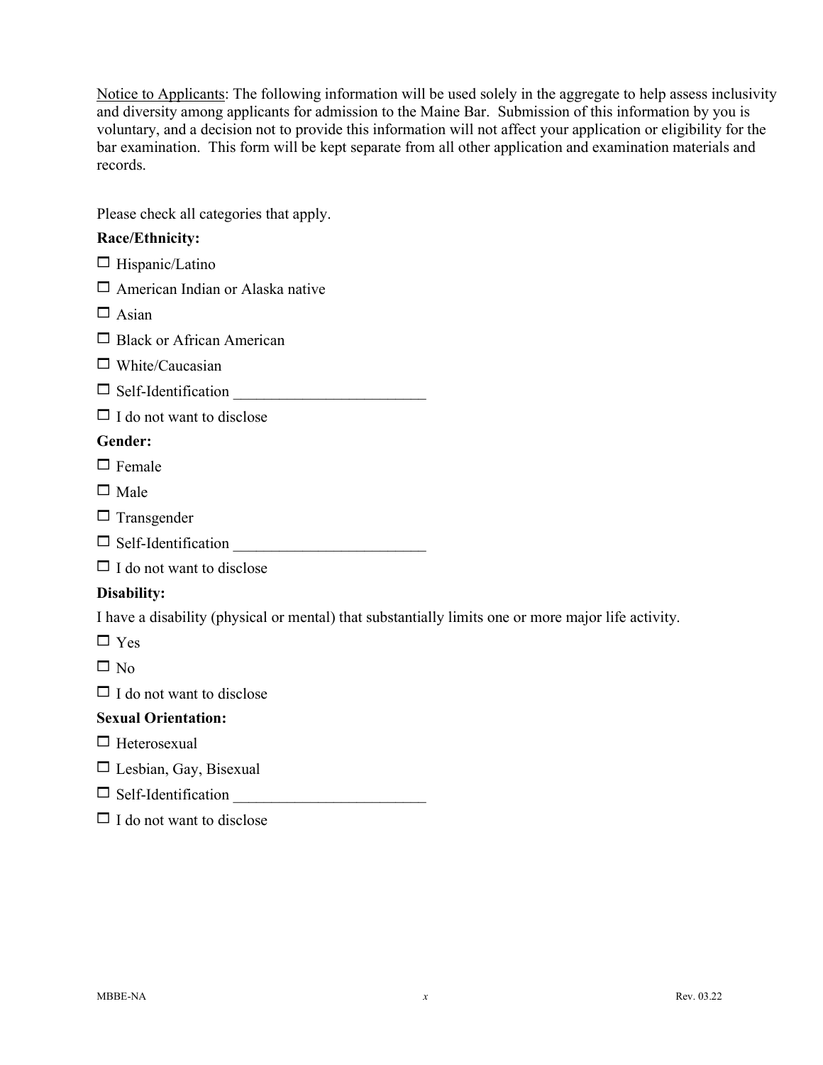<u>Notice to Applicants</u>: The following information will be used solely in the aggregate to help assess inclusivity and diversity among applicants for admission to the Maine Bar. Submission of this information by you is voluntary, and a decision not to provide this information will not affect your application or eligibility for the bar examination. This form will be kept separate from all other application and examination materials and records.

Please check all categories that apply.

**Race/Ethnicity:**

☐ Hispanic/Latino

☐ American Indian or Alaska native

☐ Asian

☐ Black or African American

☐ White/Caucasian

☐ Self-Identification ________________________

☐ I do not want to disclose

**Gender:**

☐ Female

☐ Male

☐ Transgender

☐ Self-Identification ________________________

☐ I do not want to disclose

**Disability:**

I have a disability (physical or mental) that substantially limits one or more major life activity.

☐ Yes

☐ No

☐ I do not want to disclose

**Sexual Orientation:**

☐ Heterosexual

☐ Lesbian, Gay, Bisexual

☐ Self-Identification ________________________

☐ I do not want to disclose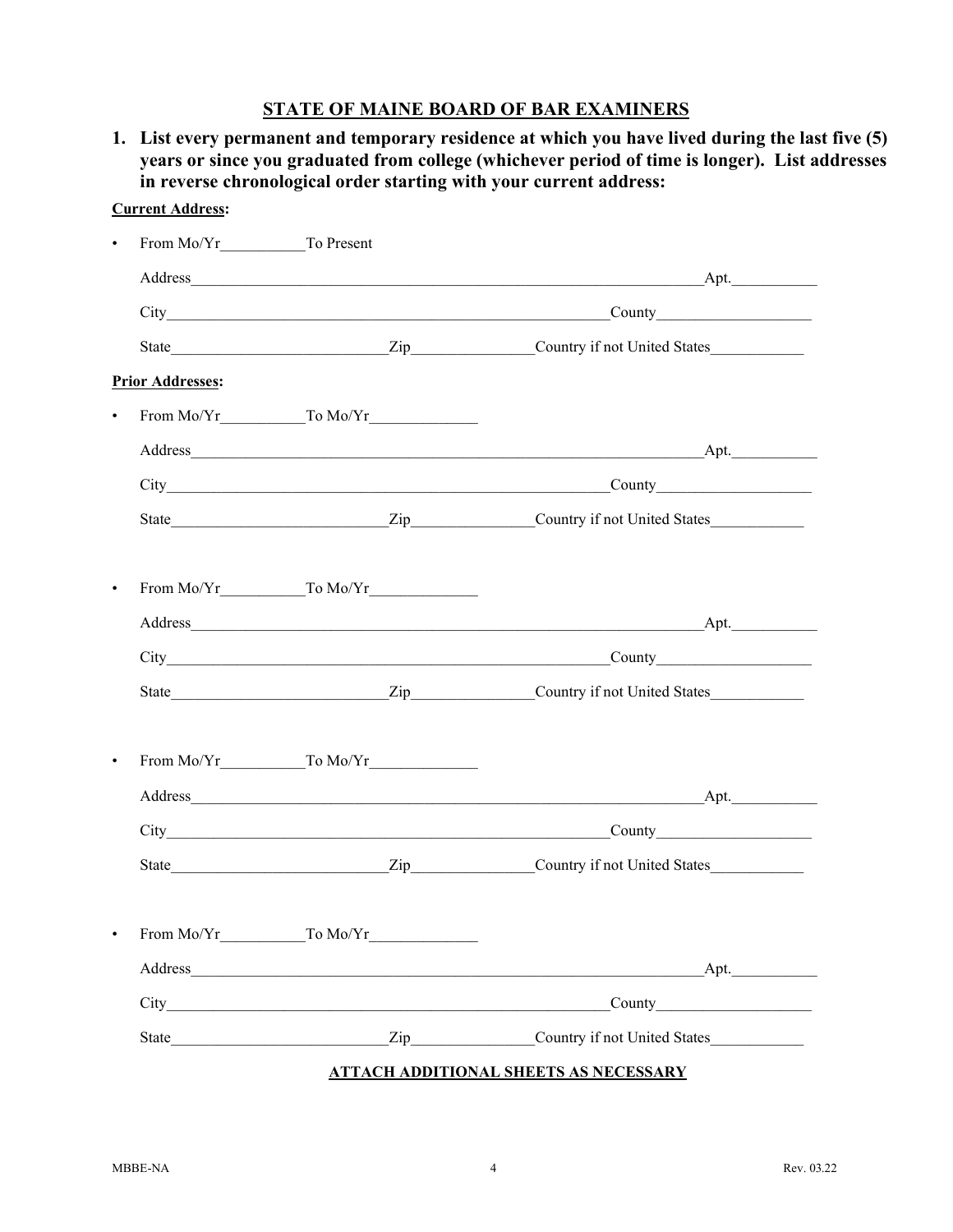## STATE OF MAINE BOARD OF BAR EXAMINERS

**1. List every permanent and temporary residence at which you have lived during the last five (5) years or since you graduated from college (whichever period of time is longer). List addresses in reverse chronological order starting with your current address:**

**Current Address:**

- From Mo/Yr__________ To Present

  Address_______________________________________________________________ Apt.__________

  City____________________________________________________ County__________________

  State__________________________ Zip______________ Country if not United States___________

**Prior Addresses:**

- From Mo/Yr__________ To Mo/Yr_____________

  Address_______________________________________________________________ Apt.__________

  City____________________________________________________ County__________________

  State__________________________ Zip______________ Country if not United States___________

- From Mo/Yr__________ To Mo/Yr_____________

  Address_______________________________________________________________ Apt.__________

  City____________________________________________________ County__________________

  State__________________________ Zip______________ Country if not United States___________

- From Mo/Yr__________ To Mo/Yr_____________

  Address_______________________________________________________________ Apt.__________

  City____________________________________________________ County__________________

  State__________________________ Zip______________ Country if not United States___________

- From Mo/Yr__________ To Mo/Yr_____________

  Address_______________________________________________________________ Apt.__________

  City____________________________________________________ County__________________

  State__________________________ Zip______________ Country if not United States___________

**ATTACH ADDITIONAL SHEETS AS NECESSARY**

MBBE-NA Rev. 03.22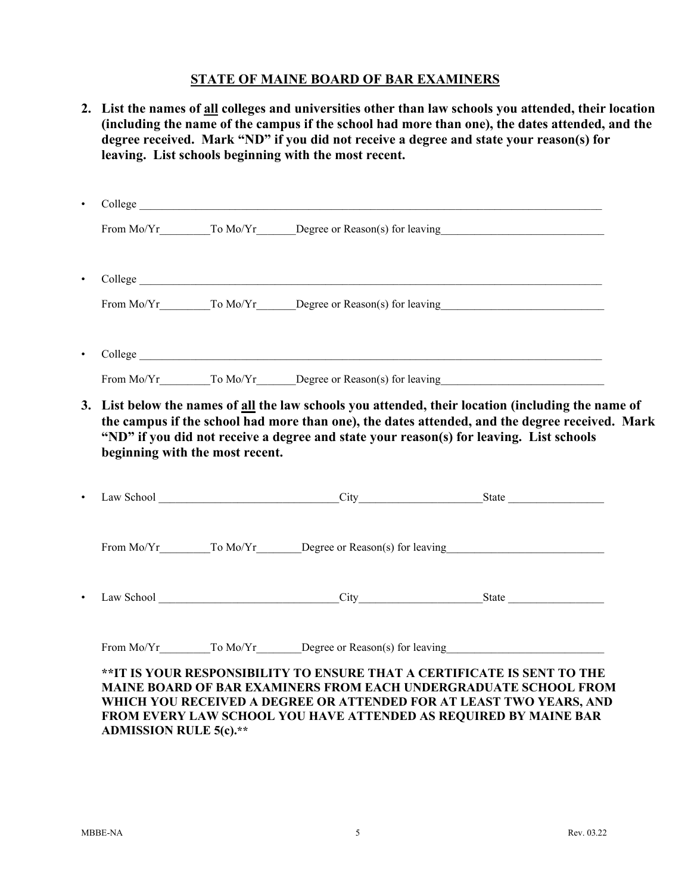## STATE OF MAINE BOARD OF BAR EXAMINERS

**2. List the names of all colleges and universities other than law schools you attended, their location (including the name of the campus if the school had more than one), the dates attended, and the degree received. Mark "ND" if you did not receive a degree and state your reason(s) for leaving. List schools beginning with the most recent.**

- College ______________________________________________________________________________

  From Mo/Yr_________To Mo/Yr_______Degree or Reason(s) for leaving____________________________

- College ______________________________________________________________________________

  From Mo/Yr_________To Mo/Yr_______Degree or Reason(s) for leaving____________________________

- College ______________________________________________________________________________

  From Mo/Yr_________To Mo/Yr_______Degree or Reason(s) for leaving____________________________

**3. List below the names of all the law schools you attended, their location (including the name of the campus if the school had more than one), the dates attended, and the degree received. Mark "ND" if you did not receive a degree and state your reason(s) for leaving. List schools beginning with the most recent.**

- Law School ________________________________City______________________State _________________

  From Mo/Yr_________To Mo/Yr________Degree or Reason(s) for leaving___________________________

- Law School ________________________________City______________________State _________________

  From Mo/Yr_________To Mo/Yr________Degree or Reason(s) for leaving___________________________

**\*\*IT IS YOUR RESPONSIBILITY TO ENSURE THAT A CERTIFICATE IS SENT TO THE MAINE BOARD OF BAR EXAMINERS FROM EACH UNDERGRADUATE SCHOOL FROM WHICH YOU RECEIVED A DEGREE OR ATTENDED FOR AT LEAST TWO YEARS, AND FROM EVERY LAW SCHOOL YOU HAVE ATTENDED AS REQUIRED BY MAINE BAR ADMISSION RULE 5(c).\*\***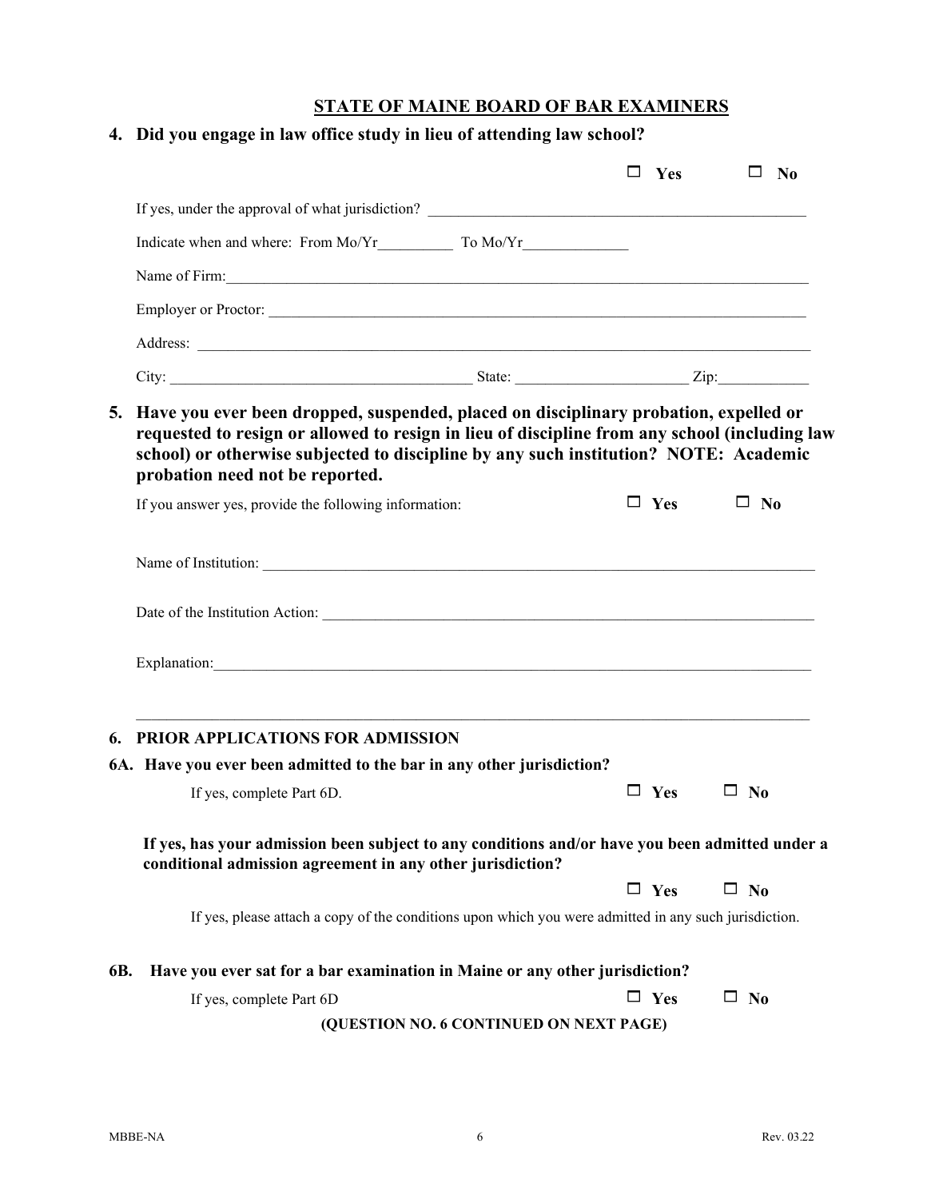## STATE OF MAINE BOARD OF BAR EXAMINERS

**4. Did you engage in law office study in lieu of attending law school?**

☐ **Yes** ☐ **No**

If yes, under the approval of what jurisdiction? ____________________________________________

Indicate when and where: From Mo/Yr__________ To Mo/Yr______________

Name of Firm:____________________________________________________________________

Employer or Proctor: ______________________________________________________________

Address: ________________________________________________________________________

City: ______________________________ State: __________________ Zip:___________

**5. Have you ever been dropped, suspended, placed on disciplinary probation, expelled or requested to resign or allowed to resign in lieu of discipline from any school (including law school) or otherwise subjected to discipline by any such institution? NOTE: Academic probation need not be reported.**

If you answer yes, provide the following information: ☐ **Yes** ☐ **No**

Name of Institution: _______________________________________________________________

Date of the Institution Action: _______________________________________________________

Explanation:_____________________________________________________________________

_______________________________________________________________________________

**6. PRIOR APPLICATIONS FOR ADMISSION**

**6A. Have you ever been admitted to the bar in any other jurisdiction?**

If yes, complete Part 6D. ☐ **Yes** ☐ **No**

**If yes, has your admission been subject to any conditions and/or have you been admitted under a conditional admission agreement in any other jurisdiction?**

☐ **Yes** ☐ **No**

If yes, please attach a copy of the conditions upon which you were admitted in any such jurisdiction.

**6B. Have you ever sat for a bar examination in Maine or any other jurisdiction?**

If yes, complete Part 6D ☐ **Yes** ☐ **No**

**(QUESTION NO. 6 CONTINUED ON NEXT PAGE)**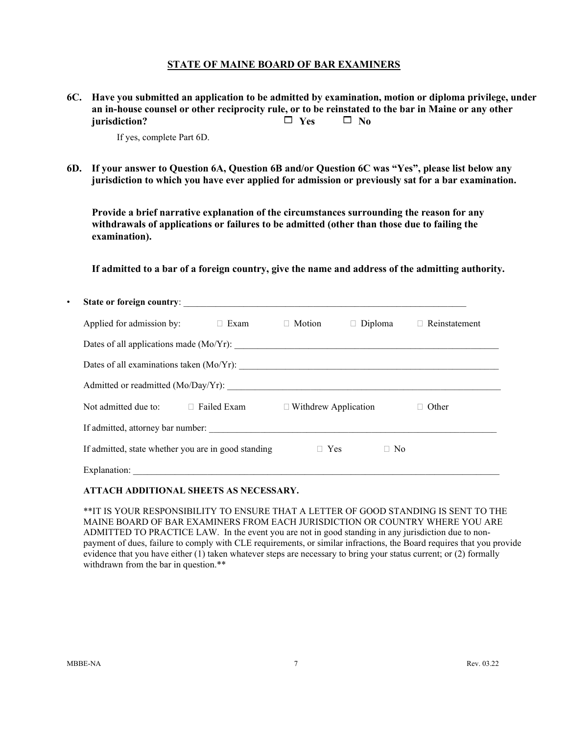## STATE OF MAINE BOARD OF BAR EXAMINERS

**6C. Have you submitted an application to be admitted by examination, motion or diploma privilege, under an in-house counsel or other reciprocity rule, or to be reinstated to the bar in Maine or any other jurisdiction?** ☐ **Yes** ☐ **No**

If yes, complete Part 6D.

**6D. If your answer to Question 6A, Question 6B and/or Question 6C was "Yes", please list below any jurisdiction to which you have ever applied for admission or previously sat for a bar examination.**

**Provide a brief narrative explanation of the circumstances surrounding the reason for any withdrawals of applications or failures to be admitted (other than those due to failing the examination).**

**If admitted to a bar of a foreign country, give the name and address of the admitting authority.**

- **State or foreign country**: ______________________________________________________________

  Applied for admission by: ☐ Exam ☐ Motion ☐ Diploma ☐ Reinstatement

  Dates of all applications made (Mo/Yr): ______________________________________________________

  Dates of all examinations taken (Mo/Yr): ______________________________________________________

  Admitted or readmitted (Mo/Day/Yr): _________________________________________________________

  Not admitted due to: ☐ Failed Exam ☐ Withdrew Application ☐ Other

  If admitted, attorney bar number: ___________________________________________________________

  If admitted, state whether you are in good standing ☐ Yes ☐ No

  Explanation: _____________________________________________________________________________

**ATTACH ADDITIONAL SHEETS AS NECESSARY.**

**IT IS YOUR RESPONSIBILITY TO ENSURE THAT A LETTER OF GOOD STANDING IS SENT TO THE MAINE BOARD OF BAR EXAMINERS FROM EACH JURISDICTION OR COUNTRY WHERE YOU ARE ADMITTED TO PRACTICE LAW. In the event you are not in good standing in any jurisdiction due to non-payment of dues, failure to comply with CLE requirements, or similar infractions, the Board requires that you provide evidence that you have either (1) taken whatever steps are necessary to bring your status current; or (2) formally withdrawn from the bar in question.**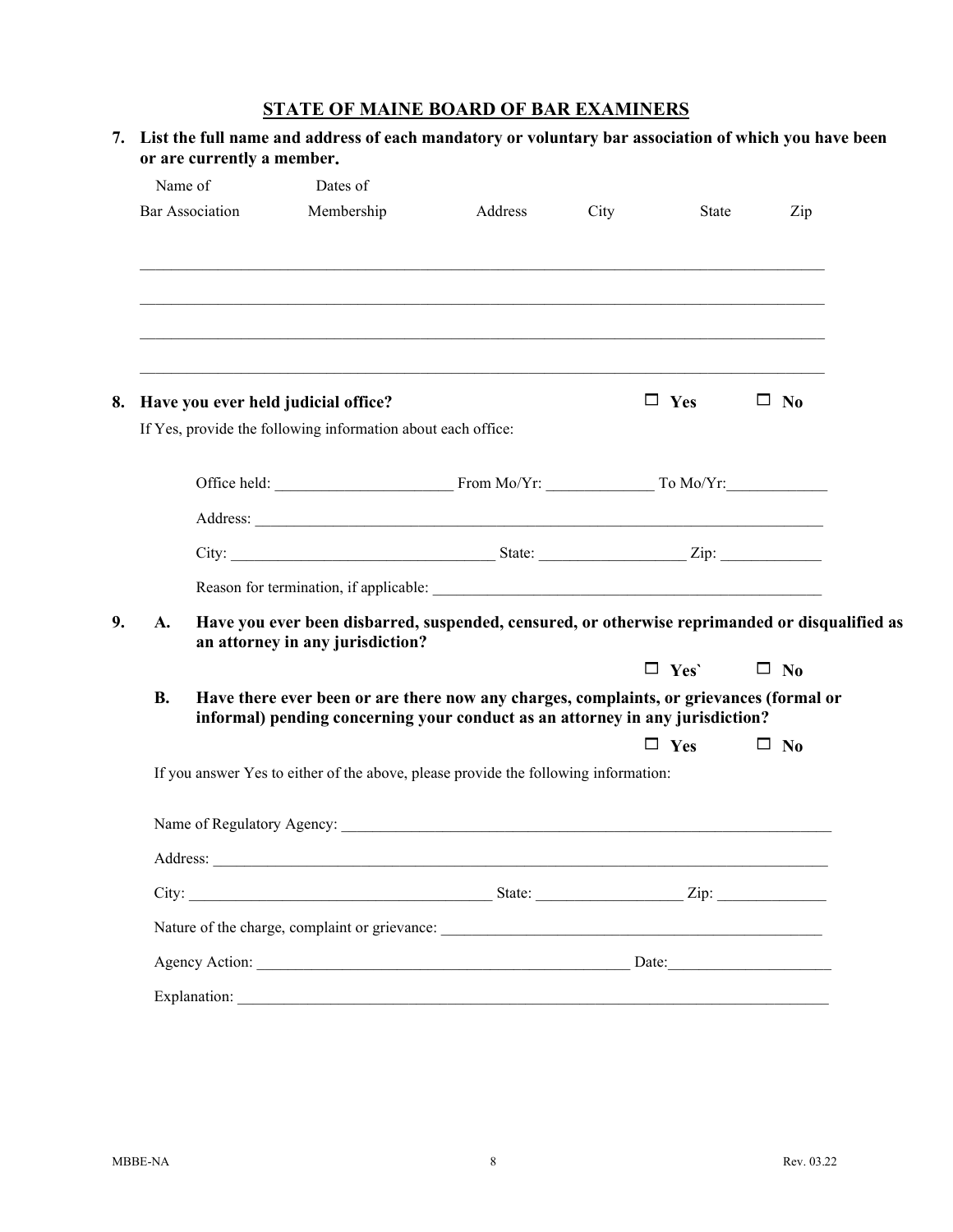# STATE OF MAINE BOARD OF BAR EXAMINERS

**7. List the full name and address of each mandatory or voluntary bar association of which you have been or are currently a member.**

| Name of Bar Association | Dates of Membership | Address | City | State | Zip |
|---|---|---|---|---|---|
| | | | | | |
| | | | | | |
| | | | | | |
| | | | | | |

**8. Have you ever held judicial office?** ☐ **Yes** ☐ **No**

If Yes, provide the following information about each office:

Office held: ______________________ From Mo/Yr: _____________ To Mo/Yr: ____________

Address: ___________________________________________________________________________

City: _________________________________ State: __________________ Zip: ____________

Reason for termination, if applicable: _________________________________________________

**9. A. Have you ever been disbarred, suspended, censured, or otherwise reprimanded or disqualified as an attorney in any jurisdiction?**

☐ **Yes`** ☐ **No**

**B. Have there ever been or are there now any charges, complaints, or grievances (formal or informal) pending concerning your conduct as an attorney in any jurisdiction?**

☐ **Yes** ☐ **No**

If you answer Yes to either of the above, please provide the following information:

Name of Regulatory Agency: ________________________________________________________________

Address: _______________________________________________________________________________

City: ______________________________________ State: __________________ Zip: _____________

Nature of the charge, complaint or grievance: ________________________________________________

Agency Action: _______________________________________________ Date: ____________________

Explanation: ____________________________________________________________________________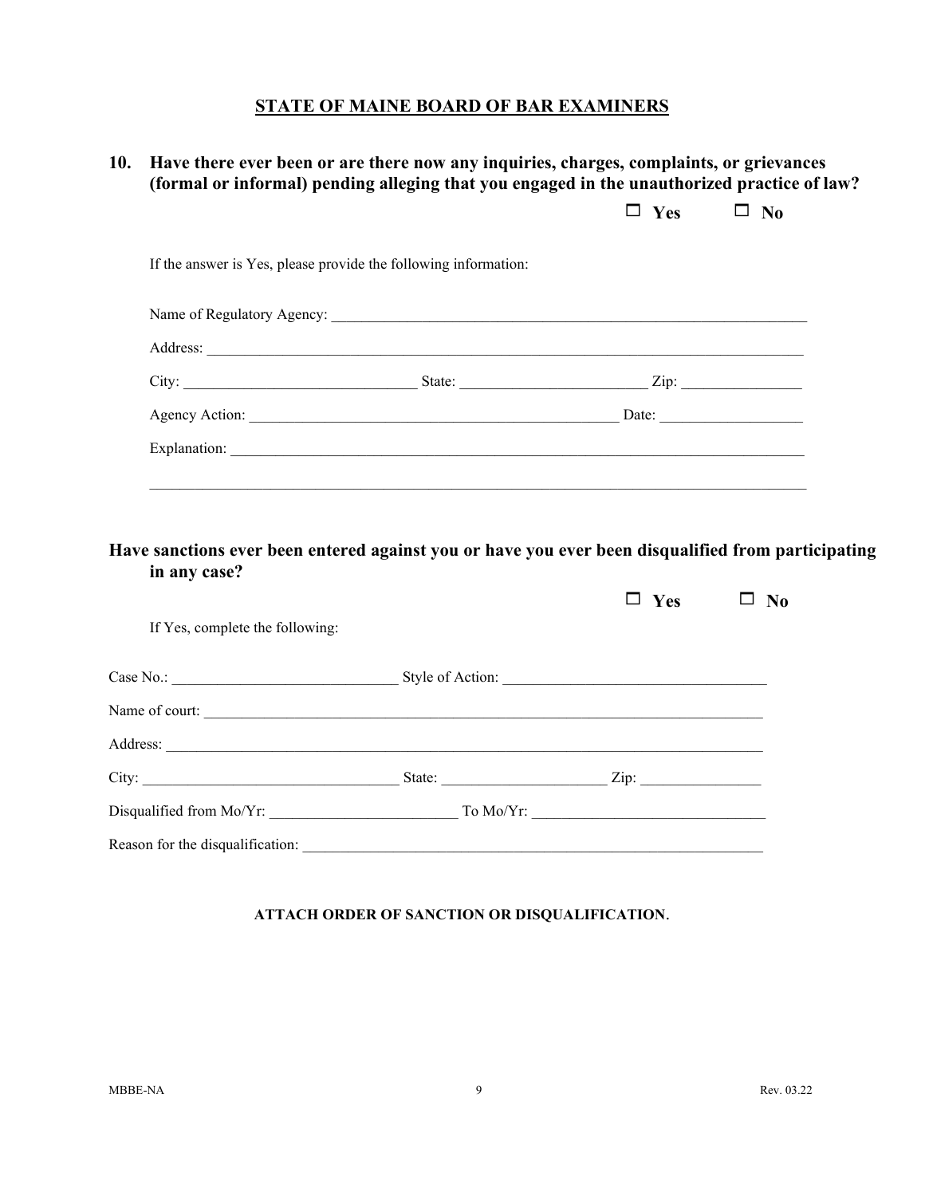## STATE OF MAINE BOARD OF BAR EXAMINERS

**10. Have there ever been or are there now any inquiries, charges, complaints, or grievances (formal or informal) pending alleging that you engaged in the unauthorized practice of law?**

☐ **Yes** ☐ **No**

If the answer is Yes, please provide the following information:

Name of Regulatory Agency: ______________________________________________

Address: ______________________________________________

City: ____________________ State: ____________________ Zip: ______________

Agency Action: ______________________________ Date: ______________

Explanation: ______________________________________________

______________________________________________

**Have sanctions ever been entered against you or have you ever been disqualified from participating in any case?**

☐ **Yes** ☐ **No**

If Yes, complete the following:

Case No.: ____________________ Style of Action: ______________________________

Name of court: ______________________________________________

Address: ______________________________________________

City: ____________________ State: ____________________ Zip: ______________

Disqualified from Mo/Yr: ____________________ To Mo/Yr: ____________________

Reason for the disqualification: ______________________________________________

**ATTACH ORDER OF SANCTION OR DISQUALIFICATION.**

MBBE-NA Rev. 03.22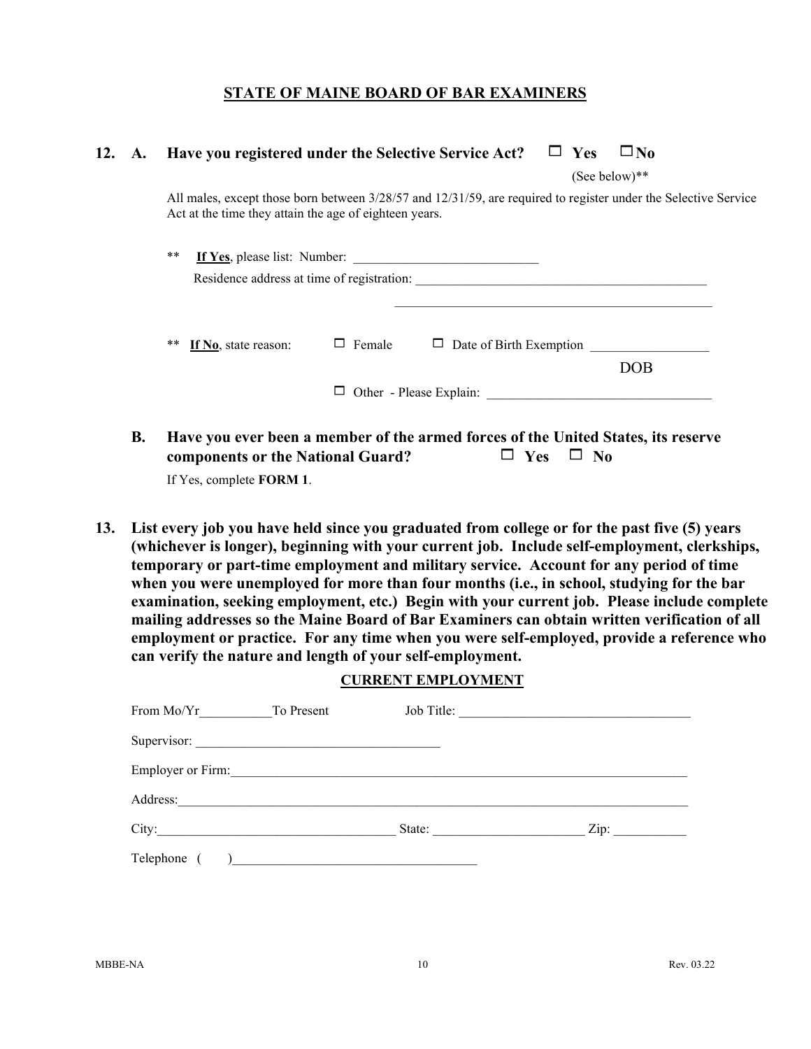## STATE OF MAINE BOARD OF BAR EXAMINERS

**12. A. Have you registered under the Selective Service Act?** ☐ **Yes** ☐ **No**

(See below)**

All males, except those born between 3/28/57 and 12/31/59, are required to register under the Selective Service Act at the time they attain the age of eighteen years.

** **If Yes**, please list: Number: ____________________________

Residence address at time of registration: _____________________________________________

_________________________________________________

** **If No**, state reason: ☐ Female ☐ Date of Birth Exemption _________________ DOB

☐ Other - Please Explain: _________________________________

**B. Have you ever been a member of the armed forces of the United States, its reserve components or the National Guard?** ☐ **Yes** ☐ **No**

If Yes, complete **FORM 1**.

**13. List every job you have held since you graduated from college or for the past five (5) years (whichever is longer), beginning with your current job. Include self-employment, clerkships, temporary or part-time employment and military service. Account for any period of time when you were unemployed for more than four months (i.e., in school, studying for the bar examination, seeking employment, etc.) Begin with your current job. Please include complete mailing addresses so the Maine Board of Bar Examiners can obtain written verification of all employment or practice. For any time when you were self-employed, provide a reference who can verify the nature and length of your self-employment.**

**CURRENT EMPLOYMENT**

From Mo/Yr___________To Present Job Title: ___________________________________

Supervisor: ____________________________________

Employer or Firm:________________________________________________________________________

Address:_______________________________________________________________________________

City:___________________________________ State: _______________________ Zip: ___________

Telephone ( )____________________________________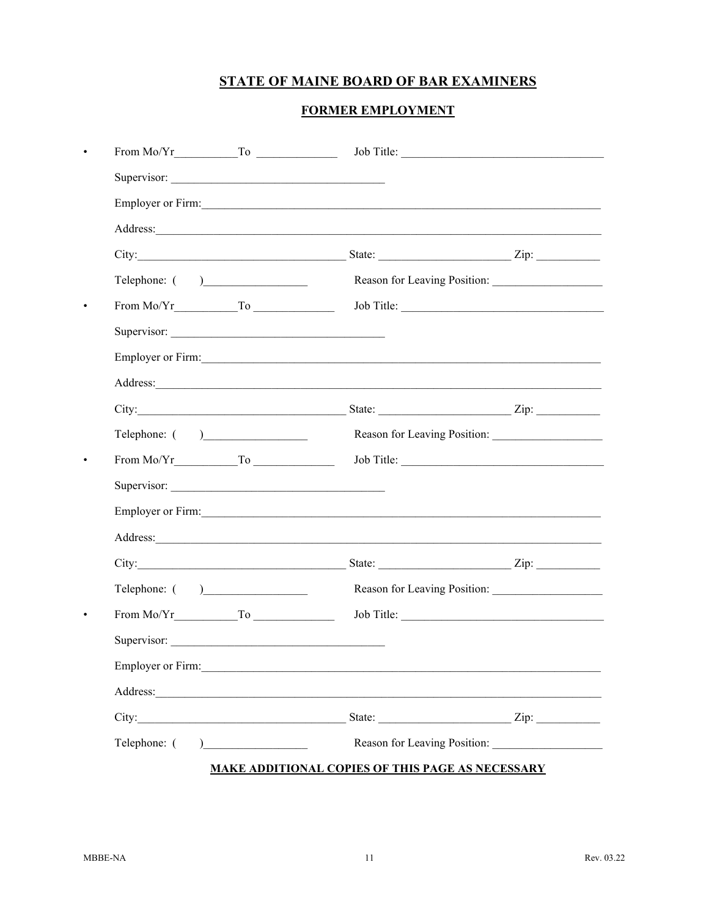# STATE OF MAINE BOARD OF BAR EXAMINERS

## FORMER EMPLOYMENT

- From Mo/Yr__________To ____________ Job Title: ______________________________

  Supervisor: ______________________________

  Employer or Firm:______________________________________________________________

  Address:______________________________________________________________

  City:______________________________ State: ____________________ Zip: __________

  Telephone: (     )________________ Reason for Leaving Position: ________________

- From Mo/Yr__________To ____________ Job Title: ______________________________

  Supervisor: ______________________________

  Employer or Firm:______________________________________________________________

  Address:______________________________________________________________

  City:______________________________ State: ____________________ Zip: __________

  Telephone: (     )________________ Reason for Leaving Position: ________________

- From Mo/Yr__________To ____________ Job Title: ______________________________

  Supervisor: ______________________________

  Employer or Firm:______________________________________________________________

  Address:______________________________________________________________

  City:______________________________ State: ____________________ Zip: __________

  Telephone: (     )________________ Reason for Leaving Position: ________________

- From Mo/Yr__________To ____________ Job Title: ______________________________

  Supervisor: ______________________________

  Employer or Firm:______________________________________________________________

  Address:______________________________________________________________

  City:______________________________ State: ____________________ Zip: __________

  Telephone: (     )________________ Reason for Leaving Position: ________________

**MAKE ADDITIONAL COPIES OF THIS PAGE AS NECESSARY**

MBBE-NA Rev. 03.22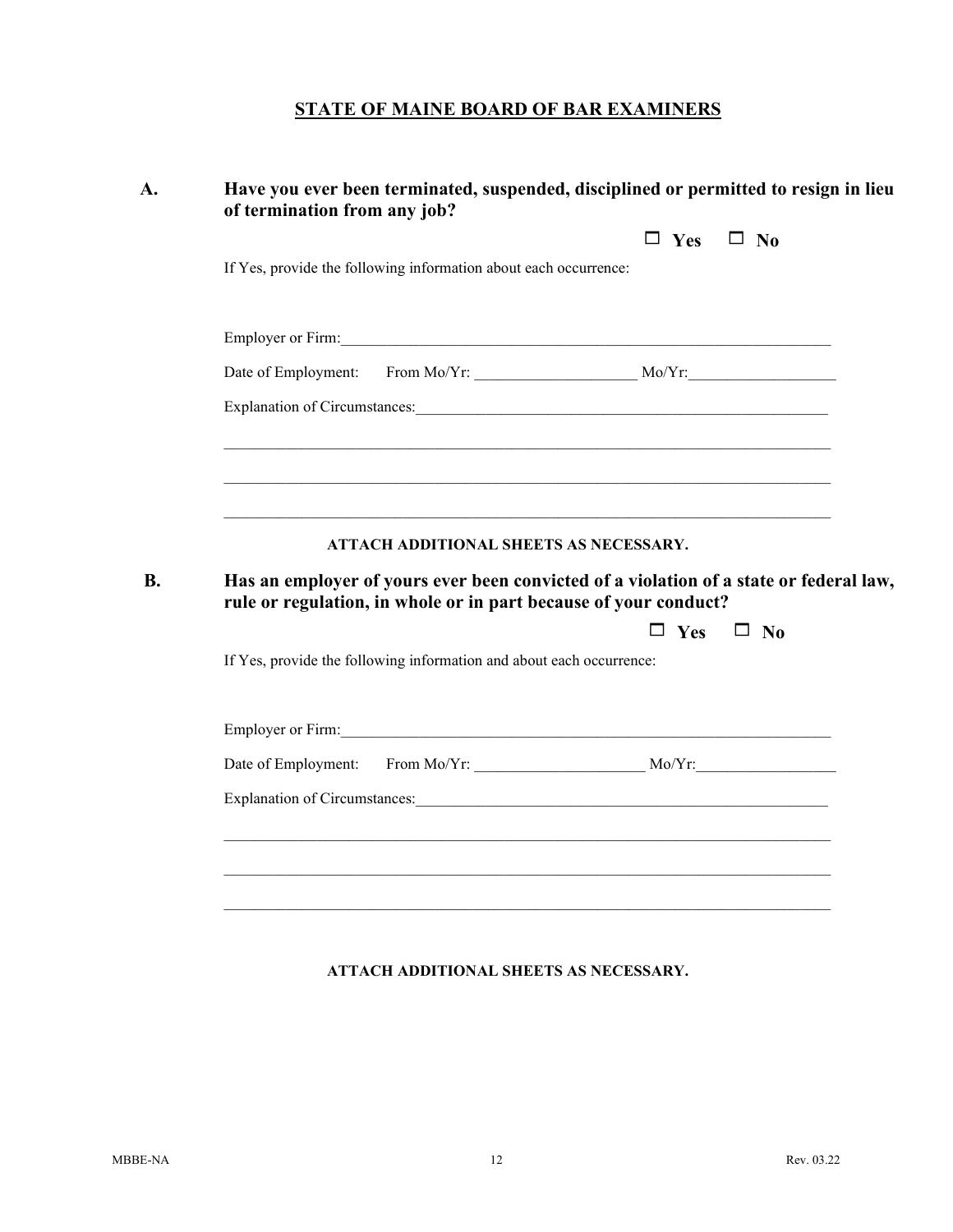## STATE OF MAINE BOARD OF BAR EXAMINERS

**A. Have you ever been terminated, suspended, disciplined or permitted to resign in lieu of termination from any job?**

☐ **Yes** ☐ **No**

If Yes, provide the following information about each occurrence:

Employer or Firm:\_\_\_\_\_\_\_\_\_\_\_\_\_\_\_\_\_\_\_\_\_\_\_\_\_\_\_\_\_\_\_\_\_\_\_\_\_\_\_\_\_\_\_\_\_\_\_\_\_\_\_\_\_\_\_\_\_\_\_\_\_\_

Date of Employment: From Mo/Yr: \_\_\_\_\_\_\_\_\_\_\_\_\_\_\_\_\_\_\_\_ Mo/Yr:\_\_\_\_\_\_\_\_\_\_\_\_\_\_\_\_\_\_\_

Explanation of Circumstances:\_\_\_\_\_\_\_\_\_\_\_\_\_\_\_\_\_\_\_\_\_\_\_\_\_\_\_\_\_\_\_\_\_\_\_\_\_\_\_\_\_\_\_\_\_\_\_\_\_\_\_\_\_

\_\_\_\_\_\_\_\_\_\_\_\_\_\_\_\_\_\_\_\_\_\_\_\_\_\_\_\_\_\_\_\_\_\_\_\_\_\_\_\_\_\_\_\_\_\_\_\_\_\_\_\_\_\_\_\_\_\_\_\_\_\_\_\_\_\_\_\_\_\_\_\_\_\_\_\_\_

\_\_\_\_\_\_\_\_\_\_\_\_\_\_\_\_\_\_\_\_\_\_\_\_\_\_\_\_\_\_\_\_\_\_\_\_\_\_\_\_\_\_\_\_\_\_\_\_\_\_\_\_\_\_\_\_\_\_\_\_\_\_\_\_\_\_\_\_\_\_\_\_\_\_\_\_\_

\_\_\_\_\_\_\_\_\_\_\_\_\_\_\_\_\_\_\_\_\_\_\_\_\_\_\_\_\_\_\_\_\_\_\_\_\_\_\_\_\_\_\_\_\_\_\_\_\_\_\_\_\_\_\_\_\_\_\_\_\_\_\_\_\_\_\_\_\_\_\_\_\_\_\_\_\_

**ATTACH ADDITIONAL SHEETS AS NECESSARY.**

**B. Has an employer of yours ever been convicted of a violation of a state or federal law, rule or regulation, in whole or in part because of your conduct?**

☐ **Yes** ☐ **No**

If Yes, provide the following information and about each occurrence:

Employer or Firm:\_\_\_\_\_\_\_\_\_\_\_\_\_\_\_\_\_\_\_\_\_\_\_\_\_\_\_\_\_\_\_\_\_\_\_\_\_\_\_\_\_\_\_\_\_\_\_\_\_\_\_\_\_\_\_\_\_\_\_\_\_\_

Date of Employment: From Mo/Yr: \_\_\_\_\_\_\_\_\_\_\_\_\_\_\_\_\_\_\_\_\_ Mo/Yr:\_\_\_\_\_\_\_\_\_\_\_\_\_\_\_\_\_\_

Explanation of Circumstances:\_\_\_\_\_\_\_\_\_\_\_\_\_\_\_\_\_\_\_\_\_\_\_\_\_\_\_\_\_\_\_\_\_\_\_\_\_\_\_\_\_\_\_\_\_\_\_\_\_\_\_\_\_

\_\_\_\_\_\_\_\_\_\_\_\_\_\_\_\_\_\_\_\_\_\_\_\_\_\_\_\_\_\_\_\_\_\_\_\_\_\_\_\_\_\_\_\_\_\_\_\_\_\_\_\_\_\_\_\_\_\_\_\_\_\_\_\_\_\_\_\_\_\_\_\_\_\_\_\_\_

\_\_\_\_\_\_\_\_\_\_\_\_\_\_\_\_\_\_\_\_\_\_\_\_\_\_\_\_\_\_\_\_\_\_\_\_\_\_\_\_\_\_\_\_\_\_\_\_\_\_\_\_\_\_\_\_\_\_\_\_\_\_\_\_\_\_\_\_\_\_\_\_\_\_\_\_\_

\_\_\_\_\_\_\_\_\_\_\_\_\_\_\_\_\_\_\_\_\_\_\_\_\_\_\_\_\_\_\_\_\_\_\_\_\_\_\_\_\_\_\_\_\_\_\_\_\_\_\_\_\_\_\_\_\_\_\_\_\_\_\_\_\_\_\_\_\_\_\_\_\_\_\_\_\_

**ATTACH ADDITIONAL SHEETS AS NECESSARY.**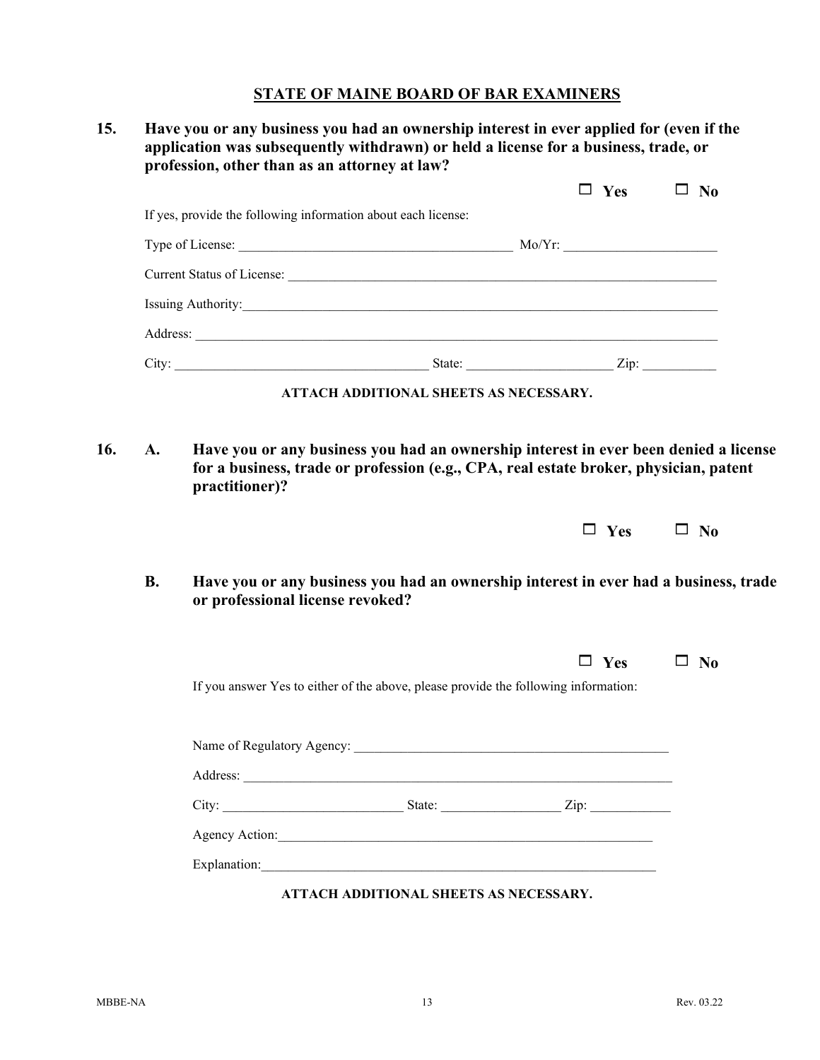## STATE OF MAINE BOARD OF BAR EXAMINERS

**15. Have you or any business you had an ownership interest in ever applied for (even if the application was subsequently withdrawn) or held a license for a business, trade, or profession, other than as an attorney at law?**

☐ **Yes** ☐ **No**

If yes, provide the following information about each license:

Type of License: ________________________________________ Mo/Yr: ______________________

Current Status of License: ________________________________________________________________

Issuing Authority: _______________________________________________________________________

Address: _______________________________________________________________________________

City: _____________________________________ State: _____________________ Zip: ___________

**ATTACH ADDITIONAL SHEETS AS NECESSARY.**

**16. A. Have you or any business you had an ownership interest in ever been denied a license for a business, trade or profession (e.g., CPA, real estate broker, physician, patent practitioner)?**

☐ **Yes** ☐ **No**

**B. Have you or any business you had an ownership interest in ever had a business, trade or professional license revoked?**

☐ **Yes** ☐ **No**

If you answer Yes to either of the above, please provide the following information:

Name of Regulatory Agency: _______________________________________________

Address: _________________________________________________________________

City: __________________________ State: _________________ Zip: ____________

Agency Action: ______________________________________________________

Explanation: ________________________________________________________

**ATTACH ADDITIONAL SHEETS AS NECESSARY.**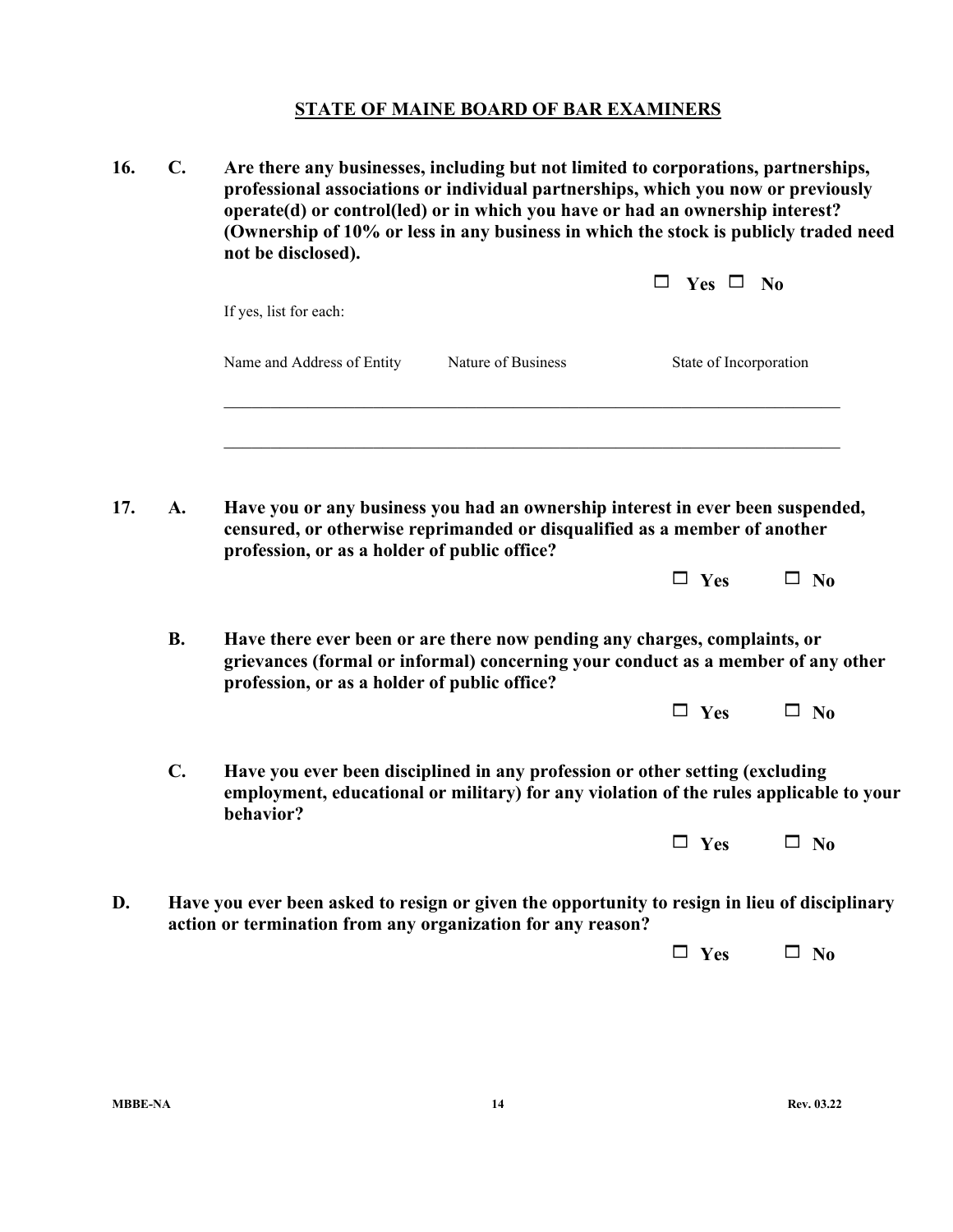## STATE OF MAINE BOARD OF BAR EXAMINERS

**16. C. Are there any businesses, including but not limited to corporations, partnerships, professional associations or individual partnerships, which you now or previously operate(d) or control(led) or in which you have or had an ownership interest? (Ownership of 10% or less in any business in which the stock is publicly traded need not be disclosed).**

☐ **Yes** ☐ **No**

If yes, list for each:

| Name and Address of Entity | Nature of Business | State of Incorporation |
| --- | --- | --- |
| | | |
| | | |

**17. A. Have you or any business you had an ownership interest in ever been suspended, censured, or otherwise reprimanded or disqualified as a member of another profession, or as a holder of public office?**

☐ **Yes** ☐ **No**

**B. Have there ever been or are there now pending any charges, complaints, or grievances (formal or informal) concerning your conduct as a member of any other profession, or as a holder of public office?**

☐ **Yes** ☐ **No**

**C. Have you ever been disciplined in any profession or other setting (excluding employment, educational or military) for any violation of the rules applicable to your behavior?**

☐ **Yes** ☐ **No**

**D. Have you ever been asked to resign or given the opportunity to resign in lieu of disciplinary action or termination from any organization for any reason?**

☐ **Yes** ☐ **No**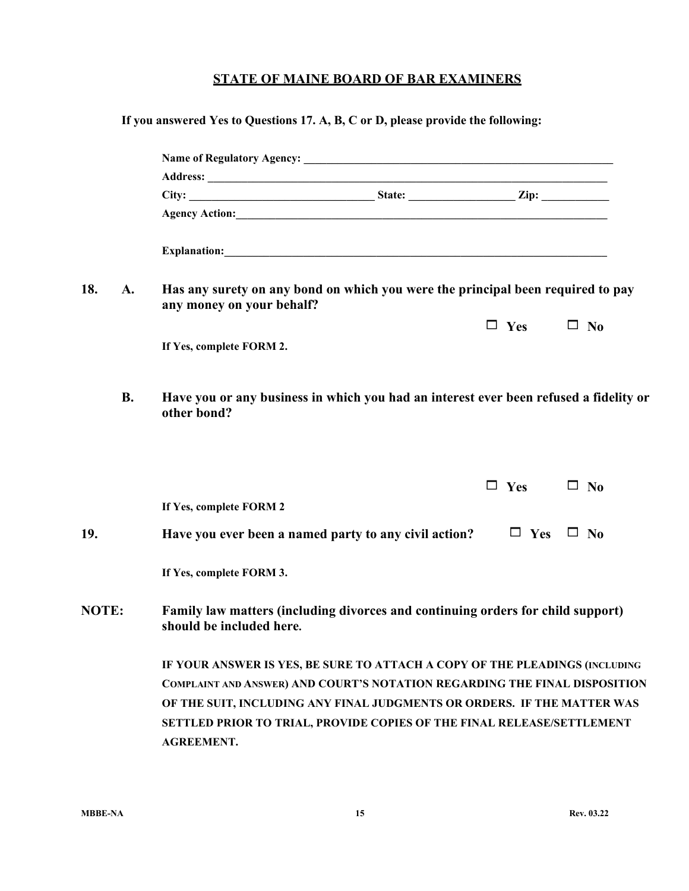## STATE OF MAINE BOARD OF BAR EXAMINERS

**If you answered Yes to Questions 17. A, B, C or D, please provide the following:**

**Name of Regulatory Agency:** ______________________________________________

**Address:** ______________________________________________

**City:** ____________________ **State:** ______________ **Zip:** __________

**Agency Action:** ______________________________________________

**Explanation:** ______________________________________________

**18. A. Has any surety on any bond on which you were the principal been required to pay any money on your behalf?**

☐ **Yes** ☐ **No**

**If Yes, complete FORM 2.**

**B. Have you or any business in which you had an interest ever been refused a fidelity or other bond?**

☐ **Yes** ☐ **No**

**If Yes, complete FORM 2**

**19. Have you ever been a named party to any civil action?** ☐ **Yes** ☐ **No**

**If Yes, complete FORM 3.**

**NOTE: Family law matters (including divorces and continuing orders for child support) should be included here.**

**IF YOUR ANSWER IS YES, BE SURE TO ATTACH A COPY OF THE PLEADINGS (INCLUDING COMPLAINT AND ANSWER) AND COURT'S NOTATION REGARDING THE FINAL DISPOSITION OF THE SUIT, INCLUDING ANY FINAL JUDGMENTS OR ORDERS. IF THE MATTER WAS SETTLED PRIOR TO TRIAL, PROVIDE COPIES OF THE FINAL RELEASE/SETTLEMENT AGREEMENT.**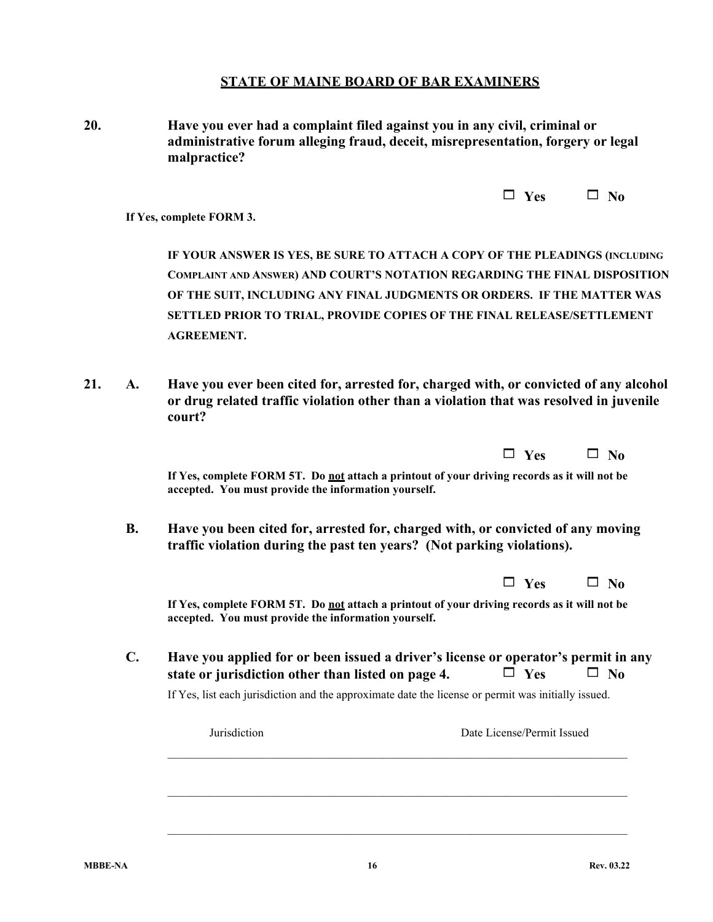## STATE OF MAINE BOARD OF BAR EXAMINERS

**20. Have you ever had a complaint filed against you in any civil, criminal or administrative forum alleging fraud, deceit, misrepresentation, forgery or legal malpractice?**

☐ **Yes** ☐ **No**

**If Yes, complete FORM 3.**

**IF YOUR ANSWER IS YES, BE SURE TO ATTACH A COPY OF THE PLEADINGS (INCLUDING COMPLAINT AND ANSWER) AND COURT'S NOTATION REGARDING THE FINAL DISPOSITION OF THE SUIT, INCLUDING ANY FINAL JUDGMENTS OR ORDERS. IF THE MATTER WAS SETTLED PRIOR TO TRIAL, PROVIDE COPIES OF THE FINAL RELEASE/SETTLEMENT AGREEMENT.**

**21. A. Have you ever been cited for, arrested for, charged with, or convicted of any alcohol or drug related traffic violation other than a violation that was resolved in juvenile court?**

☐ **Yes** ☐ **No**

**If Yes, complete FORM 5T. Do not attach a printout of your driving records as it will not be accepted. You must provide the information yourself.**

**B. Have you been cited for, arrested for, charged with, or convicted of any moving traffic violation during the past ten years? (Not parking violations).**

☐ **Yes** ☐ **No**

**If Yes, complete FORM 5T. Do not attach a printout of your driving records as it will not be accepted. You must provide the information yourself.**

**C. Have you applied for or been issued a driver's license or operator's permit in any state or jurisdiction other than listed on page 4.** ☐ **Yes** ☐ **No**

If Yes, list each jurisdiction and the approximate date the license or permit was initially issued.

| Jurisdiction | Date License/Permit Issued |
|---|---|
| | |
| | |
| | |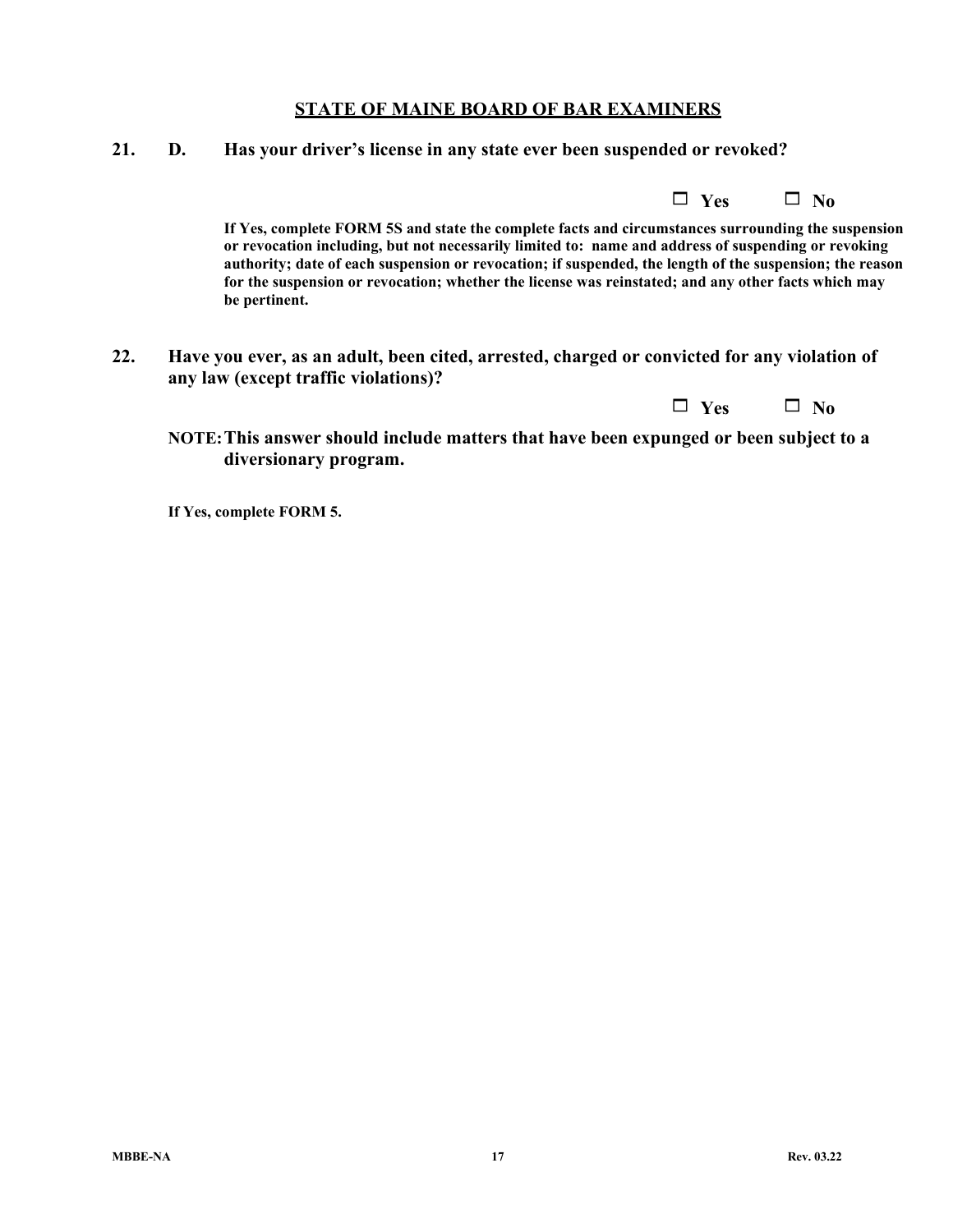**STATE OF MAINE BOARD OF BAR EXAMINERS**

**21. D. Has your driver's license in any state ever been suspended or revoked?**

☐ **Yes** ☐ **No**

**If Yes, complete FORM 5S and state the complete facts and circumstances surrounding the suspension or revocation including, but not necessarily limited to: name and address of suspending or revoking authority; date of each suspension or revocation; if suspended, the length of the suspension; the reason for the suspension or revocation; whether the license was reinstated; and any other facts which may be pertinent.**

**22. Have you ever, as an adult, been cited, arrested, charged or convicted for any violation of any law (except traffic violations)?**

☐ **Yes** ☐ **No**

**NOTE: This answer should include matters that have been expunged or been subject to a diversionary program.**

**If Yes, complete FORM 5.**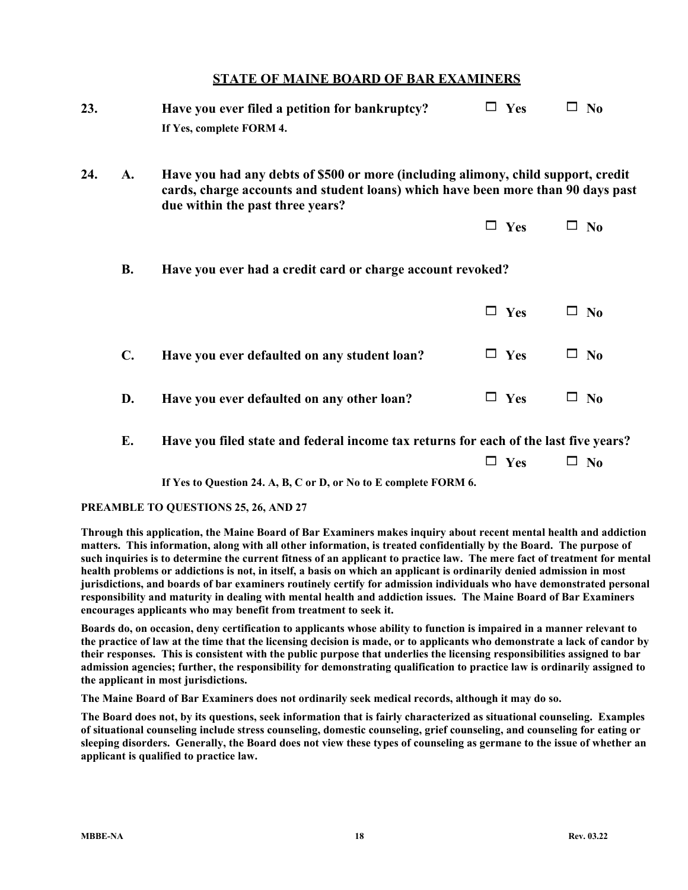## STATE OF MAINE BOARD OF BAR EXAMINERS

**23. Have you ever filed a petition for bankruptcy?** ☐ **Yes** ☐ **No**

**If Yes, complete FORM 4.**

**24. A. Have you had any debts of $500 or more (including alimony, child support, credit cards, charge accounts and student loans) which have been more than 90 days past due within the past three years?**

☐ **Yes** ☐ **No**

**B. Have you ever had a credit card or charge account revoked?**

☐ **Yes** ☐ **No**

**C. Have you ever defaulted on any student loan?** ☐ **Yes** ☐ **No**

**D. Have you ever defaulted on any other loan?** ☐ **Yes** ☐ **No**

**E. Have you filed state and federal income tax returns for each of the last five years?**

☐ **Yes** ☐ **No**

**If Yes to Question 24. A, B, C or D, or No to E complete FORM 6.**

**PREAMBLE TO QUESTIONS 25, 26, AND 27**

**Through this application, the Maine Board of Bar Examiners makes inquiry about recent mental health and addiction matters. This information, along with all other information, is treated confidentially by the Board. The purpose of such inquiries is to determine the current fitness of an applicant to practice law. The mere fact of treatment for mental health problems or addictions is not, in itself, a basis on which an applicant is ordinarily denied admission in most jurisdictions, and boards of bar examiners routinely certify for admission individuals who have demonstrated personal responsibility and maturity in dealing with mental health and addiction issues. The Maine Board of Bar Examiners encourages applicants who may benefit from treatment to seek it.**

**Boards do, on occasion, deny certification to applicants whose ability to function is impaired in a manner relevant to the practice of law at the time that the licensing decision is made, or to applicants who demonstrate a lack of candor by their responses. This is consistent with the public purpose that underlies the licensing responsibilities assigned to bar admission agencies; further, the responsibility for demonstrating qualification to practice law is ordinarily assigned to the applicant in most jurisdictions.**

**The Maine Board of Bar Examiners does not ordinarily seek medical records, although it may do so.**

**The Board does not, by its questions, seek information that is fairly characterized as situational counseling. Examples of situational counseling include stress counseling, domestic counseling, grief counseling, and counseling for eating or sleeping disorders. Generally, the Board does not view these types of counseling as germane to the issue of whether an applicant is qualified to practice law.**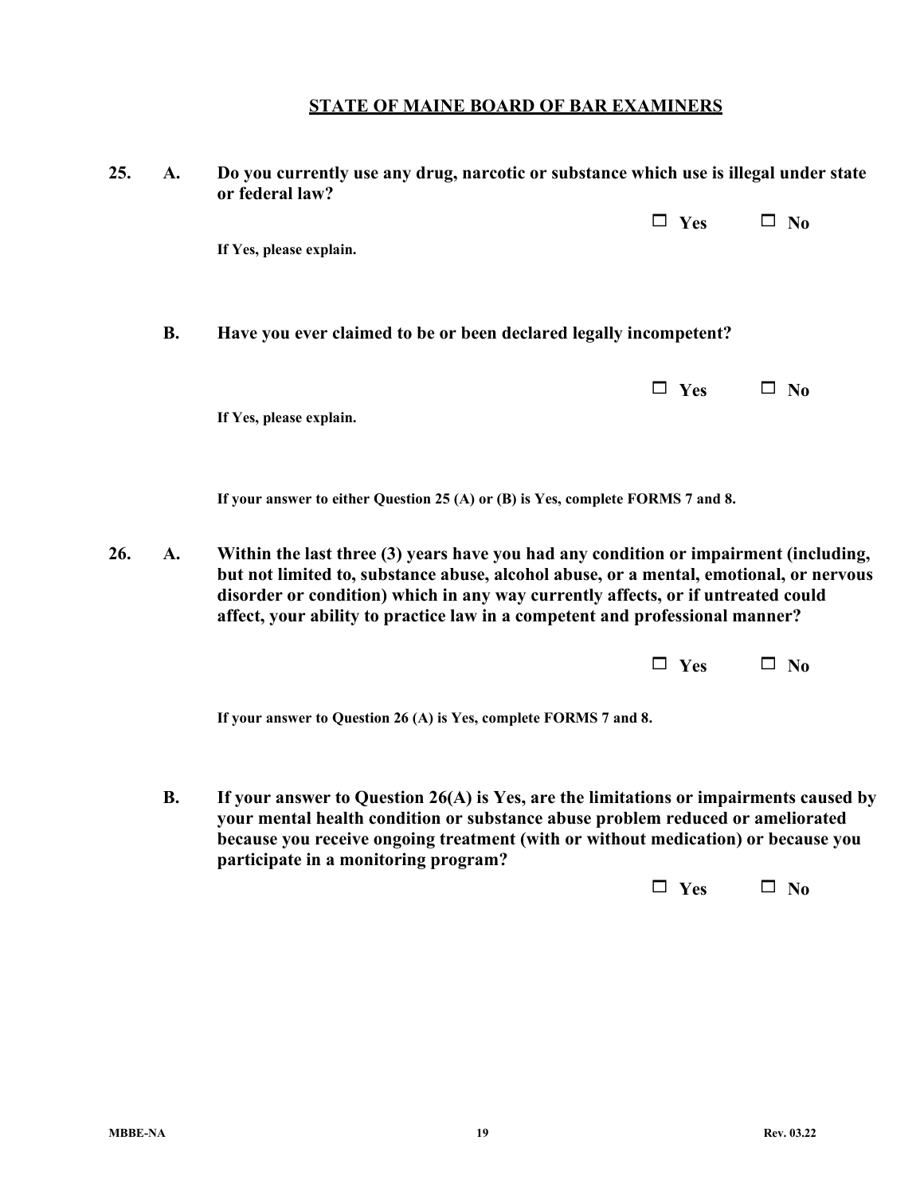## STATE OF MAINE BOARD OF BAR EXAMINERS

**25. A. Do you currently use any drug, narcotic or substance which use is illegal under state or federal law?**

☐ **Yes** ☐ **No**

**If Yes, please explain.**

**B. Have you ever claimed to be or been declared legally incompetent?**

☐ **Yes** ☐ **No**

**If Yes, please explain.**

**If your answer to either Question 25 (A) or (B) is Yes, complete FORMS 7 and 8.**

**26. A. Within the last three (3) years have you had any condition or impairment (including, but not limited to, substance abuse, alcohol abuse, or a mental, emotional, or nervous disorder or condition) which in any way currently affects, or if untreated could affect, your ability to practice law in a competent and professional manner?**

☐ **Yes** ☐ **No**

**If your answer to Question 26 (A) is Yes, complete FORMS 7 and 8.**

**B. If your answer to Question 26(A) is Yes, are the limitations or impairments caused by your mental health condition or substance abuse problem reduced or ameliorated because you receive ongoing treatment (with or without medication) or because you participate in a monitoring program?**

☐ **Yes** ☐ **No**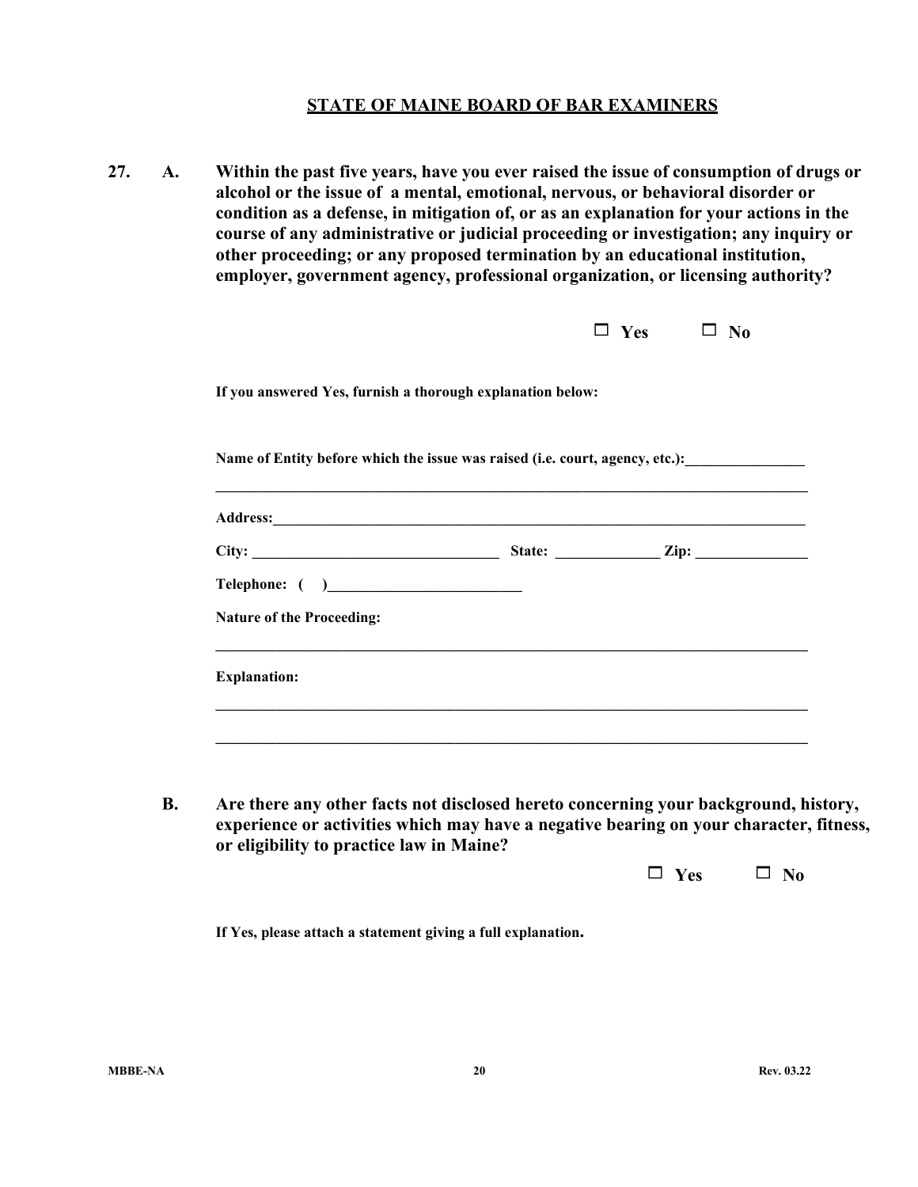## STATE OF MAINE BOARD OF BAR EXAMINERS

**27. A. Within the past five years, have you ever raised the issue of consumption of drugs or alcohol or the issue of a mental, emotional, nervous, or behavioral disorder or condition as a defense, in mitigation of, or as an explanation for your actions in the course of any administrative or judicial proceeding or investigation; any inquiry or other proceeding; or any proposed termination by an educational institution, employer, government agency, professional organization, or licensing authority?**

☐ **Yes** ☐ **No**

**If you answered Yes, furnish a thorough explanation below:**

**Name of Entity before which the issue was raised (i.e. court, agency, etc.):**_______________

________________________________________________________________________

**Address:**______________________________________________________________

**City:** ______________________________ **State:** _____________ **Zip:** _____________

**Telephone: ( )**_________________________

**Nature of the Proceeding:**

________________________________________________________________________

**Explanation:**

________________________________________________________________________

________________________________________________________________________

**B. Are there any other facts not disclosed hereto concerning your background, history, experience or activities which may have a negative bearing on your character, fitness, or eligibility to practice law in Maine?**

☐ **Yes** ☐ **No**

**If Yes, please attach a statement giving a full explanation.**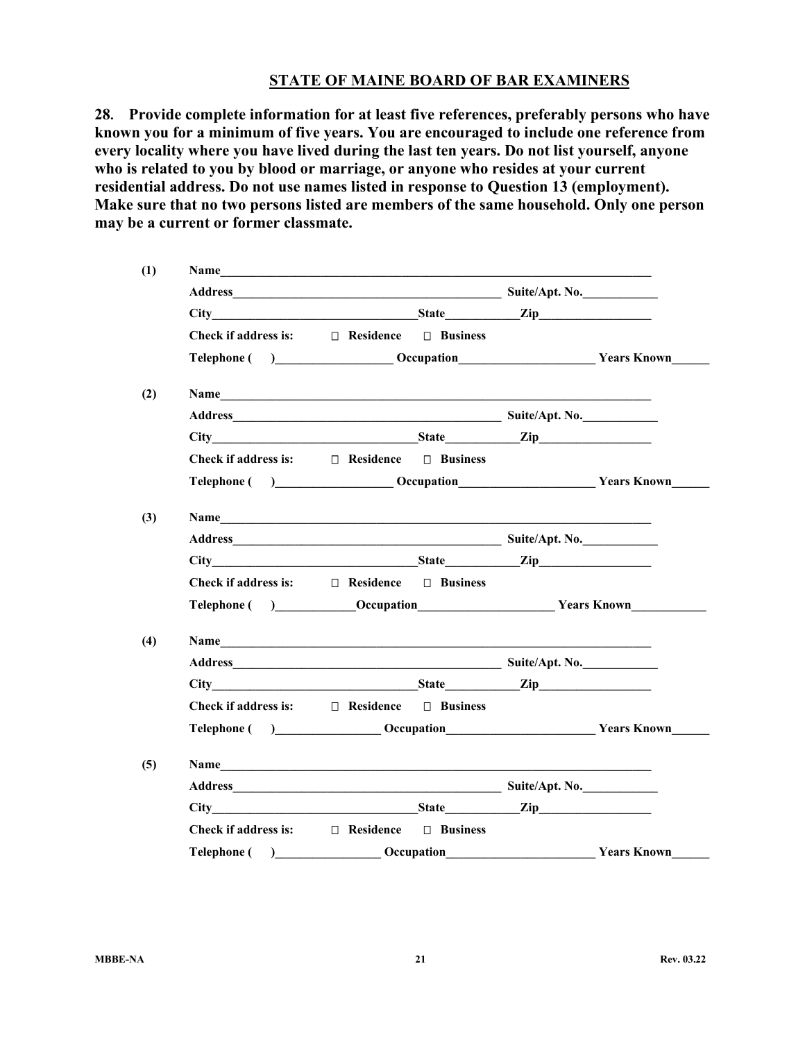## STATE OF MAINE BOARD OF BAR EXAMINERS

**28. Provide complete information for at least five references, preferably persons who have known you for a minimum of five years. You are encouraged to include one reference from every locality where you have lived during the last ten years. Do not list yourself, anyone who is related to you by blood or marriage, or anyone who resides at your current residential address. Do not use names listed in response to Question 13 (employment). Make sure that no two persons listed are members of the same household. Only one person may be a current or former classmate.**

**(1)** **Name**\_\_\_\_\_\_\_\_\_\_\_\_\_\_\_\_\_\_\_\_\_\_\_\_\_\_\_\_\_\_\_\_\_\_\_\_\_\_\_\_\_\_\_\_\_\_\_\_\_\_\_\_\_\_\_\_\_\_\_\_

**Address**\_\_\_\_\_\_\_\_\_\_\_\_\_\_\_\_\_\_\_\_\_\_\_\_\_\_\_\_\_\_\_\_\_\_\_\_\_\_\_\_ **Suite/Apt. No.**\_\_\_\_\_\_\_\_\_\_\_\_

**City**\_\_\_\_\_\_\_\_\_\_\_\_\_\_\_\_\_\_\_\_\_\_\_\_\_\_\_\_\_\_\_\_**State**\_\_\_\_\_\_\_\_\_\_\_**Zip**\_\_\_\_\_\_\_\_\_\_\_\_\_\_\_\_\_

**Check if address is:** ☐ **Residence** ☐ **Business**

**Telephone ( )**\_\_\_\_\_\_\_\_\_\_\_\_\_\_\_\_\_\_ **Occupation**\_\_\_\_\_\_\_\_\_\_\_\_\_\_\_\_\_\_\_\_\_ **Years Known**\_\_\_\_\_\_

**(2)** **Name**\_\_\_\_\_\_\_\_\_\_\_\_\_\_\_\_\_\_\_\_\_\_\_\_\_\_\_\_\_\_\_\_\_\_\_\_\_\_\_\_\_\_\_\_\_\_\_\_\_\_\_\_\_\_\_\_\_\_\_\_

**Address**\_\_\_\_\_\_\_\_\_\_\_\_\_\_\_\_\_\_\_\_\_\_\_\_\_\_\_\_\_\_\_\_\_\_\_\_\_\_\_\_ **Suite/Apt. No.**\_\_\_\_\_\_\_\_\_\_\_\_

**City**\_\_\_\_\_\_\_\_\_\_\_\_\_\_\_\_\_\_\_\_\_\_\_\_\_\_\_\_\_\_\_\_**State**\_\_\_\_\_\_\_\_\_\_\_**Zip**\_\_\_\_\_\_\_\_\_\_\_\_\_\_\_\_\_

**Check if address is:** ☐ **Residence** ☐ **Business**

**Telephone ( )**\_\_\_\_\_\_\_\_\_\_\_\_\_\_\_\_\_\_ **Occupation**\_\_\_\_\_\_\_\_\_\_\_\_\_\_\_\_\_\_\_\_\_ **Years Known**\_\_\_\_\_\_

**(3)** **Name**\_\_\_\_\_\_\_\_\_\_\_\_\_\_\_\_\_\_\_\_\_\_\_\_\_\_\_\_\_\_\_\_\_\_\_\_\_\_\_\_\_\_\_\_\_\_\_\_\_\_\_\_\_\_\_\_\_\_\_\_

**Address**\_\_\_\_\_\_\_\_\_\_\_\_\_\_\_\_\_\_\_\_\_\_\_\_\_\_\_\_\_\_\_\_\_\_\_\_\_\_\_\_ **Suite/Apt. No.**\_\_\_\_\_\_\_\_\_\_\_\_

**City**\_\_\_\_\_\_\_\_\_\_\_\_\_\_\_\_\_\_\_\_\_\_\_\_\_\_\_\_\_\_\_\_**State**\_\_\_\_\_\_\_\_\_\_\_**Zip**\_\_\_\_\_\_\_\_\_\_\_\_\_\_\_\_\_

**Check if address is:** ☐ **Residence** ☐ **Business**

**Telephone ( )**\_\_\_\_\_\_\_\_\_\_\_\_**Occupation**\_\_\_\_\_\_\_\_\_\_\_\_\_\_\_\_\_\_\_\_\_ **Years Known**\_\_\_\_\_\_\_\_\_\_\_

**(4)** **Name**\_\_\_\_\_\_\_\_\_\_\_\_\_\_\_\_\_\_\_\_\_\_\_\_\_\_\_\_\_\_\_\_\_\_\_\_\_\_\_\_\_\_\_\_\_\_\_\_\_\_\_\_\_\_\_\_\_\_\_\_

**Address**\_\_\_\_\_\_\_\_\_\_\_\_\_\_\_\_\_\_\_\_\_\_\_\_\_\_\_\_\_\_\_\_\_\_\_\_\_\_\_\_ **Suite/Apt. No.**\_\_\_\_\_\_\_\_\_\_\_\_

**City**\_\_\_\_\_\_\_\_\_\_\_\_\_\_\_\_\_\_\_\_\_\_\_\_\_\_\_\_\_\_\_\_**State**\_\_\_\_\_\_\_\_\_\_\_**Zip**\_\_\_\_\_\_\_\_\_\_\_\_\_\_\_\_\_

**Check if address is:** ☐ **Residence** ☐ **Business**

**Telephone ( )**\_\_\_\_\_\_\_\_\_\_\_\_\_\_\_\_\_ **Occupation**\_\_\_\_\_\_\_\_\_\_\_\_\_\_\_\_\_\_\_\_\_\_\_ **Years Known**\_\_\_\_\_\_

**(5)** **Name**\_\_\_\_\_\_\_\_\_\_\_\_\_\_\_\_\_\_\_\_\_\_\_\_\_\_\_\_\_\_\_\_\_\_\_\_\_\_\_\_\_\_\_\_\_\_\_\_\_\_\_\_\_\_\_\_\_\_\_\_

**Address**\_\_\_\_\_\_\_\_\_\_\_\_\_\_\_\_\_\_\_\_\_\_\_\_\_\_\_\_\_\_\_\_\_\_\_\_\_\_\_\_ **Suite/Apt. No.**\_\_\_\_\_\_\_\_\_\_\_\_

**City**\_\_\_\_\_\_\_\_\_\_\_\_\_\_\_\_\_\_\_\_\_\_\_\_\_\_\_\_\_\_\_\_**State**\_\_\_\_\_\_\_\_\_\_\_**Zip**\_\_\_\_\_\_\_\_\_\_\_\_\_\_\_\_\_

**Check if address is:** ☐ **Residence** ☐ **Business**

**Telephone ( )**\_\_\_\_\_\_\_\_\_\_\_\_\_\_\_\_\_ **Occupation**\_\_\_\_\_\_\_\_\_\_\_\_\_\_\_\_\_\_\_\_\_\_\_ **Years Known**\_\_\_\_\_\_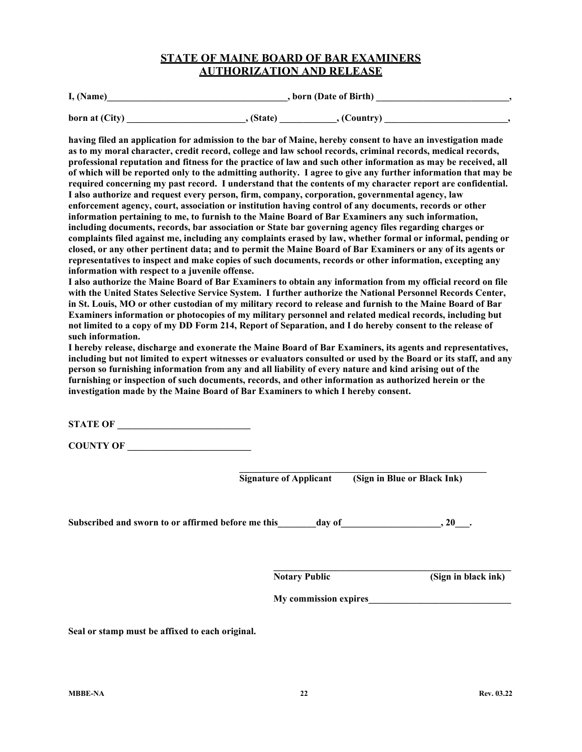# STATE OF MAINE BOARD OF BAR EXAMINERS
# AUTHORIZATION AND RELEASE

**I, (Name)______________________________________, born (Date of Birth) ____________________________,**

**born at (City) _________________________, (State) ___________, (Country) __________________________,**

**having filed an application for admission to the bar of Maine, hereby consent to have an investigation made as to my moral character, credit record, college and law school records, criminal records, medical records, professional reputation and fitness for the practice of law and such other information as may be received, all of which will be reported only to the admitting authority. I agree to give any further information that may be required concerning my past record. I understand that the contents of my character report are confidential. I also authorize and request every person, firm, company, corporation, governmental agency, law enforcement agency, court, association or institution having control of any documents, records or other information pertaining to me, to furnish to the Maine Board of Bar Examiners any such information, including documents, records, bar association or State bar governing agency files regarding charges or complaints filed against me, including any complaints erased by law, whether formal or informal, pending or closed, or any other pertinent data; and to permit the Maine Board of Bar Examiners or any of its agents or representatives to inspect and make copies of such documents, records or other information, excepting any information with respect to a juvenile offense.**

**I also authorize the Maine Board of Bar Examiners to obtain any information from my official record on file with the United States Selective Service System. I further authorize the National Personnel Records Center, in St. Louis, MO or other custodian of my military record to release and furnish to the Maine Board of Bar Examiners information or photocopies of my military personnel and related medical records, including but not limited to a copy of my DD Form 214, Report of Separation, and I do hereby consent to the release of such information.**

**I hereby release, discharge and exonerate the Maine Board of Bar Examiners, its agents and representatives, including but not limited to expert witnesses or evaluators consulted or used by the Board or its staff, and any person so furnishing information from any and all liability of every nature and kind arising out of the furnishing or inspection of such documents, records, and other information as authorized herein or the investigation made by the Maine Board of Bar Examiners to which I hereby consent.**

**STATE OF ____________________________**

**COUNTY OF __________________________**

**_____________________________________________________**
**Signature of Applicant (Sign in Blue or Black Ink)**

**Subscribed and sworn to or affirmed before me this________day of____________________, 20___.**

**_____________________________________________________**
**Notary Public (Sign in black ink)**

**My commission expires______________________________**

**Seal or stamp must be affixed to each original.**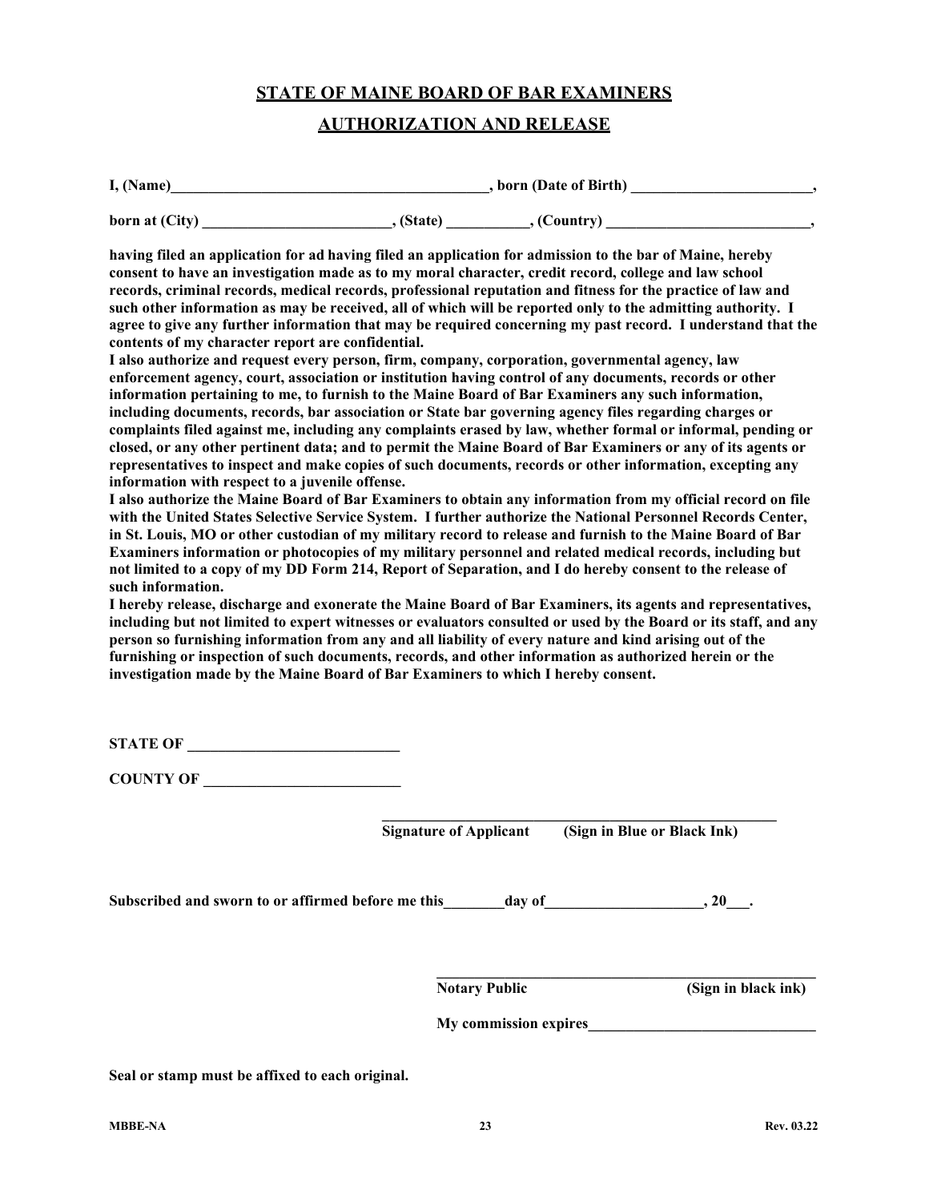# STATE OF MAINE BOARD OF BAR EXAMINERS

## AUTHORIZATION AND RELEASE

**I, (Name)\_\_\_\_\_\_\_\_\_\_\_\_\_\_\_\_\_\_\_\_\_\_\_\_\_\_\_\_\_\_\_\_\_\_\_\_\_\_\_\_\_\_\_, born (Date of Birth) \_\_\_\_\_\_\_\_\_\_\_\_\_\_\_\_\_\_\_\_\_\_\_\_\_,**

**born at (City) \_\_\_\_\_\_\_\_\_\_\_\_\_\_\_\_\_\_\_\_\_\_\_\_\_\_, (State) \_\_\_\_\_\_\_\_\_\_\_, (Country) \_\_\_\_\_\_\_\_\_\_\_\_\_\_\_\_\_\_\_\_\_\_\_\_\_\_\_\_,**

**having filed an application for ad having filed an application for admission to the bar of Maine, hereby consent to have an investigation made as to my moral character, credit record, college and law school records, criminal records, medical records, professional reputation and fitness for the practice of law and such other information as may be received, all of which will be reported only to the admitting authority. I agree to give any further information that may be required concerning my past record. I understand that the contents of my character report are confidential.**

**I also authorize and request every person, firm, company, corporation, governmental agency, law enforcement agency, court, association or institution having control of any documents, records or other information pertaining to me, to furnish to the Maine Board of Bar Examiners any such information, including documents, records, bar association or State bar governing agency files regarding charges or complaints filed against me, including any complaints erased by law, whether formal or informal, pending or closed, or any other pertinent data; and to permit the Maine Board of Bar Examiners or any of its agents or representatives to inspect and make copies of such documents, records or other information, excepting any information with respect to a juvenile offense.**

**I also authorize the Maine Board of Bar Examiners to obtain any information from my official record on file with the United States Selective Service System. I further authorize the National Personnel Records Center, in St. Louis, MO or other custodian of my military record to release and furnish to the Maine Board of Bar Examiners information or photocopies of my military personnel and related medical records, including but not limited to a copy of my DD Form 214, Report of Separation, and I do hereby consent to the release of such information.**

**I hereby release, discharge and exonerate the Maine Board of Bar Examiners, its agents and representatives, including but not limited to expert witnesses or evaluators consulted or used by the Board or its staff, and any person so furnishing information from any and all liability of every nature and kind arising out of the furnishing or inspection of such documents, records, and other information as authorized herein or the investigation made by the Maine Board of Bar Examiners to which I hereby consent.**

**STATE OF \_\_\_\_\_\_\_\_\_\_\_\_\_\_\_\_\_\_\_\_\_\_\_\_\_\_\_\_\_**

**COUNTY OF \_\_\_\_\_\_\_\_\_\_\_\_\_\_\_\_\_\_\_\_\_\_\_\_\_\_\_**

\_\_\_\_\_\_\_\_\_\_\_\_\_\_\_\_\_\_\_\_\_\_\_\_\_\_\_\_\_\_\_\_\_\_\_\_\_\_\_\_\_\_\_\_\_\_\_\_\_\_\_\_\_\_\_

**Signature of Applicant (Sign in Blue or Black Ink)**

**Subscribed and sworn to or affirmed before me this\_\_\_\_\_\_\_\_\_day of\_\_\_\_\_\_\_\_\_\_\_\_\_\_\_\_\_\_\_\_\_, 20\_\_\_.**

\_\_\_\_\_\_\_\_\_\_\_\_\_\_\_\_\_\_\_\_\_\_\_\_\_\_\_\_\_\_\_\_\_\_\_\_\_\_\_\_\_\_\_\_\_\_\_\_\_\_\_\_\_\_\_

**Notary Public (Sign in black ink)**

**My commission expires\_\_\_\_\_\_\_\_\_\_\_\_\_\_\_\_\_\_\_\_\_\_\_\_\_\_\_\_\_\_\_\_**

**Seal or stamp must be affixed to each original.**

**MBBE-NA** **Rev. 03.22**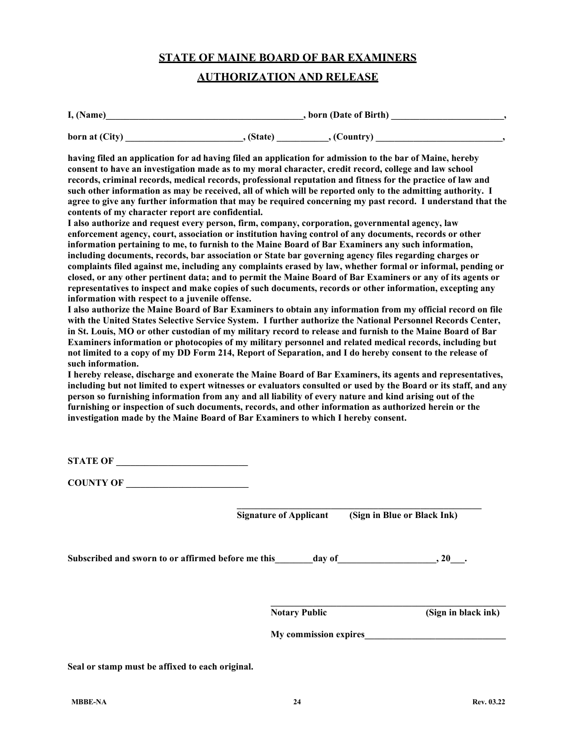# STATE OF MAINE BOARD OF BAR EXAMINERS

## AUTHORIZATION AND RELEASE

**I, (Name)\_\_\_\_\_\_\_\_\_\_\_\_\_\_\_\_\_\_\_\_\_\_\_\_\_\_\_\_\_\_\_\_\_\_\_\_\_\_\_\_\_\_, born (Date of Birth) \_\_\_\_\_\_\_\_\_\_\_\_\_\_\_\_\_\_\_\_\_\_\_\_,**

**born at (City) \_\_\_\_\_\_\_\_\_\_\_\_\_\_\_\_\_\_\_\_\_\_\_\_\_, (State) \_\_\_\_\_\_\_\_\_\_\_, (Country) \_\_\_\_\_\_\_\_\_\_\_\_\_\_\_\_\_\_\_\_\_\_\_\_\_\_\_,**

**having filed an application for ad having filed an application for admission to the bar of Maine, hereby consent to have an investigation made as to my moral character, credit record, college and law school records, criminal records, medical records, professional reputation and fitness for the practice of law and such other information as may be received, all of which will be reported only to the admitting authority. I agree to give any further information that may be required concerning my past record. I understand that the contents of my character report are confidential.**

**I also authorize and request every person, firm, company, corporation, governmental agency, law enforcement agency, court, association or institution having control of any documents, records or other information pertaining to me, to furnish to the Maine Board of Bar Examiners any such information, including documents, records, bar association or State bar governing agency files regarding charges or complaints filed against me, including any complaints erased by law, whether formal or informal, pending or closed, or any other pertinent data; and to permit the Maine Board of Bar Examiners or any of its agents or representatives to inspect and make copies of such documents, records or other information, excepting any information with respect to a juvenile offense.**

**I also authorize the Maine Board of Bar Examiners to obtain any information from my official record on file with the United States Selective Service System. I further authorize the National Personnel Records Center, in St. Louis, MO or other custodian of my military record to release and furnish to the Maine Board of Bar Examiners information or photocopies of my military personnel and related medical records, including but not limited to a copy of my DD Form 214, Report of Separation, and I do hereby consent to the release of such information.**

**I hereby release, discharge and exonerate the Maine Board of Bar Examiners, its agents and representatives, including but not limited to expert witnesses or evaluators consulted or used by the Board or its staff, and any person so furnishing information from any and all liability of every nature and kind arising out of the furnishing or inspection of such documents, records, and other information as authorized herein or the investigation made by the Maine Board of Bar Examiners to which I hereby consent.**

**STATE OF \_\_\_\_\_\_\_\_\_\_\_\_\_\_\_\_\_\_\_\_\_\_\_\_\_\_\_\_**

**COUNTY OF \_\_\_\_\_\_\_\_\_\_\_\_\_\_\_\_\_\_\_\_\_\_\_\_\_\_**

\_\_\_\_\_\_\_\_\_\_\_\_\_\_\_\_\_\_\_\_\_\_\_\_\_\_\_\_\_\_\_\_\_\_\_\_\_\_\_\_\_\_\_\_\_\_\_\_\_\_\_\_

**Signature of Applicant (Sign in Blue or Black Ink)**

**Subscribed and sworn to or affirmed before me this\_\_\_\_\_\_\_\_day of\_\_\_\_\_\_\_\_\_\_\_\_\_\_\_\_\_\_\_\_, 20\_\_\_.**

\_\_\_\_\_\_\_\_\_\_\_\_\_\_\_\_\_\_\_\_\_\_\_\_\_\_\_\_\_\_\_\_\_\_\_\_\_\_\_\_\_\_\_\_\_\_\_\_\_\_\_\_

**Notary Public (Sign in black ink)**

**My commission expires\_\_\_\_\_\_\_\_\_\_\_\_\_\_\_\_\_\_\_\_\_\_\_\_\_\_\_\_\_\_**

**Seal or stamp must be affixed to each original.**

**MBBE-NA** **Rev. 03.22**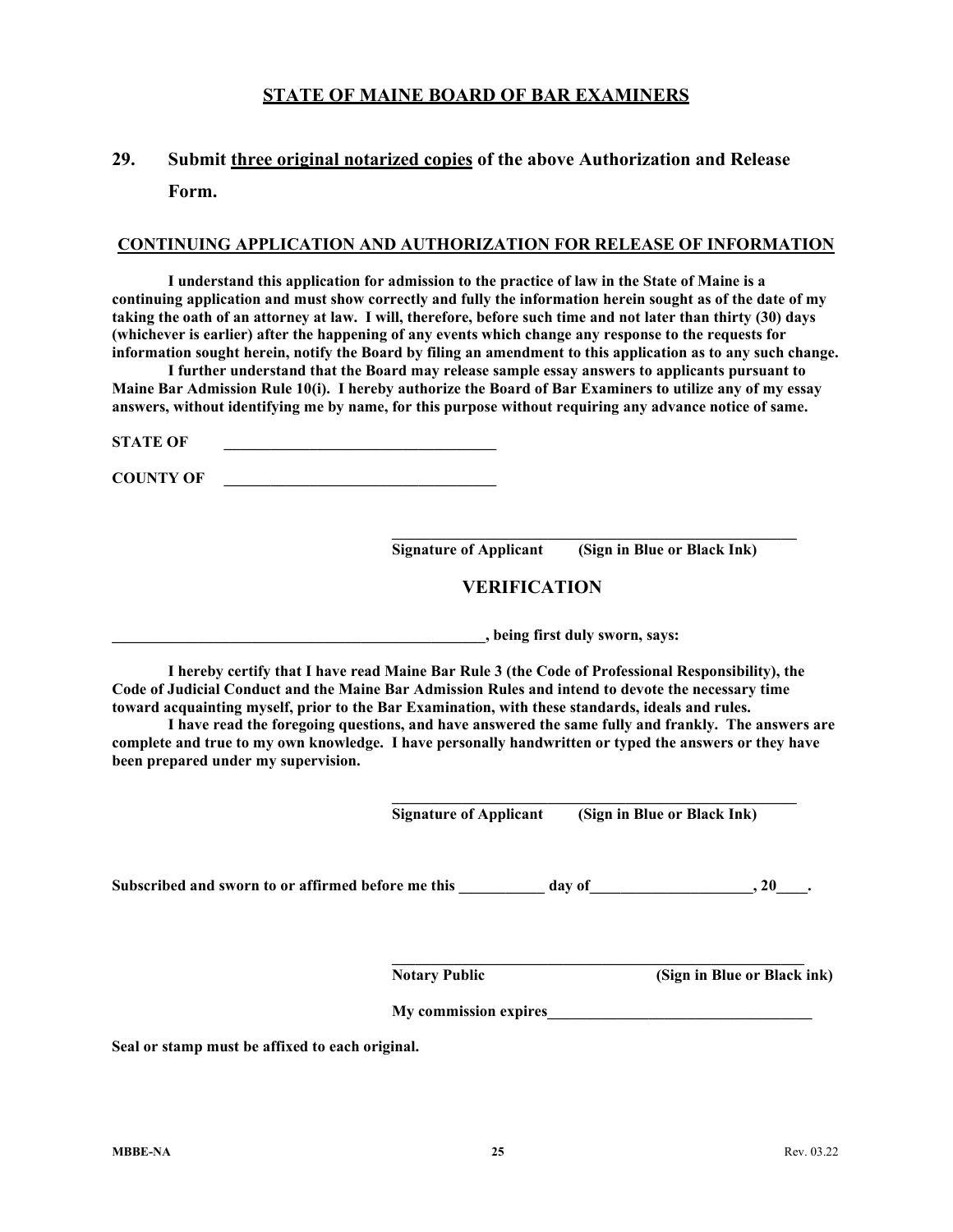## STATE OF MAINE BOARD OF BAR EXAMINERS

### 29. Submit <u>three original notarized copies</u> of the above Authorization and Release Form.

**CONTINUING APPLICATION AND AUTHORIZATION FOR RELEASE OF INFORMATION**

**I understand this application for admission to the practice of law in the State of Maine is a continuing application and must show correctly and fully the information herein sought as of the date of my taking the oath of an attorney at law. I will, therefore, before such time and not later than thirty (30) days (whichever is earlier) after the happening of any events which change any response to the requests for information sought herein, notify the Board by filing an amendment to this application as to any such change.**

**I further understand that the Board may release sample essay answers to applicants pursuant to Maine Bar Admission Rule 10(i). I hereby authorize the Board of Bar Examiners to utilize any of my essay answers, without identifying me by name, for this purpose without requiring any advance notice of same.**

**STATE OF** ___________________________________

**COUNTY OF** ___________________________________

_______________________________________________________
**Signature of Applicant (Sign in Blue or Black Ink)**

## VERIFICATION

**__________________________________________________, being first duly sworn, says:**

**I hereby certify that I have read Maine Bar Rule 3 (the Code of Professional Responsibility), the Code of Judicial Conduct and the Maine Bar Admission Rules and intend to devote the necessary time toward acquainting myself, prior to the Bar Examination, with these standards, ideals and rules.**

**I have read the foregoing questions, and have answered the same fully and frankly. The answers are complete and true to my own knowledge. I have personally handwritten or typed the answers or they have been prepared under my supervision.**

_______________________________________________________
**Signature of Applicant (Sign in Blue or Black Ink)**

**Subscribed and sworn to or affirmed before me this ___________ day of_____________________, 20____.**

_______________________________________________________
**Notary Public (Sign in Blue or Black ink)**

**My commission expires___________________________________**

**Seal or stamp must be affixed to each original.**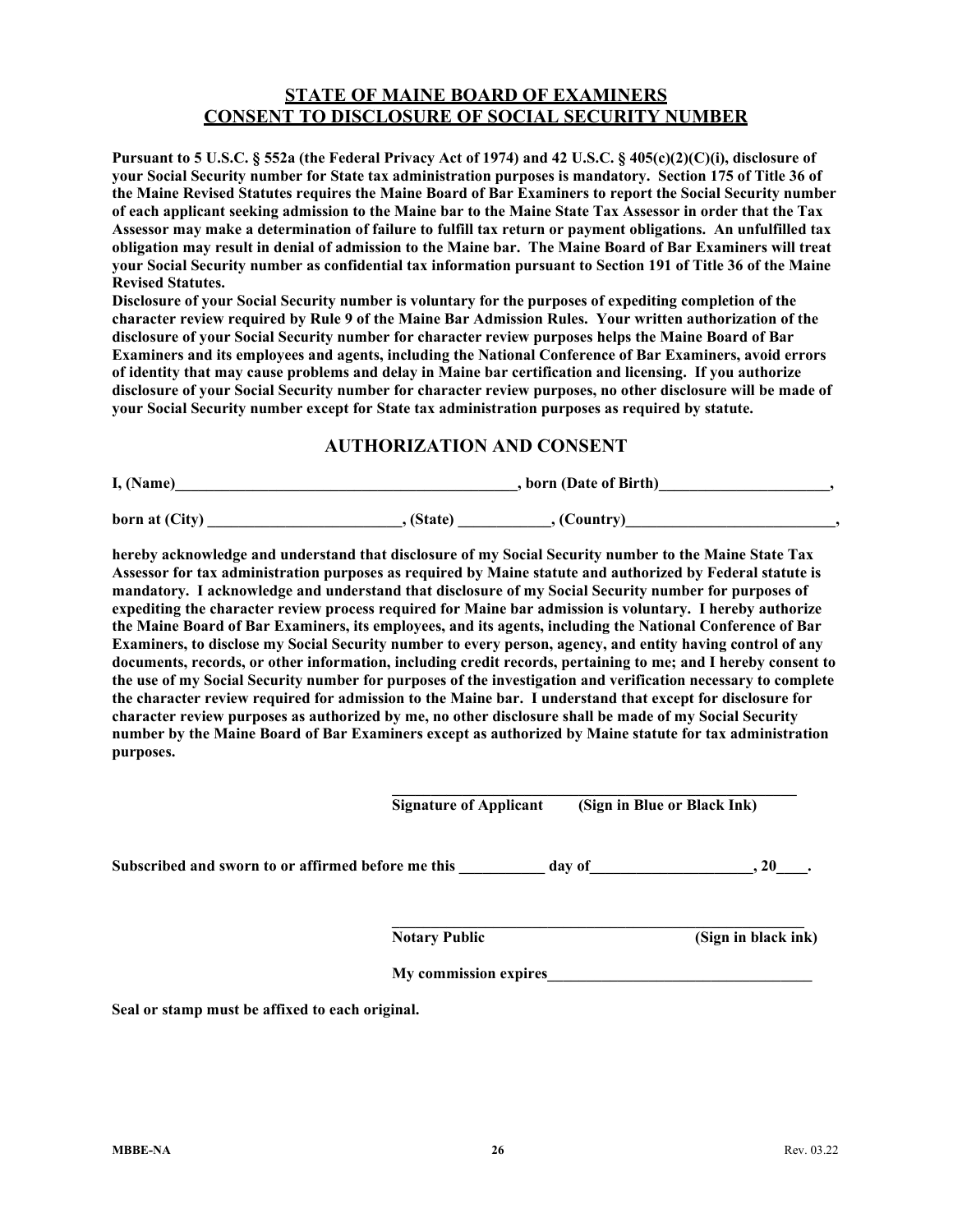## STATE OF MAINE BOARD OF EXAMINERS
## CONSENT TO DISCLOSURE OF SOCIAL SECURITY NUMBER

**Pursuant to 5 U.S.C. § 552a (the Federal Privacy Act of 1974) and 42 U.S.C. § 405(c)(2)(C)(i), disclosure of your Social Security number for State tax administration purposes is mandatory. Section 175 of Title 36 of the Maine Revised Statutes requires the Maine Board of Bar Examiners to report the Social Security number of each applicant seeking admission to the Maine bar to the Maine State Tax Assessor in order that the Tax Assessor may make a determination of failure to fulfill tax return or payment obligations. An unfulfilled tax obligation may result in denial of admission to the Maine bar. The Maine Board of Bar Examiners will treat your Social Security number as confidential tax information pursuant to Section 191 of Title 36 of the Maine Revised Statutes.**

**Disclosure of your Social Security number is voluntary for the purposes of expediting completion of the character review required by Rule 9 of the Maine Bar Admission Rules. Your written authorization of the disclosure of your Social Security number for character review purposes helps the Maine Board of Bar Examiners and its employees and agents, including the National Conference of Bar Examiners, avoid errors of identity that may cause problems and delay in Maine bar certification and licensing. If you authorize disclosure of your Social Security number for character review purposes, no other disclosure will be made of your Social Security number except for State tax administration purposes as required by statute.**

## AUTHORIZATION AND CONSENT

**I, (Name)\_\_\_\_\_\_\_\_\_\_\_\_\_\_\_\_\_\_\_\_\_\_\_\_\_\_\_\_\_\_\_\_\_\_\_\_\_\_\_\_\_\_, born (Date of Birth)\_\_\_\_\_\_\_\_\_\_\_\_\_\_\_\_\_\_\_\_\_,**

**born at (City) \_\_\_\_\_\_\_\_\_\_\_\_\_\_\_\_\_\_\_\_\_\_\_, (State) \_\_\_\_\_\_\_\_\_\_\_, (Country)\_\_\_\_\_\_\_\_\_\_\_\_\_\_\_\_\_\_\_\_\_\_\_\_\_\_,**

**hereby acknowledge and understand that disclosure of my Social Security number to the Maine State Tax Assessor for tax administration purposes as required by Maine statute and authorized by Federal statute is mandatory. I acknowledge and understand that disclosure of my Social Security number for purposes of expediting the character review process required for Maine bar admission is voluntary. I hereby authorize the Maine Board of Bar Examiners, its employees, and its agents, including the National Conference of Bar Examiners, to disclose my Social Security number to every person, agency, and entity having control of any documents, records, or other information, including credit records, pertaining to me; and I hereby consent to the use of my Social Security number for purposes of the investigation and verification necessary to complete the character review required for admission to the Maine bar. I understand that except for disclosure for character review purposes as authorized by me, no other disclosure shall be made of my Social Security number by the Maine Board of Bar Examiners except as authorized by Maine statute for tax administration purposes.**

\_\_\_\_\_\_\_\_\_\_\_\_\_\_\_\_\_\_\_\_\_\_\_\_\_\_\_\_\_\_\_\_\_\_\_\_\_\_\_\_\_\_\_\_\_\_\_\_
**Signature of Applicant (Sign in Blue or Black Ink)**

**Subscribed and sworn to or affirmed before me this \_\_\_\_\_\_\_\_\_\_ day of\_\_\_\_\_\_\_\_\_\_\_\_\_\_\_\_\_\_\_\_, 20\_\_\_\_.**

\_\_\_\_\_\_\_\_\_\_\_\_\_\_\_\_\_\_\_\_\_\_\_\_\_\_\_\_\_\_\_\_\_\_\_\_\_\_\_\_\_\_\_\_\_\_\_\_
**Notary Public (Sign in black ink)**

**My commission expires\_\_\_\_\_\_\_\_\_\_\_\_\_\_\_\_\_\_\_\_\_\_\_\_\_\_\_\_\_\_\_\_\_\_**

**Seal or stamp must be affixed to each original.**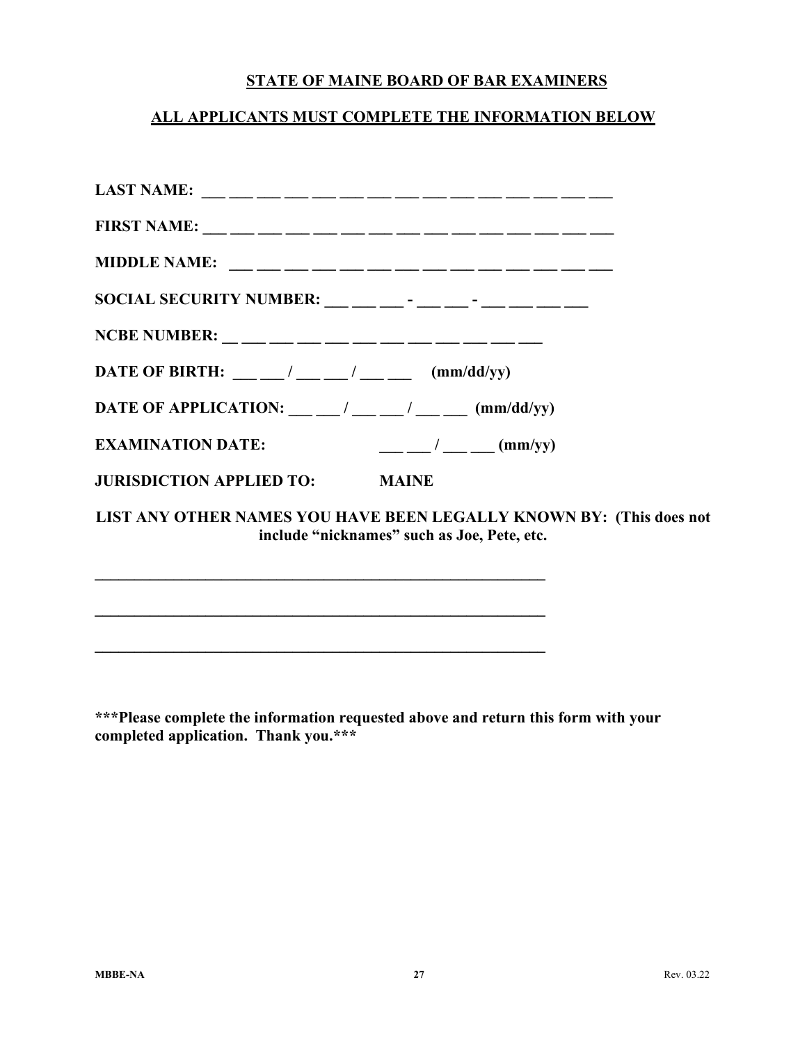**STATE OF MAINE BOARD OF BAR EXAMINERS**

**ALL APPLICANTS MUST COMPLETE THE INFORMATION BELOW**

**LAST NAME:** ___ ___ ___ ___ ___ ___ ___ ___ ___ ___ ___ ___ ___ ___ ___

**FIRST NAME:** ___ ___ ___ ___ ___ ___ ___ ___ ___ ___ ___ ___ ___ ___ ___

**MIDDLE NAME:** ___ ___ ___ ___ ___ ___ ___ ___ ___ ___ ___ ___ ___ ___

**SOCIAL SECURITY NUMBER:** ___ ___ ___ - ___ ___ - ___ ___ ___ ___

**NCBE NUMBER:** __ ___ ___ ___ ___ ___ ___ ___ ___ ___ ___ ___

**DATE OF BIRTH:** ___ ___ / ___ ___ / ___ ___ **(mm/dd/yy)**

**DATE OF APPLICATION:** ___ ___ / ___ ___ / ___ ___ **(mm/dd/yy)**

**EXAMINATION DATE:** ___ ___ / ___ ___ **(mm/yy)**

**JURISDICTION APPLIED TO: MAINE**

**LIST ANY OTHER NAMES YOU HAVE BEEN LEGALLY KNOWN BY: (This does not include "nicknames" such as Joe, Pete, etc.**

_____________________________________________________________

_____________________________________________________________

_____________________________________________________________

**\*\*\*Please complete the information requested above and return this form with your completed application. Thank you.\*\*\***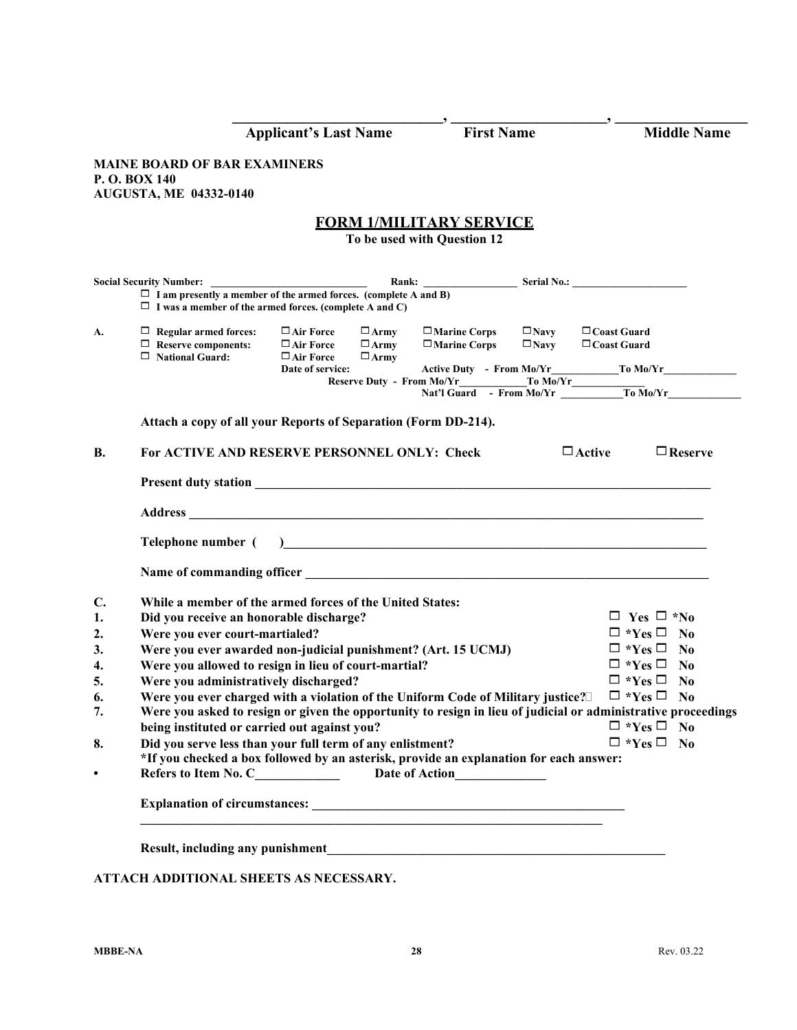\_\_\_\_\_\_\_\_\_\_\_\_\_\_\_\_\_\_\_\_\_\_\_\_\_\_\_\_\_\_, \_\_\_\_\_\_\_\_\_\_\_\_\_\_\_\_\_\_\_\_\_\_, \_\_\_\_\_\_\_\_\_\_\_\_\_\_\_\_\_\_

**Applicant's Last Name First Name Middle Name**

**MAINE BOARD OF BAR EXAMINERS**
**P. O. BOX 140**
**AUGUSTA, ME 04332-0140**

## FORM 1/MILITARY SERVICE

**To be used with Question 12**

**Social Security Number:** \_\_\_\_\_\_\_\_\_\_\_\_\_\_\_\_\_\_\_\_\_\_\_\_\_\_\_\_\_\_ **Rank:** \_\_\_\_\_\_\_\_\_\_\_\_\_\_\_\_\_\_ **Serial No.:** \_\_\_\_\_\_\_\_\_\_\_\_\_\_\_\_\_\_\_\_\_\_

☐ **I am presently a member of the armed forces. (complete A and B)**
☐ **I was a member of the armed forces. (complete A and C)**

**A.**
☐ **Regular armed forces:** ☐ **Air Force** ☐ **Army** ☐ **Marine Corps** ☐ **Navy** ☐ **Coast Guard**
☐ **Reserve components:** ☐ **Air Force** ☐ **Army** ☐ **Marine Corps** ☐ **Navy** ☐ **Coast Guard**
☐ **National Guard:** ☐ **Air Force** ☐ **Army**

**Date of service:**
**Active Duty - From Mo/Yr**\_\_\_\_\_\_\_\_\_\_\_\_**To Mo/Yr**\_\_\_\_\_\_\_\_\_\_\_\_\_\_
**Reserve Duty - From Mo/Yr**\_\_\_\_\_\_\_\_\_\_\_\_**To Mo/Yr**\_\_\_\_\_\_\_\_\_\_\_\_\_\_
**Nat'l Guard - From Mo/Yr** \_\_\_\_\_\_\_\_\_\_\_\_**To Mo/Yr**\_\_\_\_\_\_\_\_\_\_\_\_\_\_

**Attach a copy of all your Reports of Separation (Form DD-214).**

**B. For ACTIVE AND RESERVE PERSONNEL ONLY: Check** ☐ **Active** ☐ **Reserve**

**Present duty station** \_\_\_\_\_\_\_\_\_\_\_\_\_\_\_\_\_\_\_\_\_\_\_\_\_\_\_\_\_\_\_\_\_\_\_\_\_\_\_\_\_\_\_\_\_\_\_\_\_\_\_\_\_\_\_\_\_\_\_\_\_\_\_\_\_\_\_\_\_\_

**Address** \_\_\_\_\_\_\_\_\_\_\_\_\_\_\_\_\_\_\_\_\_\_\_\_\_\_\_\_\_\_\_\_\_\_\_\_\_\_\_\_\_\_\_\_\_\_\_\_\_\_\_\_\_\_\_\_\_\_\_\_\_\_\_\_\_\_\_\_\_\_\_\_\_\_\_\_\_\_\_

**Telephone number (   )**\_\_\_\_\_\_\_\_\_\_\_\_\_\_\_\_\_\_\_\_\_\_\_\_\_\_\_\_\_\_\_\_\_\_\_\_\_\_\_\_\_\_\_\_\_\_\_\_\_\_\_\_\_\_\_\_\_\_\_\_\_\_\_\_

**Name of commanding officer** \_\_\_\_\_\_\_\_\_\_\_\_\_\_\_\_\_\_\_\_\_\_\_\_\_\_\_\_\_\_\_\_\_\_\_\_\_\_\_\_\_\_\_\_\_\_\_\_\_\_\_\_\_\_\_\_\_\_\_\_\_\_\_\_

**C. While a member of the armed forces of the United States:**

| | | |
|---|---|---|
| **1.** | **Did you receive an honorable discharge?** | ☐ **Yes** ☐ ***No** |
| **2.** | **Were you ever court-martialed?** | ☐ ***Yes** ☐ **No** |
| **3.** | **Were you ever awarded non-judicial punishment? (Art. 15 UCMJ)** | ☐ ***Yes** ☐ **No** |
| **4.** | **Were you allowed to resign in lieu of court-martial?** | ☐ ***Yes** ☐ **No** |
| **5.** | **Were you administratively discharged?** | ☐ ***Yes** ☐ **No** |
| **6.** | **Were you ever charged with a violation of the Uniform Code of Military justice?** | ☐ ***Yes** ☐ **No** |
| **7.** | **Were you asked to resign or given the opportunity to resign in lieu of judicial or administrative proceedings being instituted or carried out against you?** | ☐ ***Yes** ☐ **No** |
| **8.** | **Did you serve less than your full term of any enlistment?** | ☐ ***Yes** ☐ **No** |

***If you checked a box followed by an asterisk, provide an explanation for each answer:**

- **Refers to Item No. C**\_\_\_\_\_\_\_\_\_\_\_\_\_ **Date of Action**\_\_\_\_\_\_\_\_\_\_\_\_\_\_

**Explanation of circumstances:** \_\_\_\_\_\_\_\_\_\_\_\_\_\_\_\_\_\_\_\_\_\_\_\_\_\_\_\_\_\_\_\_\_\_\_\_\_\_\_\_\_\_\_\_\_\_\_\_\_\_
\_\_\_\_\_\_\_\_\_\_\_\_\_\_\_\_\_\_\_\_\_\_\_\_\_\_\_\_\_\_\_\_\_\_\_\_\_\_\_\_\_\_\_\_\_\_\_\_\_\_\_\_\_\_\_\_\_\_\_\_\_\_\_\_\_\_\_\_\_\_\_\_\_\_

**Result, including any punishment**\_\_\_\_\_\_\_\_\_\_\_\_\_\_\_\_\_\_\_\_\_\_\_\_\_\_\_\_\_\_\_\_\_\_\_\_\_\_\_\_\_\_\_\_\_\_\_\_\_\_\_\_\_\_

**ATTACH ADDITIONAL SHEETS AS NECESSARY.**

**MBBE-NA** Rev. 03.22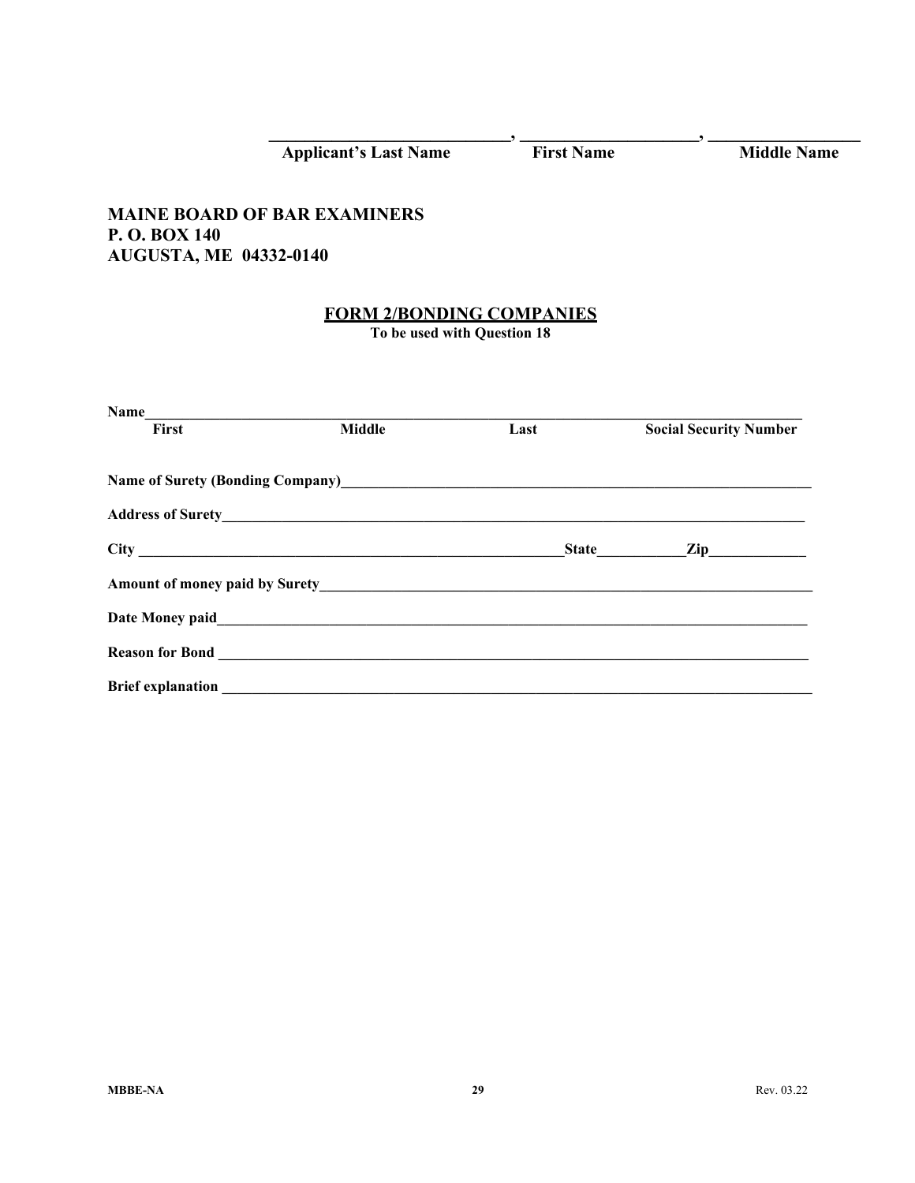_____________________________, _____________________, _________________
**Applicant's Last Name** **First Name** **Middle Name**

**MAINE BOARD OF BAR EXAMINERS**
**P. O. BOX 140**
**AUGUSTA, ME 04332-0140**

## FORM 2/BONDING COMPANIES

**To be used with Question 18**

**Name**_____________________________________________________________________________
**First** **Middle** **Last** **Social Security Number**

**Name of Surety (Bonding Company)**________________________________________________

**Address of Surety**_______________________________________________________________

**City** _____________________________________________**State**__________**Zip**____________

**Amount of money paid by Surety**__________________________________________________

**Date Money paid**_________________________________________________________________

**Reason for Bond** _________________________________________________________________

**Brief explanation** ________________________________________________________________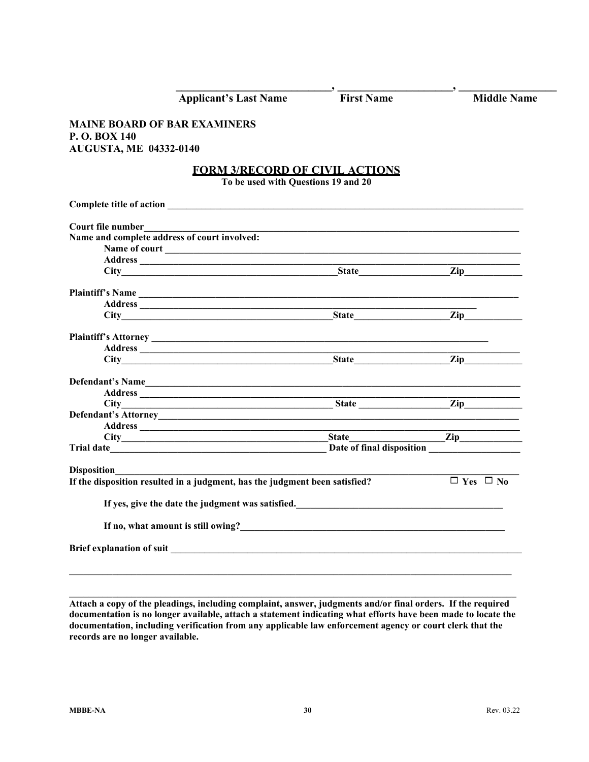**_______________________________, _____________________, __________________**
**Applicant's Last Name First Name Middle Name**

**MAINE BOARD OF BAR EXAMINERS**
**P. O. BOX 140**
**AUGUSTA, ME 04332-0140**

## FORM 3/RECORD OF CIVIL ACTIONS

**To be used with Questions 19 and 20**

**Complete title of action** ______________________________________________________________

**Court file number**______________________________________________________________

**Name and complete address of court involved:**

**Name of court** ______________________________________________________________

**Address** ______________________________________________________________

**City**_____________________________________ **State**_______________ **Zip**__________

**Plaintiff's Name** ______________________________________________________________

**Address** ______________________________________________________________

**City**_____________________________________ **State**_______________ **Zip**__________

**Plaintiff's Attorney** ______________________________________________________________

**Address** ______________________________________________________________

**City**_____________________________________ **State**_______________ **Zip**__________

**Defendant's Name**______________________________________________________________

**Address** ______________________________________________________________

**City**_____________________________________ **State** _______________ **Zip**__________

**Defendant's Attorney**______________________________________________________________

**Address** ______________________________________________________________

**City**_____________________________________ **State**_______________ **Zip**__________

**Trial date**_____________________________________ **Date of final disposition** _______________

**Disposition**______________________________________________________________

**If the disposition resulted in a judgment, has the judgment been satisfied?** ☐ **Yes** ☐ **No**

**If yes, give the date the judgment was satisfied.**_____________________________________

**If no, what amount is still owing?**_____________________________________

**Brief explanation of suit** ______________________________________________________________

______________________________________________________________________________

______________________________________________________________________________

**Attach a copy of the pleadings, including complaint, answer, judgments and/or final orders. If the required documentation is no longer available, attach a statement indicating what efforts have been made to locate the documentation, including verification from any applicable law enforcement agency or court clerk that the records are no longer available.**

MBBE-NA Rev. 03.22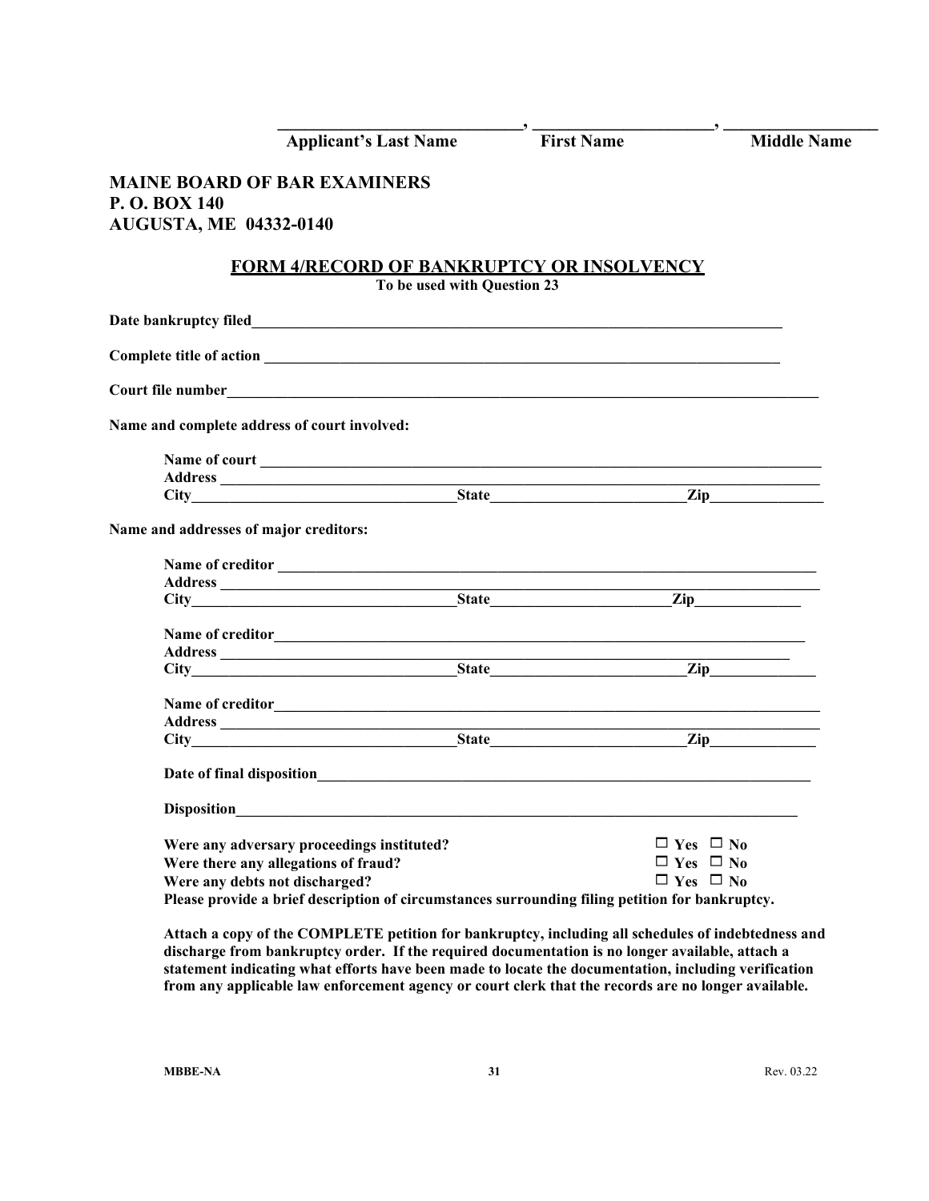_____________________________, _____________________, _________________
**Applicant's Last Name** **First Name** **Middle Name**

**MAINE BOARD OF BAR EXAMINERS**
**P. O. BOX 140**
**AUGUSTA, ME 04332-0140**

## FORM 4/RECORD OF BANKRUPTCY OR INSOLVENCY

**To be used with Question 23**

**Date bankruptcy filed**_________________________________________________________________________

**Complete title of action** ______________________________________________________________________

**Court file number**_____________________________________________________________________________

**Name and complete address of court involved:**

**Name of court** ______________________________________________________________________
**Address** ___________________________________________________________________________
**City**_________________________________ **State**________________________ **Zip**______________

**Name and addresses of major creditors:**

**Name of creditor** ____________________________________________________________________
**Address** ___________________________________________________________________________
**City**_________________________________ **State**______________________ **Zip**_____________

**Name of creditor**____________________________________________________________________
**Address** __________________________________________________________________________
**City**_________________________________ **State**________________________ **Zip**_____________

**Name of creditor**_____________________________________________________________________
**Address** ___________________________________________________________________________
**City**_________________________________ **State**________________________ **Zip**_____________

**Date of final disposition**_______________________________________________________________

**Disposition**___________________________________________________________________________

**Were any adversary proceedings instituted?** ☐ **Yes** ☐ **No**
**Were there any allegations of fraud?** ☐ **Yes** ☐ **No**
**Were any debts not discharged?** ☐ **Yes** ☐ **No**
**Please provide a brief description of circumstances surrounding filing petition for bankruptcy.**

**Attach a copy of the COMPLETE petition for bankruptcy, including all schedules of indebtedness and discharge from bankruptcy order. If the required documentation is no longer available, attach a statement indicating what efforts have been made to locate the documentation, including verification from any applicable law enforcement agency or court clerk that the records are no longer available.**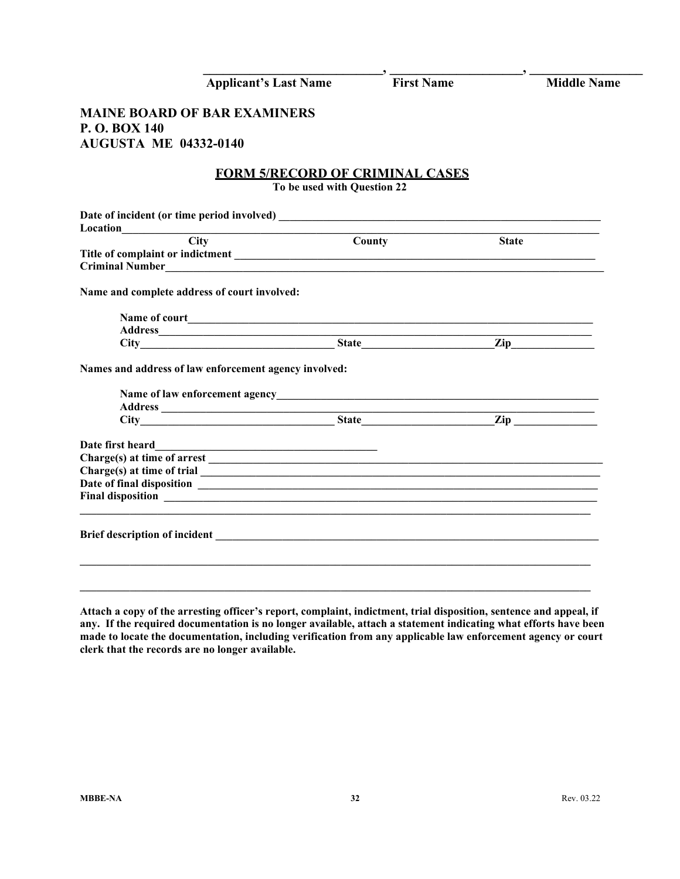\_\_\_\_\_\_\_\_\_\_\_\_\_\_\_\_\_\_\_\_\_\_\_\_\_\_\_\_\_, \_\_\_\_\_\_\_\_\_\_\_\_\_\_\_\_\_\_\_\_\_\_, \_\_\_\_\_\_\_\_\_\_\_\_\_\_\_\_\_\_

**Applicant's Last Name First Name Middle Name**

**MAINE BOARD OF BAR EXAMINERS**
**P. O. BOX 140**
**AUGUSTA ME 04332-0140**

## FORM 5/RECORD OF CRIMINAL CASES

**To be used with Question 22**

**Date of incident (or time period involved)** \_\_\_\_\_\_\_\_\_\_\_\_\_\_\_\_\_\_\_\_\_\_\_\_\_\_\_\_\_\_\_\_\_\_\_\_\_\_\_\_\_\_\_\_\_\_\_\_

**Location**\_\_\_\_\_\_\_\_\_\_\_\_\_\_\_\_\_\_\_\_\_\_\_\_\_\_\_\_\_\_\_\_\_\_\_\_\_\_\_\_\_\_\_\_\_\_\_\_\_\_\_\_\_\_\_\_\_\_\_\_\_\_\_\_\_\_\_\_\_\_\_\_\_

**City County State**

**Title of complaint or indictment** \_\_\_\_\_\_\_\_\_\_\_\_\_\_\_\_\_\_\_\_\_\_\_\_\_\_\_\_\_\_\_\_\_\_\_\_\_\_\_\_\_\_\_\_\_\_\_\_\_\_\_\_\_\_\_

**Criminal Number**\_\_\_\_\_\_\_\_\_\_\_\_\_\_\_\_\_\_\_\_\_\_\_\_\_\_\_\_\_\_\_\_\_\_\_\_\_\_\_\_\_\_\_\_\_\_\_\_\_\_\_\_\_\_\_\_\_\_\_\_\_\_\_\_\_\_\_\_

**Name and complete address of court involved:**

**Name of court**\_\_\_\_\_\_\_\_\_\_\_\_\_\_\_\_\_\_\_\_\_\_\_\_\_\_\_\_\_\_\_\_\_\_\_\_\_\_\_\_\_\_\_\_\_\_\_\_\_\_\_\_\_\_\_\_\_\_\_\_\_\_

**Address**\_\_\_\_\_\_\_\_\_\_\_\_\_\_\_\_\_\_\_\_\_\_\_\_\_\_\_\_\_\_\_\_\_\_\_\_\_\_\_\_\_\_\_\_\_\_\_\_\_\_\_\_\_\_\_\_\_\_\_\_\_\_\_\_\_\_\_

**City**\_\_\_\_\_\_\_\_\_\_\_\_\_\_\_\_\_\_\_\_\_\_\_\_\_\_\_\_\_\_ **State**\_\_\_\_\_\_\_\_\_\_\_\_\_\_\_\_\_\_\_\_ **Zip**\_\_\_\_\_\_\_\_\_\_\_\_\_

**Names and address of law enforcement agency involved:**

**Name of law enforcement agency**\_\_\_\_\_\_\_\_\_\_\_\_\_\_\_\_\_\_\_\_\_\_\_\_\_\_\_\_\_\_\_\_\_\_\_\_\_\_\_\_\_\_\_\_\_\_\_\_

**Address** \_\_\_\_\_\_\_\_\_\_\_\_\_\_\_\_\_\_\_\_\_\_\_\_\_\_\_\_\_\_\_\_\_\_\_\_\_\_\_\_\_\_\_\_\_\_\_\_\_\_\_\_\_\_\_\_\_\_\_\_\_\_\_\_\_\_

**City**\_\_\_\_\_\_\_\_\_\_\_\_\_\_\_\_\_\_\_\_\_\_\_\_\_\_\_\_\_\_ **State**\_\_\_\_\_\_\_\_\_\_\_\_\_\_\_\_\_\_\_\_ **Zip** \_\_\_\_\_\_\_\_\_\_\_\_\_

**Date first heard**\_\_\_\_\_\_\_\_\_\_\_\_\_\_\_\_\_\_\_\_\_\_\_\_\_\_\_\_\_\_\_\_\_\_\_\_\_

**Charge(s) at time of arrest** \_\_\_\_\_\_\_\_\_\_\_\_\_\_\_\_\_\_\_\_\_\_\_\_\_\_\_\_\_\_\_\_\_\_\_\_\_\_\_\_\_\_\_\_\_\_\_\_\_\_\_\_\_\_\_\_\_\_\_

**Charge(s) at time of trial** \_\_\_\_\_\_\_\_\_\_\_\_\_\_\_\_\_\_\_\_\_\_\_\_\_\_\_\_\_\_\_\_\_\_\_\_\_\_\_\_\_\_\_\_\_\_\_\_\_\_\_\_\_\_\_\_\_\_\_\_

**Date of final disposition** \_\_\_\_\_\_\_\_\_\_\_\_\_\_\_\_\_\_\_\_\_\_\_\_\_\_\_\_\_\_\_\_\_\_\_\_\_\_\_\_\_\_\_\_\_\_\_\_\_\_\_\_\_\_\_\_\_\_\_\_\_

**Final disposition** \_\_\_\_\_\_\_\_\_\_\_\_\_\_\_\_\_\_\_\_\_\_\_\_\_\_\_\_\_\_\_\_\_\_\_\_\_\_\_\_\_\_\_\_\_\_\_\_\_\_\_\_\_\_\_\_\_\_\_\_\_\_\_\_\_\_

\_\_\_\_\_\_\_\_\_\_\_\_\_\_\_\_\_\_\_\_\_\_\_\_\_\_\_\_\_\_\_\_\_\_\_\_\_\_\_\_\_\_\_\_\_\_\_\_\_\_\_\_\_\_\_\_\_\_\_\_\_\_\_\_\_\_\_\_\_\_\_\_\_\_\_\_\_\_\_\_\_\_

**Brief description of incident** \_\_\_\_\_\_\_\_\_\_\_\_\_\_\_\_\_\_\_\_\_\_\_\_\_\_\_\_\_\_\_\_\_\_\_\_\_\_\_\_\_\_\_\_\_\_\_\_\_\_\_\_\_\_\_\_\_\_\_

\_\_\_\_\_\_\_\_\_\_\_\_\_\_\_\_\_\_\_\_\_\_\_\_\_\_\_\_\_\_\_\_\_\_\_\_\_\_\_\_\_\_\_\_\_\_\_\_\_\_\_\_\_\_\_\_\_\_\_\_\_\_\_\_\_\_\_\_\_\_\_\_\_\_\_\_\_\_\_\_\_\_

\_\_\_\_\_\_\_\_\_\_\_\_\_\_\_\_\_\_\_\_\_\_\_\_\_\_\_\_\_\_\_\_\_\_\_\_\_\_\_\_\_\_\_\_\_\_\_\_\_\_\_\_\_\_\_\_\_\_\_\_\_\_\_\_\_\_\_\_\_\_\_\_\_\_\_\_\_\_\_\_\_\_

**Attach a copy of the arresting officer's report, complaint, indictment, trial disposition, sentence and appeal, if any. If the required documentation is no longer available, attach a statement indicating what efforts have been made to locate the documentation, including verification from any applicable law enforcement agency or court clerk that the records are no longer available.**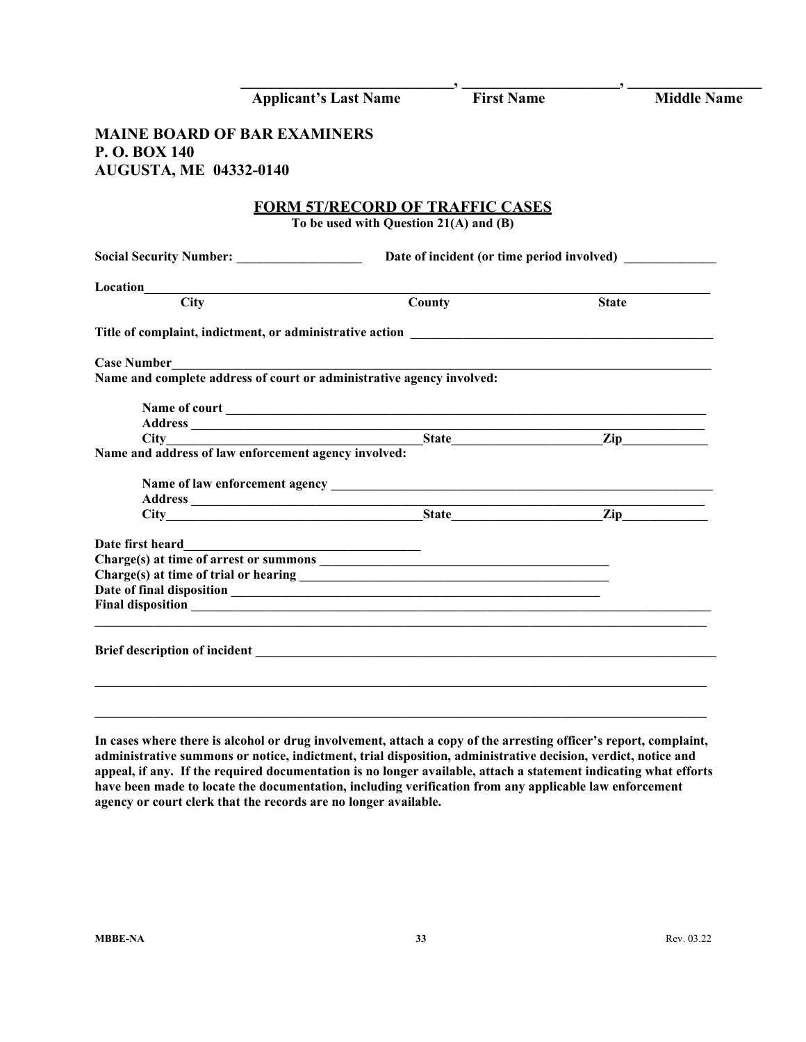\_\_\_\_\_\_\_\_\_\_\_\_\_\_\_\_\_\_\_\_\_\_\_\_\_\_\_\_\_\_, \_\_\_\_\_\_\_\_\_\_\_\_\_\_\_\_\_\_\_\_\_\_, \_\_\_\_\_\_\_\_\_\_\_\_\_\_\_\_\_\_

**Applicant's Last Name &nbsp;&nbsp;&nbsp;&nbsp; First Name &nbsp;&nbsp;&nbsp;&nbsp; Middle Name**

**MAINE BOARD OF BAR EXAMINERS**
**P. O. BOX 140**
**AUGUSTA, ME 04332-0140**

## FORM 5T/RECORD OF TRAFFIC CASES

**To be used with Question 21(A) and (B)**

**Social Security Number:** \_\_\_\_\_\_\_\_\_\_\_\_\_\_\_\_\_\_\_ **Date of incident (or time period involved)** \_\_\_\_\_\_\_\_\_\_\_\_\_\_

**Location**\_\_\_\_\_\_\_\_\_\_\_\_\_\_\_\_\_\_\_\_\_\_\_\_\_\_\_\_\_\_\_\_\_\_\_\_\_\_\_\_\_\_\_\_\_\_\_\_\_\_\_\_\_\_\_\_\_\_\_\_\_\_\_\_\_\_\_\_\_\_\_\_\_\_\_\_\_\_\_\_\_
**City &nbsp;&nbsp;&nbsp;&nbsp; County &nbsp;&nbsp;&nbsp;&nbsp; State**

**Title of complaint, indictment, or administrative action** \_\_\_\_\_\_\_\_\_\_\_\_\_\_\_\_\_\_\_\_\_\_\_\_\_\_\_\_\_\_\_\_\_\_\_\_\_\_\_\_\_\_\_\_\_

**Case Number**\_\_\_\_\_\_\_\_\_\_\_\_\_\_\_\_\_\_\_\_\_\_\_\_\_\_\_\_\_\_\_\_\_\_\_\_\_\_\_\_\_\_\_\_\_\_\_\_\_\_\_\_\_\_\_\_\_\_\_\_\_\_\_\_\_\_\_\_\_\_\_\_\_\_\_\_\_\_\_\_

**Name and complete address of court or administrative agency involved:**

**Name of court** \_\_\_\_\_\_\_\_\_\_\_\_\_\_\_\_\_\_\_\_\_\_\_\_\_\_\_\_\_\_\_\_\_\_\_\_\_\_\_\_\_\_\_\_\_\_\_\_\_\_\_\_\_\_\_\_\_\_\_\_\_\_\_\_\_\_\_\_\_\_\_\_\_\_\_
**Address** \_\_\_\_\_\_\_\_\_\_\_\_\_\_\_\_\_\_\_\_\_\_\_\_\_\_\_\_\_\_\_\_\_\_\_\_\_\_\_\_\_\_\_\_\_\_\_\_\_\_\_\_\_\_\_\_\_\_\_\_\_\_\_\_\_\_\_\_\_\_\_\_\_\_\_\_\_\_
**City**\_\_\_\_\_\_\_\_\_\_\_\_\_\_\_\_\_\_\_\_\_\_\_\_\_\_\_\_\_\_\_\_\_\_\_\_\_\_\_**State**\_\_\_\_\_\_\_\_\_\_\_\_\_\_\_\_\_\_\_\_\_\_\_**Zip**\_\_\_\_\_\_\_\_\_\_\_\_\_

**Name and address of law enforcement agency involved:**

**Name of law enforcement agency** \_\_\_\_\_\_\_\_\_\_\_\_\_\_\_\_\_\_\_\_\_\_\_\_\_\_\_\_\_\_\_\_\_\_\_\_\_\_\_\_\_\_\_\_\_\_\_\_\_\_\_\_\_\_\_\_\_\_\_\_
**Address** \_\_\_\_\_\_\_\_\_\_\_\_\_\_\_\_\_\_\_\_\_\_\_\_\_\_\_\_\_\_\_\_\_\_\_\_\_\_\_\_\_\_\_\_\_\_\_\_\_\_\_\_\_\_\_\_\_\_\_\_\_\_\_\_\_\_\_\_\_\_\_\_\_\_\_\_\_\_
**City**\_\_\_\_\_\_\_\_\_\_\_\_\_\_\_\_\_\_\_\_\_\_\_\_\_\_\_\_\_\_\_\_\_\_\_\_\_\_\_**State**\_\_\_\_\_\_\_\_\_\_\_\_\_\_\_\_\_\_\_\_\_\_\_**Zip**\_\_\_\_\_\_\_\_\_\_\_\_\_

**Date first heard**\_\_\_\_\_\_\_\_\_\_\_\_\_\_\_\_\_\_\_\_\_\_\_\_\_\_\_\_\_\_\_\_\_\_\_\_\_
**Charge(s) at time of arrest or summons** \_\_\_\_\_\_\_\_\_\_\_\_\_\_\_\_\_\_\_\_\_\_\_\_\_\_\_\_\_\_\_\_\_\_\_\_\_\_\_\_\_\_\_\_\_\_
**Charge(s) at time of trial or hearing** \_\_\_\_\_\_\_\_\_\_\_\_\_\_\_\_\_\_\_\_\_\_\_\_\_\_\_\_\_\_\_\_\_\_\_\_\_\_\_\_\_\_\_\_\_\_\_\_
**Date of final disposition** \_\_\_\_\_\_\_\_\_\_\_\_\_\_\_\_\_\_\_\_\_\_\_\_\_\_\_\_\_\_\_\_\_\_\_\_\_\_\_\_\_\_\_\_\_\_\_\_\_\_\_\_\_\_\_\_\_\_
**Final disposition** \_\_\_\_\_\_\_\_\_\_\_\_\_\_\_\_\_\_\_\_\_\_\_\_\_\_\_\_\_\_\_\_\_\_\_\_\_\_\_\_\_\_\_\_\_\_\_\_\_\_\_\_\_\_\_\_\_\_\_\_\_\_\_\_\_\_\_\_\_\_\_\_\_\_\_\_\_\_\_\_
\_\_\_\_\_\_\_\_\_\_\_\_\_\_\_\_\_\_\_\_\_\_\_\_\_\_\_\_\_\_\_\_\_\_\_\_\_\_\_\_\_\_\_\_\_\_\_\_\_\_\_\_\_\_\_\_\_\_\_\_\_\_\_\_\_\_\_\_\_\_\_\_\_\_\_\_\_\_\_\_\_\_\_\_\_\_\_\_\_\_\_\_\_

**Brief description of incident** \_\_\_\_\_\_\_\_\_\_\_\_\_\_\_\_\_\_\_\_\_\_\_\_\_\_\_\_\_\_\_\_\_\_\_\_\_\_\_\_\_\_\_\_\_\_\_\_\_\_\_\_\_\_\_\_\_\_\_\_\_\_\_\_\_\_\_\_\_\_\_\_
\_\_\_\_\_\_\_\_\_\_\_\_\_\_\_\_\_\_\_\_\_\_\_\_\_\_\_\_\_\_\_\_\_\_\_\_\_\_\_\_\_\_\_\_\_\_\_\_\_\_\_\_\_\_\_\_\_\_\_\_\_\_\_\_\_\_\_\_\_\_\_\_\_\_\_\_\_\_\_\_\_\_\_\_\_\_\_\_\_\_\_\_\_
\_\_\_\_\_\_\_\_\_\_\_\_\_\_\_\_\_\_\_\_\_\_\_\_\_\_\_\_\_\_\_\_\_\_\_\_\_\_\_\_\_\_\_\_\_\_\_\_\_\_\_\_\_\_\_\_\_\_\_\_\_\_\_\_\_\_\_\_\_\_\_\_\_\_\_\_\_\_\_\_\_\_\_\_\_\_\_\_\_\_\_\_\_

**In cases where there is alcohol or drug involvement, attach a copy of the arresting officer's report, complaint, administrative summons or notice, indictment, trial disposition, administrative decision, verdict, notice and appeal, if any. If the required documentation is no longer available, attach a statement indicating what efforts have been made to locate the documentation, including verification from any applicable law enforcement agency or court clerk that the records are no longer available.**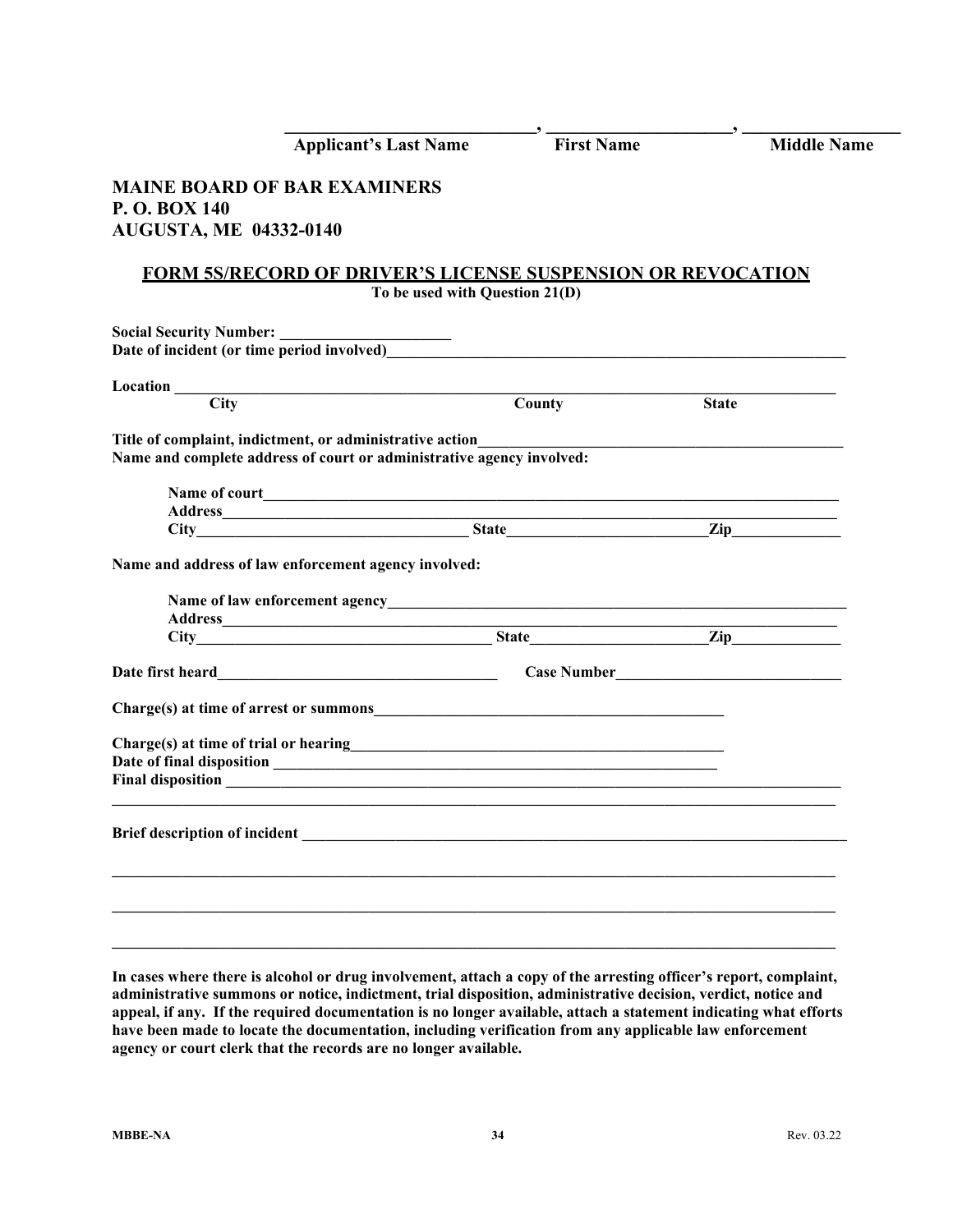_____________________________, _____________________, __________________
**Applicant's Last Name First Name Middle Name**

**MAINE BOARD OF BAR EXAMINERS**
**P. O. BOX 140**
**AUGUSTA, ME 04332-0140**

## FORM 5S/RECORD OF DRIVER'S LICENSE SUSPENSION OR REVOCATION

**To be used with Question 21(D)**

**Social Security Number:** ______________________

**Date of incident (or time period involved)**____________________________________________________________

**Location** _____________________________________________________________________________________
**City County State**

**Title of complaint, indictment, or administrative action**_______________________________________________

**Name and complete address of court or administrative agency involved:**

**Name of court**___________________________________________________________________________

**Address**_______________________________________________________________________________

**City**__________________________________ **State**_________________________ **Zip**______________

**Name and address of law enforcement agency involved:**

**Name of law enforcement agency**___________________________________________________________

**Address**_______________________________________________________________________________

**City**______________________________________ **State**______________________ **Zip**______________

**Date first heard**____________________________________ **Case Number**_____________________________

**Charge(s) at time of arrest or summons**______________________________________________

**Charge(s) at time of trial or hearing**_________________________________________________

**Date of final disposition** _____________________________________________________________

**Final disposition** _________________________________________________________________________
_______________________________________________________________________________________________

**Brief description of incident** _________________________________________________________________________

_______________________________________________________________________________________________

_______________________________________________________________________________________________

_______________________________________________________________________________________________

**In cases where there is alcohol or drug involvement, attach a copy of the arresting officer's report, complaint, administrative summons or notice, indictment, trial disposition, administrative decision, verdict, notice and appeal, if any. If the required documentation is no longer available, attach a statement indicating what efforts have been made to locate the documentation, including verification from any applicable law enforcement agency or court clerk that the records are no longer available.**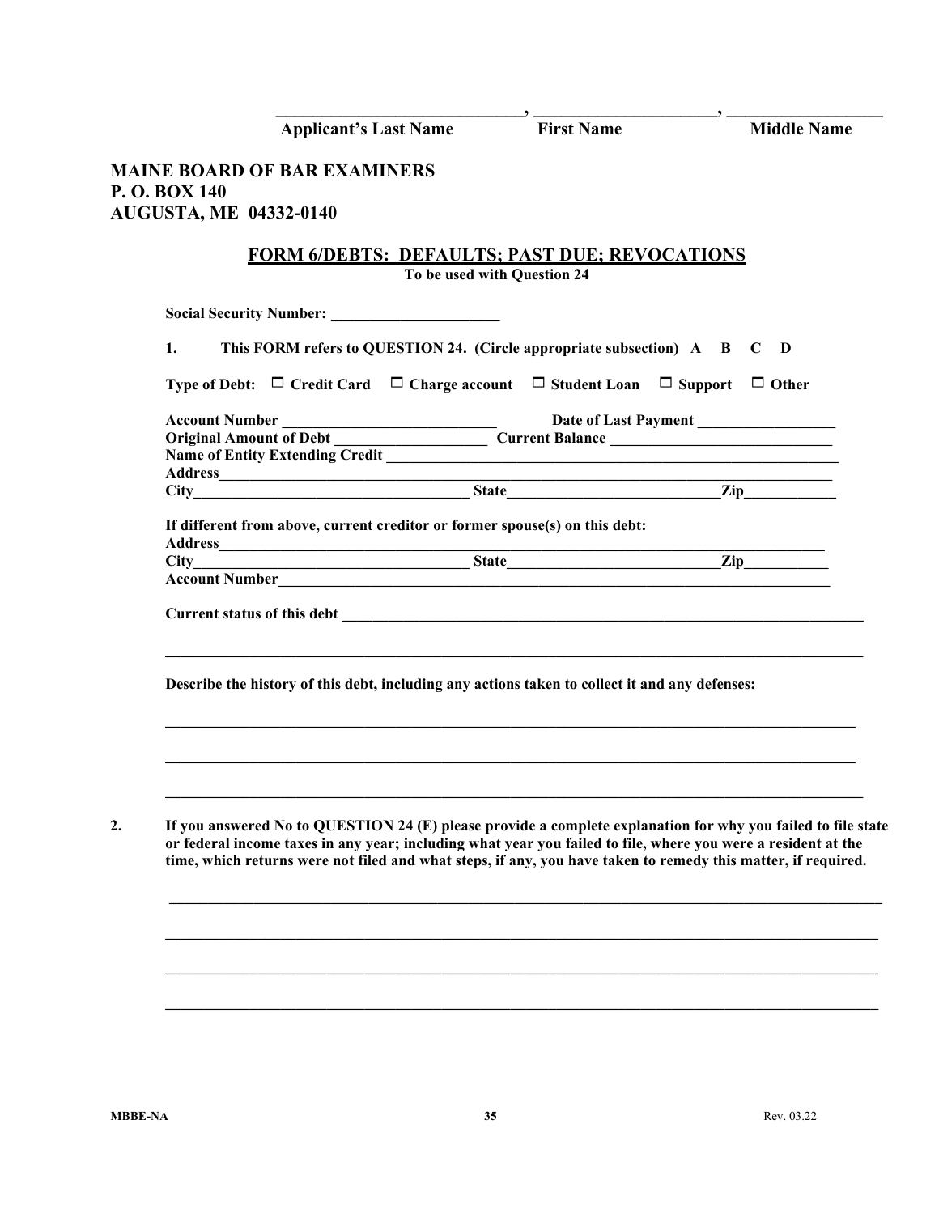**\_\_\_\_\_\_\_\_\_\_\_\_\_\_\_\_\_\_\_\_\_\_\_\_\_\_\_\_\_\_, \_\_\_\_\_\_\_\_\_\_\_\_\_\_\_\_\_\_\_\_\_\_, \_\_\_\_\_\_\_\_\_\_\_\_\_\_\_\_\_\_\_**
**Applicant's Last Name First Name Middle Name**

**MAINE BOARD OF BAR EXAMINERS**
**P. O. BOX 140**
**AUGUSTA, ME 04332-0140**

## FORM 6/DEBTS: DEFAULTS; PAST DUE; REVOCATIONS

**To be used with Question 24**

**Social Security Number: \_\_\_\_\_\_\_\_\_\_\_\_\_\_\_\_\_\_\_\_\_\_\_**

**1. This FORM refers to QUESTION 24. (Circle appropriate subsection) A B C D**

**Type of Debt:** ☐ **Credit Card** ☐ **Charge account** ☐ **Student Loan** ☐ **Support** ☐ **Other**

**Account Number \_\_\_\_\_\_\_\_\_\_\_\_\_\_\_\_\_\_\_\_\_\_\_\_\_\_\_\_\_ Date of Last Payment \_\_\_\_\_\_\_\_\_\_\_\_\_\_\_\_\_\_\_**
**Original Amount of Debt \_\_\_\_\_\_\_\_\_\_\_\_\_\_\_\_\_\_\_\_ Current Balance \_\_\_\_\_\_\_\_\_\_\_\_\_\_\_\_\_\_\_\_\_\_\_\_\_\_\_\_\_\_**
**Name of Entity Extending Credit \_\_\_\_\_\_\_\_\_\_\_\_\_\_\_\_\_\_\_\_\_\_\_\_\_\_\_\_\_\_\_\_\_\_\_\_\_\_\_\_\_\_\_\_\_\_\_\_\_\_\_\_\_\_\_\_\_\_\_\_\_\_**
**Address\_\_\_\_\_\_\_\_\_\_\_\_\_\_\_\_\_\_\_\_\_\_\_\_\_\_\_\_\_\_\_\_\_\_\_\_\_\_\_\_\_\_\_\_\_\_\_\_\_\_\_\_\_\_\_\_\_\_\_\_\_\_\_\_\_\_\_\_\_\_\_\_\_\_\_\_\_\_**
**City\_\_\_\_\_\_\_\_\_\_\_\_\_\_\_\_\_\_\_\_\_\_\_\_\_\_\_\_\_\_\_\_\_\_\_\_\_\_ State\_\_\_\_\_\_\_\_\_\_\_\_\_\_\_\_\_\_\_\_\_\_\_\_\_\_\_\_\_Zip\_\_\_\_\_\_\_\_\_\_\_\_\_**

**If different from above, current creditor or former spouse(s) on this debt:**
**Address\_\_\_\_\_\_\_\_\_\_\_\_\_\_\_\_\_\_\_\_\_\_\_\_\_\_\_\_\_\_\_\_\_\_\_\_\_\_\_\_\_\_\_\_\_\_\_\_\_\_\_\_\_\_\_\_\_\_\_\_\_\_\_\_\_\_\_\_\_\_\_\_\_\_\_\_\_**
**City\_\_\_\_\_\_\_\_\_\_\_\_\_\_\_\_\_\_\_\_\_\_\_\_\_\_\_\_\_\_\_\_\_\_\_\_\_\_ State\_\_\_\_\_\_\_\_\_\_\_\_\_\_\_\_\_\_\_\_\_\_\_\_\_\_\_\_\_Zip\_\_\_\_\_\_\_\_\_\_\_\_**
**Account Number\_\_\_\_\_\_\_\_\_\_\_\_\_\_\_\_\_\_\_\_\_\_\_\_\_\_\_\_\_\_\_\_\_\_\_\_\_\_\_\_\_\_\_\_\_\_\_\_\_\_\_\_\_\_\_\_\_\_\_\_\_\_\_\_\_\_\_\_\_\_\_**

**Current status of this debt \_\_\_\_\_\_\_\_\_\_\_\_\_\_\_\_\_\_\_\_\_\_\_\_\_\_\_\_\_\_\_\_\_\_\_\_\_\_\_\_\_\_\_\_\_\_\_\_\_\_\_\_\_\_\_\_\_\_\_\_\_\_\_\_\_\_\_\_\_\_**

\_\_\_\_\_\_\_\_\_\_\_\_\_\_\_\_\_\_\_\_\_\_\_\_\_\_\_\_\_\_\_\_\_\_\_\_\_\_\_\_\_\_\_\_\_\_\_\_\_\_\_\_\_\_\_\_\_\_\_\_\_\_\_\_\_\_\_\_\_\_\_\_\_\_\_\_\_\_\_\_\_\_\_\_\_\_\_\_\_\_\_\_\_

**Describe the history of this debt, including any actions taken to collect it and any defenses:**

\_\_\_\_\_\_\_\_\_\_\_\_\_\_\_\_\_\_\_\_\_\_\_\_\_\_\_\_\_\_\_\_\_\_\_\_\_\_\_\_\_\_\_\_\_\_\_\_\_\_\_\_\_\_\_\_\_\_\_\_\_\_\_\_\_\_\_\_\_\_\_\_\_\_\_\_\_\_\_\_\_\_\_\_\_\_\_\_\_\_\_\_

\_\_\_\_\_\_\_\_\_\_\_\_\_\_\_\_\_\_\_\_\_\_\_\_\_\_\_\_\_\_\_\_\_\_\_\_\_\_\_\_\_\_\_\_\_\_\_\_\_\_\_\_\_\_\_\_\_\_\_\_\_\_\_\_\_\_\_\_\_\_\_\_\_\_\_\_\_\_\_\_\_\_\_\_\_\_\_\_\_\_\_\_

\_\_\_\_\_\_\_\_\_\_\_\_\_\_\_\_\_\_\_\_\_\_\_\_\_\_\_\_\_\_\_\_\_\_\_\_\_\_\_\_\_\_\_\_\_\_\_\_\_\_\_\_\_\_\_\_\_\_\_\_\_\_\_\_\_\_\_\_\_\_\_\_\_\_\_\_\_\_\_\_\_\_\_\_\_\_\_\_\_\_\_\_\_

**2. If you answered No to QUESTION 24 (E) please provide a complete explanation for why you failed to file state or federal income taxes in any year; including what year you failed to file, where you were a resident at the time, which returns were not filed and what steps, if any, you have taken to remedy this matter, if required.**

\_\_\_\_\_\_\_\_\_\_\_\_\_\_\_\_\_\_\_\_\_\_\_\_\_\_\_\_\_\_\_\_\_\_\_\_\_\_\_\_\_\_\_\_\_\_\_\_\_\_\_\_\_\_\_\_\_\_\_\_\_\_\_\_\_\_\_\_\_\_\_\_\_\_\_\_\_\_\_\_\_\_\_\_\_\_\_\_\_\_\_\_\_\_

\_\_\_\_\_\_\_\_\_\_\_\_\_\_\_\_\_\_\_\_\_\_\_\_\_\_\_\_\_\_\_\_\_\_\_\_\_\_\_\_\_\_\_\_\_\_\_\_\_\_\_\_\_\_\_\_\_\_\_\_\_\_\_\_\_\_\_\_\_\_\_\_\_\_\_\_\_\_\_\_\_\_\_\_\_\_\_\_\_\_\_\_\_\_

\_\_\_\_\_\_\_\_\_\_\_\_\_\_\_\_\_\_\_\_\_\_\_\_\_\_\_\_\_\_\_\_\_\_\_\_\_\_\_\_\_\_\_\_\_\_\_\_\_\_\_\_\_\_\_\_\_\_\_\_\_\_\_\_\_\_\_\_\_\_\_\_\_\_\_\_\_\_\_\_\_\_\_\_\_\_\_\_\_\_\_\_\_\_

\_\_\_\_\_\_\_\_\_\_\_\_\_\_\_\_\_\_\_\_\_\_\_\_\_\_\_\_\_\_\_\_\_\_\_\_\_\_\_\_\_\_\_\_\_\_\_\_\_\_\_\_\_\_\_\_\_\_\_\_\_\_\_\_\_\_\_\_\_\_\_\_\_\_\_\_\_\_\_\_\_\_\_\_\_\_\_\_\_\_\_\_\_\_

MBBE-NA Rev. 03.22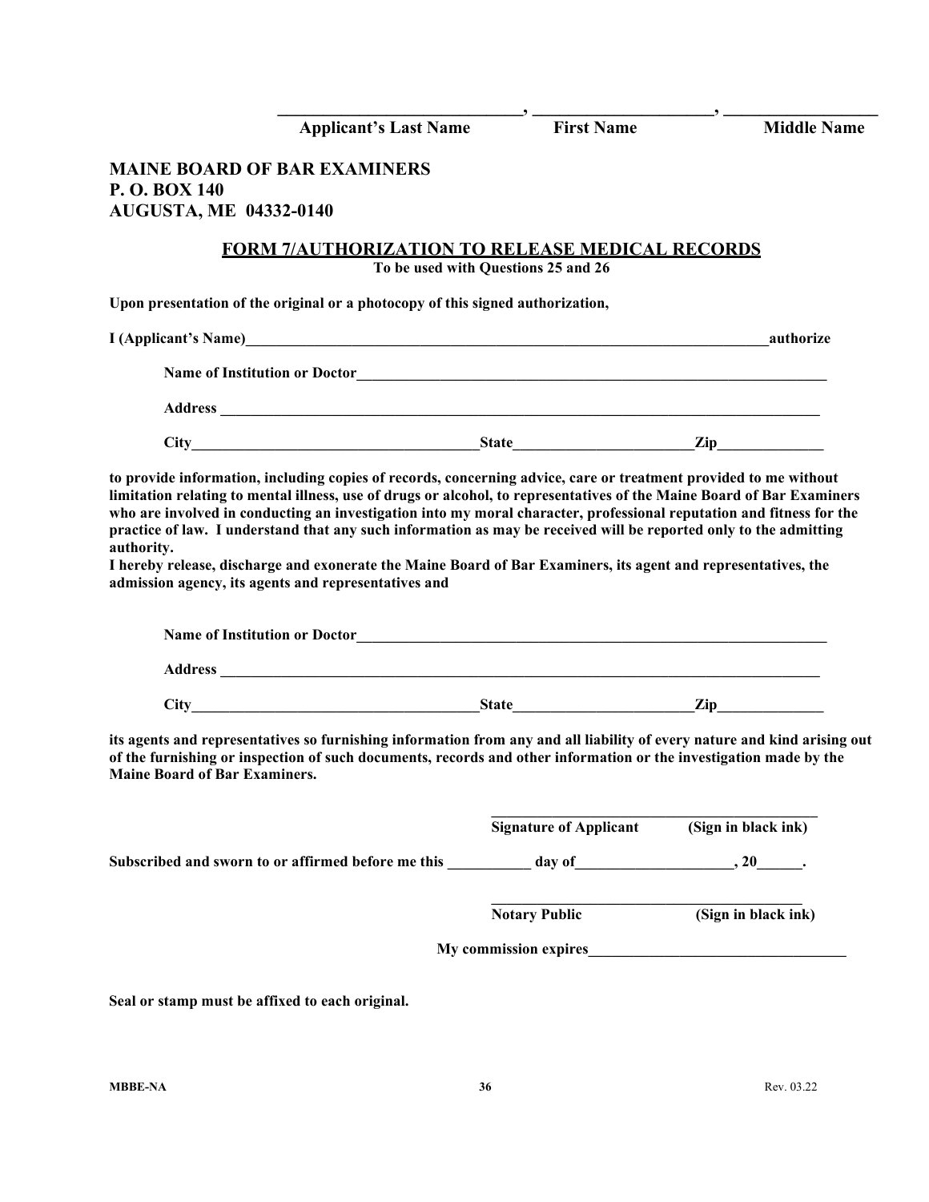_____________________________, _____________________, __________________
**Applicant's Last Name First Name Middle Name**

**MAINE BOARD OF BAR EXAMINERS**
**P. O. BOX 140**
**AUGUSTA, ME 04332-0140**

## FORM 7/AUTHORIZATION TO RELEASE MEDICAL RECORDS

**To be used with Questions 25 and 26**

**Upon presentation of the original or a photocopy of this signed authorization,**

**I (Applicant's Name)__________________________________________________________________________authorize**

**Name of Institution or Doctor_________________________________________________________________**

**Address _______________________________________________________________________________**

**City_____________________________________State_______________________Zip_____________**

**to provide information, including copies of records, concerning advice, care or treatment provided to me without limitation relating to mental illness, use of drugs or alcohol, to representatives of the Maine Board of Bar Examiners who are involved in conducting an investigation into my moral character, professional reputation and fitness for the practice of law. I understand that any such information as may be received will be reported only to the admitting authority.**

**I hereby release, discharge and exonerate the Maine Board of Bar Examiners, its agent and representatives, the admission agency, its agents and representatives and**

**Name of Institution or Doctor_________________________________________________________________**

**Address _______________________________________________________________________________**

**City_____________________________________State_______________________Zip_____________**

**its agents and representatives so furnishing information from any and all liability of every nature and kind arising out of the furnishing or inspection of such documents, records and other information or the investigation made by the Maine Board of Bar Examiners.**

__________________________________________
**Signature of Applicant (Sign in black ink)**

**Subscribed and sworn to or affirmed before me this ___________ day of____________________, 20______.**

__________________________________________
**Notary Public (Sign in black ink)**

**My commission expires__________________________________**

**Seal or stamp must be affixed to each original.**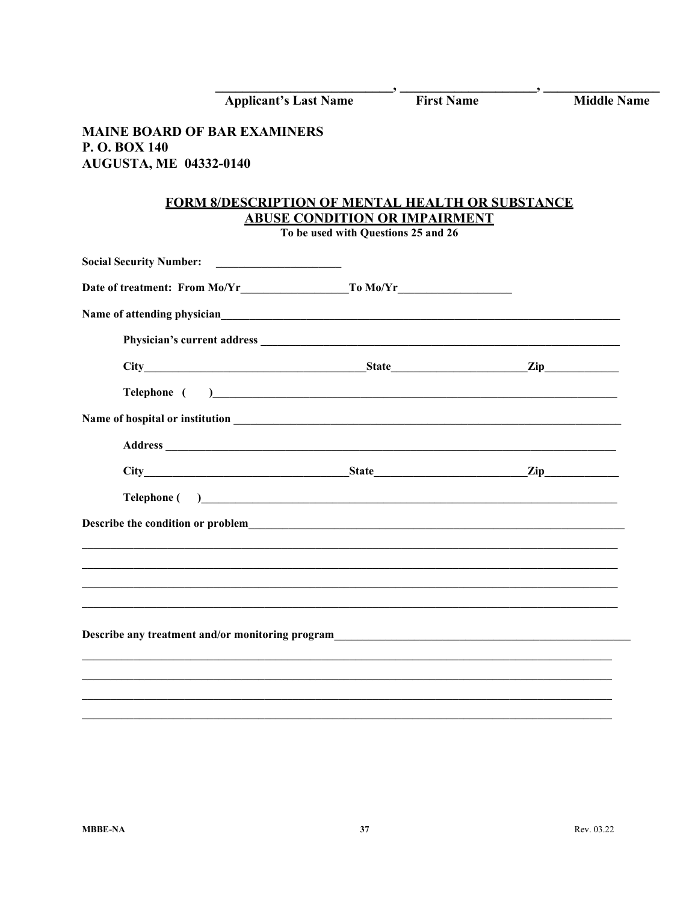\_\_\_\_\_\_\_\_\_\_\_\_\_\_\_\_\_\_\_\_\_\_\_\_\_\_\_\_, \_\_\_\_\_\_\_\_\_\_\_\_\_\_\_\_\_\_\_\_\_\_\_, \_\_\_\_\_\_\_\_\_\_\_\_\_\_\_\_\_\_\_
**Applicant's Last Name** **First Name** **Middle Name**

**MAINE BOARD OF BAR EXAMINERS**
**P. O. BOX 140**
**AUGUSTA, ME 04332-0140**

## FORM 8/DESCRIPTION OF MENTAL HEALTH OR SUBSTANCE ABUSE CONDITION OR IMPAIRMENT

**To be used with Questions 25 and 26**

**Social Security Number:** \_\_\_\_\_\_\_\_\_\_\_\_\_\_\_\_\_\_\_\_\_\_

**Date of treatment: From Mo/Yr**\_\_\_\_\_\_\_\_\_\_\_\_\_\_\_\_\_\_\_**To Mo/Yr**\_\_\_\_\_\_\_\_\_\_\_\_\_\_\_\_\_\_\_\_

**Name of attending physician**\_\_\_\_\_\_\_\_\_\_\_\_\_\_\_\_\_\_\_\_\_\_\_\_\_\_\_\_\_\_\_\_\_\_\_\_\_\_\_\_\_\_\_\_\_\_\_\_\_\_\_\_\_\_\_\_\_\_\_\_\_\_\_\_\_\_\_\_\_\_\_\_

**Physician's current address** \_\_\_\_\_\_\_\_\_\_\_\_\_\_\_\_\_\_\_\_\_\_\_\_\_\_\_\_\_\_\_\_\_\_\_\_\_\_\_\_\_\_\_\_\_\_\_\_\_\_\_\_\_\_\_\_\_\_\_\_\_\_\_

**City**\_\_\_\_\_\_\_\_\_\_\_\_\_\_\_\_\_\_\_\_\_\_\_\_\_\_\_\_\_\_\_\_\_\_\_\_\_\_\_\_**State**\_\_\_\_\_\_\_\_\_\_\_\_\_\_\_\_\_\_\_\_\_\_\_\_**Zip**\_\_\_\_\_\_\_\_\_\_\_\_\_

**Telephone (   )**\_\_\_\_\_\_\_\_\_\_\_\_\_\_\_\_\_\_\_\_\_\_\_\_\_\_\_\_\_\_\_\_\_\_\_\_\_\_\_\_\_\_\_\_\_\_\_\_\_\_\_\_\_\_\_\_\_\_\_\_\_\_\_\_\_\_\_\_\_\_\_\_\_

**Name of hospital or institution** \_\_\_\_\_\_\_\_\_\_\_\_\_\_\_\_\_\_\_\_\_\_\_\_\_\_\_\_\_\_\_\_\_\_\_\_\_\_\_\_\_\_\_\_\_\_\_\_\_\_\_\_\_\_\_\_\_\_\_\_\_\_\_\_\_\_\_\_

**Address** \_\_\_\_\_\_\_\_\_\_\_\_\_\_\_\_\_\_\_\_\_\_\_\_\_\_\_\_\_\_\_\_\_\_\_\_\_\_\_\_\_\_\_\_\_\_\_\_\_\_\_\_\_\_\_\_\_\_\_\_\_\_\_\_\_\_\_\_\_\_\_\_\_\_\_\_\_\_

**City**\_\_\_\_\_\_\_\_\_\_\_\_\_\_\_\_\_\_\_\_\_\_\_\_\_\_\_\_\_\_\_\_\_\_\_\_\_\_**State**\_\_\_\_\_\_\_\_\_\_\_\_\_\_\_\_\_\_\_\_\_\_\_\_\_\_\_**Zip**\_\_\_\_\_\_\_\_\_\_\_\_\_

**Telephone (   )**\_\_\_\_\_\_\_\_\_\_\_\_\_\_\_\_\_\_\_\_\_\_\_\_\_\_\_\_\_\_\_\_\_\_\_\_\_\_\_\_\_\_\_\_\_\_\_\_\_\_\_\_\_\_\_\_\_\_\_\_\_\_\_\_\_\_\_\_\_\_\_\_\_

**Describe the condition or problem**\_\_\_\_\_\_\_\_\_\_\_\_\_\_\_\_\_\_\_\_\_\_\_\_\_\_\_\_\_\_\_\_\_\_\_\_\_\_\_\_\_\_\_\_\_\_\_\_\_\_\_\_\_\_\_\_\_\_\_\_\_\_\_\_\_

\_\_\_\_\_\_\_\_\_\_\_\_\_\_\_\_\_\_\_\_\_\_\_\_\_\_\_\_\_\_\_\_\_\_\_\_\_\_\_\_\_\_\_\_\_\_\_\_\_\_\_\_\_\_\_\_\_\_\_\_\_\_\_\_\_\_\_\_\_\_\_\_\_\_\_\_\_\_\_\_\_\_\_\_\_\_\_\_\_\_\_\_

\_\_\_\_\_\_\_\_\_\_\_\_\_\_\_\_\_\_\_\_\_\_\_\_\_\_\_\_\_\_\_\_\_\_\_\_\_\_\_\_\_\_\_\_\_\_\_\_\_\_\_\_\_\_\_\_\_\_\_\_\_\_\_\_\_\_\_\_\_\_\_\_\_\_\_\_\_\_\_\_\_\_\_\_\_\_\_\_\_\_\_\_

\_\_\_\_\_\_\_\_\_\_\_\_\_\_\_\_\_\_\_\_\_\_\_\_\_\_\_\_\_\_\_\_\_\_\_\_\_\_\_\_\_\_\_\_\_\_\_\_\_\_\_\_\_\_\_\_\_\_\_\_\_\_\_\_\_\_\_\_\_\_\_\_\_\_\_\_\_\_\_\_\_\_\_\_\_\_\_\_\_\_\_\_

\_\_\_\_\_\_\_\_\_\_\_\_\_\_\_\_\_\_\_\_\_\_\_\_\_\_\_\_\_\_\_\_\_\_\_\_\_\_\_\_\_\_\_\_\_\_\_\_\_\_\_\_\_\_\_\_\_\_\_\_\_\_\_\_\_\_\_\_\_\_\_\_\_\_\_\_\_\_\_\_\_\_\_\_\_\_\_\_\_\_\_\_

**Describe any treatment and/or monitoring program**\_\_\_\_\_\_\_\_\_\_\_\_\_\_\_\_\_\_\_\_\_\_\_\_\_\_\_\_\_\_\_\_\_\_\_\_\_\_\_\_\_\_\_\_\_\_\_\_\_\_\_\_

\_\_\_\_\_\_\_\_\_\_\_\_\_\_\_\_\_\_\_\_\_\_\_\_\_\_\_\_\_\_\_\_\_\_\_\_\_\_\_\_\_\_\_\_\_\_\_\_\_\_\_\_\_\_\_\_\_\_\_\_\_\_\_\_\_\_\_\_\_\_\_\_\_\_\_\_\_\_\_\_\_\_\_\_\_\_\_\_\_\_\_\_

\_\_\_\_\_\_\_\_\_\_\_\_\_\_\_\_\_\_\_\_\_\_\_\_\_\_\_\_\_\_\_\_\_\_\_\_\_\_\_\_\_\_\_\_\_\_\_\_\_\_\_\_\_\_\_\_\_\_\_\_\_\_\_\_\_\_\_\_\_\_\_\_\_\_\_\_\_\_\_\_\_\_\_\_\_\_\_\_\_\_\_\_

\_\_\_\_\_\_\_\_\_\_\_\_\_\_\_\_\_\_\_\_\_\_\_\_\_\_\_\_\_\_\_\_\_\_\_\_\_\_\_\_\_\_\_\_\_\_\_\_\_\_\_\_\_\_\_\_\_\_\_\_\_\_\_\_\_\_\_\_\_\_\_\_\_\_\_\_\_\_\_\_\_\_\_\_\_\_\_\_\_\_\_\_

\_\_\_\_\_\_\_\_\_\_\_\_\_\_\_\_\_\_\_\_\_\_\_\_\_\_\_\_\_\_\_\_\_\_\_\_\_\_\_\_\_\_\_\_\_\_\_\_\_\_\_\_\_\_\_\_\_\_\_\_\_\_\_\_\_\_\_\_\_\_\_\_\_\_\_\_\_\_\_\_\_\_\_\_\_\_\_\_\_\_\_\_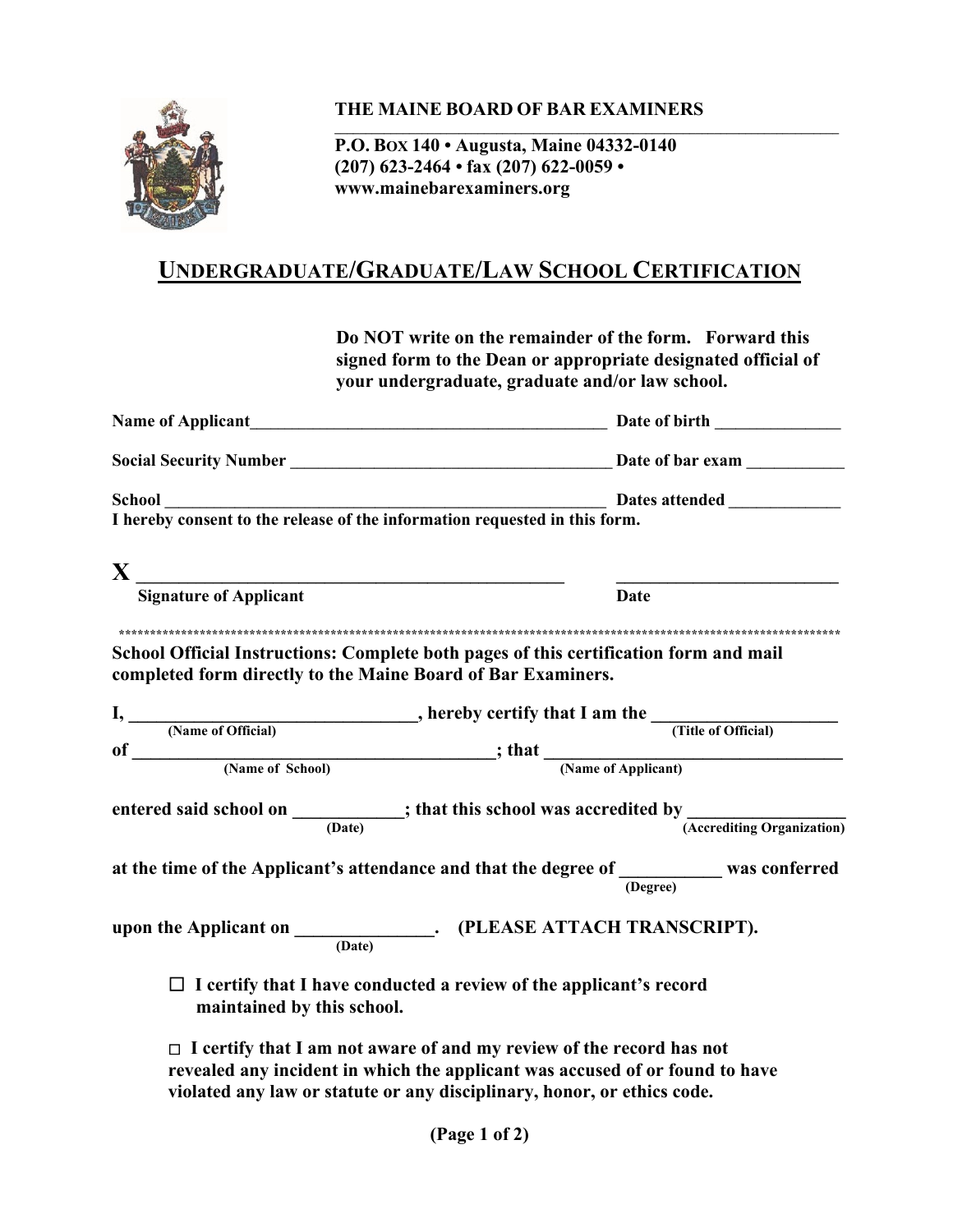**THE MAINE BOARD OF BAR EXAMINERS**

**P.O. BOX 140 • Augusta, Maine 04332-0140**
**(207) 623-2464 • fax (207) 622-0059 •**
**www.mainebarexaminers.org**

# UNDERGRADUATE/GRADUATE/LAW SCHOOL CERTIFICATION

**Do NOT write on the remainder of the form. Forward this signed form to the Dean or appropriate designated official of your undergraduate, graduate and/or law school.**

**Name of Applicant**\_\_\_\_\_\_\_\_\_\_\_\_\_\_\_\_\_\_\_\_\_\_\_\_\_\_\_\_\_\_\_\_\_\_\_\_\_\_\_\_\_\_\_ **Date of birth** \_\_\_\_\_\_\_\_\_\_\_\_\_\_\_

**Social Security Number** \_\_\_\_\_\_\_\_\_\_\_\_\_\_\_\_\_\_\_\_\_\_\_\_\_\_\_\_\_\_\_\_\_\_\_\_\_\_ **Date of bar exam** \_\_\_\_\_\_\_\_\_\_\_

**School** \_\_\_\_\_\_\_\_\_\_\_\_\_\_\_\_\_\_\_\_\_\_\_\_\_\_\_\_\_\_\_\_\_\_\_\_\_\_\_\_\_\_\_\_\_\_\_\_\_\_\_\_\_\_ **Dates attended** \_\_\_\_\_\_\_\_\_\_\_\_\_

**I hereby consent to the release of the information requested in this form.**

**X** \_\_\_\_\_\_\_\_\_\_\_\_\_\_\_\_\_\_\_\_\_\_\_\_\_\_\_\_\_\_\_\_\_\_\_\_\_\_\_\_\_\_\_\_\_\_\_\_ \_\_\_\_\_\_\_\_\_\_\_\_\_\_\_\_\_\_\_\_\_\_\_\_\_\_
**Signature of Applicant** **Date**

\*\*\*\*\*\*\*\*\*\*\*\*\*\*\*\*\*\*\*\*\*\*\*\*\*\*\*\*\*\*\*\*\*\*\*\*\*\*\*\*\*\*\*\*\*\*\*\*\*\*\*\*\*\*\*\*\*\*\*\*\*\*\*\*\*\*\*\*\*\*\*\*\*\*\*\*\*\*\*\*\*\*\*\*\*\*\*\*\*\*\*\*\*\*\*\*\*\*\*\*

**School Official Instructions: Complete both pages of this certification form and mail completed form directly to the Maine Board of Bar Examiners.**

**I,** \_\_\_\_\_\_\_\_\_\_\_\_\_\_\_\_\_\_\_\_\_\_\_\_\_\_\_\_\_\_\_\_ **(Name of Official), hereby certify that I am the** \_\_\_\_\_\_\_\_\_\_\_\_\_\_\_\_\_\_\_\_ **(Title of Official)**

**of** \_\_\_\_\_\_\_\_\_\_\_\_\_\_\_\_\_\_\_\_\_\_\_\_\_\_\_\_\_\_\_\_\_\_\_\_\_\_\_\_\_ **(Name of School); that** \_\_\_\_\_\_\_\_\_\_\_\_\_\_\_\_\_\_\_\_\_\_\_\_\_\_\_\_\_\_\_\_\_ **(Name of Applicant)**

**entered said school on** \_\_\_\_\_\_\_\_\_\_\_\_ **(Date); that this school was accredited by** \_\_\_\_\_\_\_\_\_\_\_\_\_\_\_\_\_ **(Accrediting Organization)**

**at the time of the Applicant's attendance and that the degree of** \_\_\_\_\_\_\_\_\_\_\_ **(Degree) was conferred**

**upon the Applicant on** \_\_\_\_\_\_\_\_\_\_\_\_\_\_\_ **(Date). (PLEASE ATTACH TRANSCRIPT).**

☐ **I certify that I have conducted a review of the applicant's record maintained by this school.**

☐ **I certify that I am not aware of and my review of the record has not revealed any incident in which the applicant was accused of or found to have violated any law or statute or any disciplinary, honor, or ethics code.**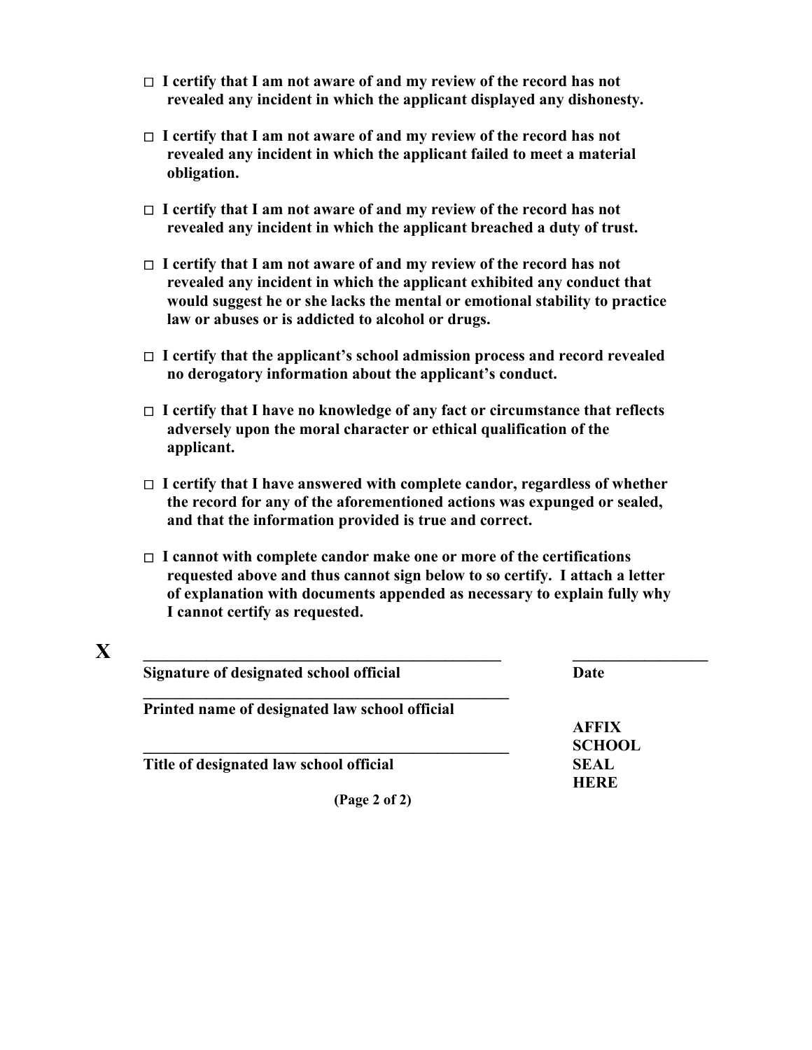- ☐ **I certify that I am not aware of and my review of the record has not revealed any incident in which the applicant displayed any dishonesty.**

- ☐ **I certify that I am not aware of and my review of the record has not revealed any incident in which the applicant failed to meet a material obligation.**

- ☐ **I certify that I am not aware of and my review of the record has not revealed any incident in which the applicant breached a duty of trust.**

- ☐ **I certify that I am not aware of and my review of the record has not revealed any incident in which the applicant exhibited any conduct that would suggest he or she lacks the mental or emotional stability to practice law or abuses or is addicted to alcohol or drugs.**

- ☐ **I certify that the applicant's school admission process and record revealed no derogatory information about the applicant's conduct.**

- ☐ **I certify that I have no knowledge of any fact or circumstance that reflects adversely upon the moral character or ethical qualification of the applicant.**

- ☐ **I certify that I have answered with complete candor, regardless of whether the record for any of the aforementioned actions was expunged or sealed, and that the information provided is true and correct.**

- ☐ **I cannot with complete candor make one or more of the certifications requested above and thus cannot sign below to so certify. I attach a letter of explanation with documents appended as necessary to explain fully why I cannot certify as requested.**

**X** ______________________________________________ ________________

**Signature of designated school official** **Date**

______________________________________________

**Printed name of designated law school official**

______________________________________________

**Title of designated law school official**

**AFFIX SCHOOL SEAL HERE**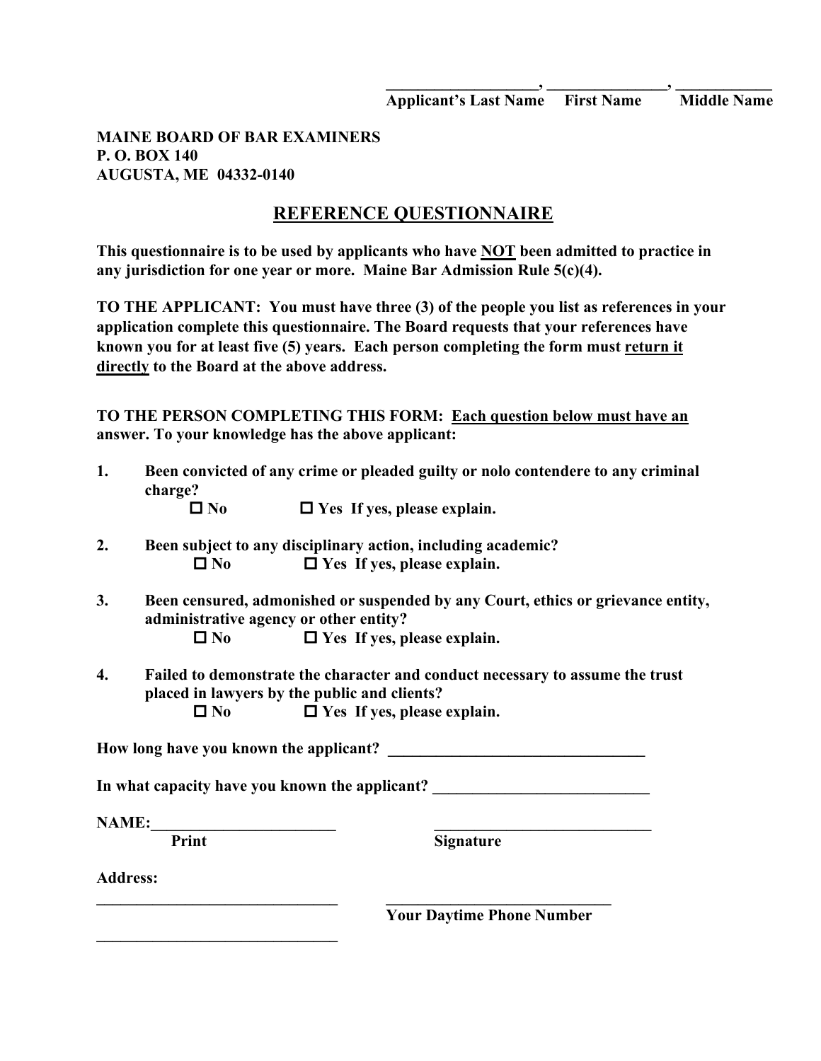____________________, _______________, ____________
**Applicant's Last Name First Name Middle Name**

**MAINE BOARD OF BAR EXAMINERS**
**P. O. BOX 140**
**AUGUSTA, ME 04332-0140**

## REFERENCE QUESTIONNAIRE

**This questionnaire is to be used by applicants who have NOT been admitted to practice in any jurisdiction for one year or more. Maine Bar Admission Rule 5(c)(4).**

**TO THE APPLICANT: You must have three (3) of the people you list as references in your application complete this questionnaire. The Board requests that your references have known you for at least five (5) years. Each person completing the form must return it directly to the Board at the above address.**

**TO THE PERSON COMPLETING THIS FORM: Each question below must have an answer. To your knowledge has the above applicant:**

1. **Been convicted of any crime or pleaded guilty or nolo contendere to any criminal charge?**
   ☐ **No** ☐ **Yes If yes, please explain.**

2. **Been subject to any disciplinary action, including academic?**
   ☐ **No** ☐ **Yes If yes, please explain.**

3. **Been censured, admonished or suspended by any Court, ethics or grievance entity, administrative agency or other entity?**
   ☐ **No** ☐ **Yes If yes, please explain.**

4. **Failed to demonstrate the character and conduct necessary to assume the trust placed in lawyers by the public and clients?**
   ☐ **No** ☐ **Yes If yes, please explain.**

**How long have you known the applicant?** _________________________________

**In what capacity have you known the applicant?** ___________________________

**NAME:**_______________________ ___________________________
**Print** **Signature**

**Address:**

_______________________________ _____________________________
**Your Daytime Phone Number**

_______________________________